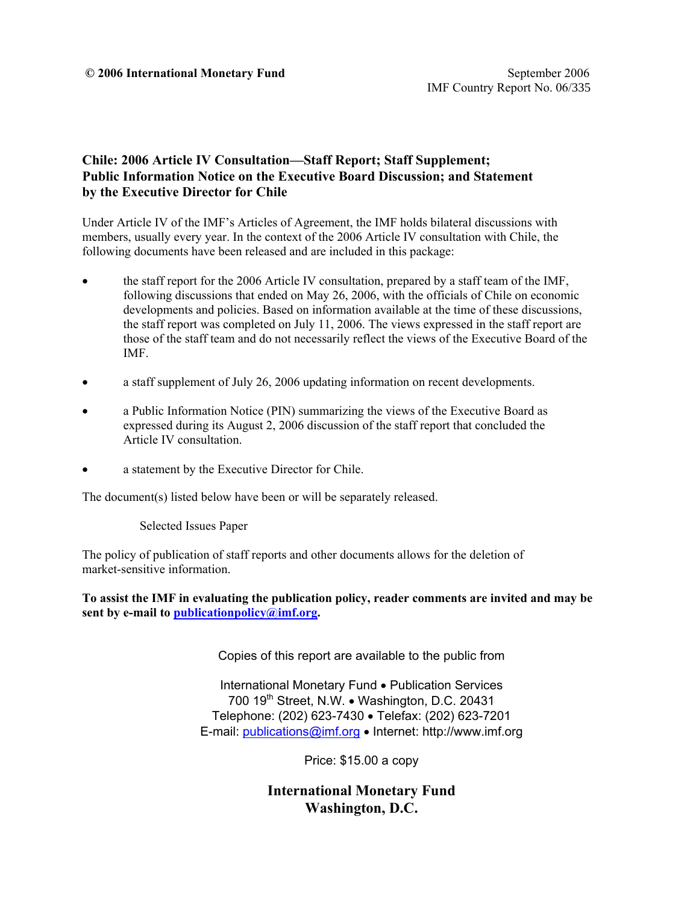**© 2006 International Monetary Fund**

September 2006
IMF Country Report No. 06/335

# Chile: 2006 Article IV Consultation—Staff Report; Staff Supplement; Public Information Notice on the Executive Board Discussion; and Statement by the Executive Director for Chile

Under Article IV of the IMF's Articles of Agreement, the IMF holds bilateral discussions with members, usually every year. In the context of the 2006 Article IV consultation with Chile, the following documents have been released and are included in this package:

- the staff report for the 2006 Article IV consultation, prepared by a staff team of the IMF, following discussions that ended on May 26, 2006, with the officials of Chile on economic developments and policies. Based on information available at the time of these discussions, the staff report was completed on July 11, 2006. The views expressed in the staff report are those of the staff team and do not necessarily reflect the views of the Executive Board of the IMF.
- a staff supplement of July 26, 2006 updating information on recent developments.
- a Public Information Notice (PIN) summarizing the views of the Executive Board as expressed during its August 2, 2006 discussion of the staff report that concluded the Article IV consultation.
- a statement by the Executive Director for Chile.

The document(s) listed below have been or will be separately released.

Selected Issues Paper

The policy of publication of staff reports and other documents allows for the deletion of market-sensitive information.

**To assist the IMF in evaluating the publication policy, reader comments are invited and may be sent by e-mail to publicationpolicy@imf.org.**

Copies of this report are available to the public from

International Monetary Fund • Publication Services
700 19th Street, N.W. • Washington, D.C. 20431
Telephone: (202) 623-7430 • Telefax: (202) 623-7201
E-mail: publications@imf.org • Internet: http://www.imf.org

Price: $15.00 a copy

**International Monetary Fund**
**Washington, D.C.**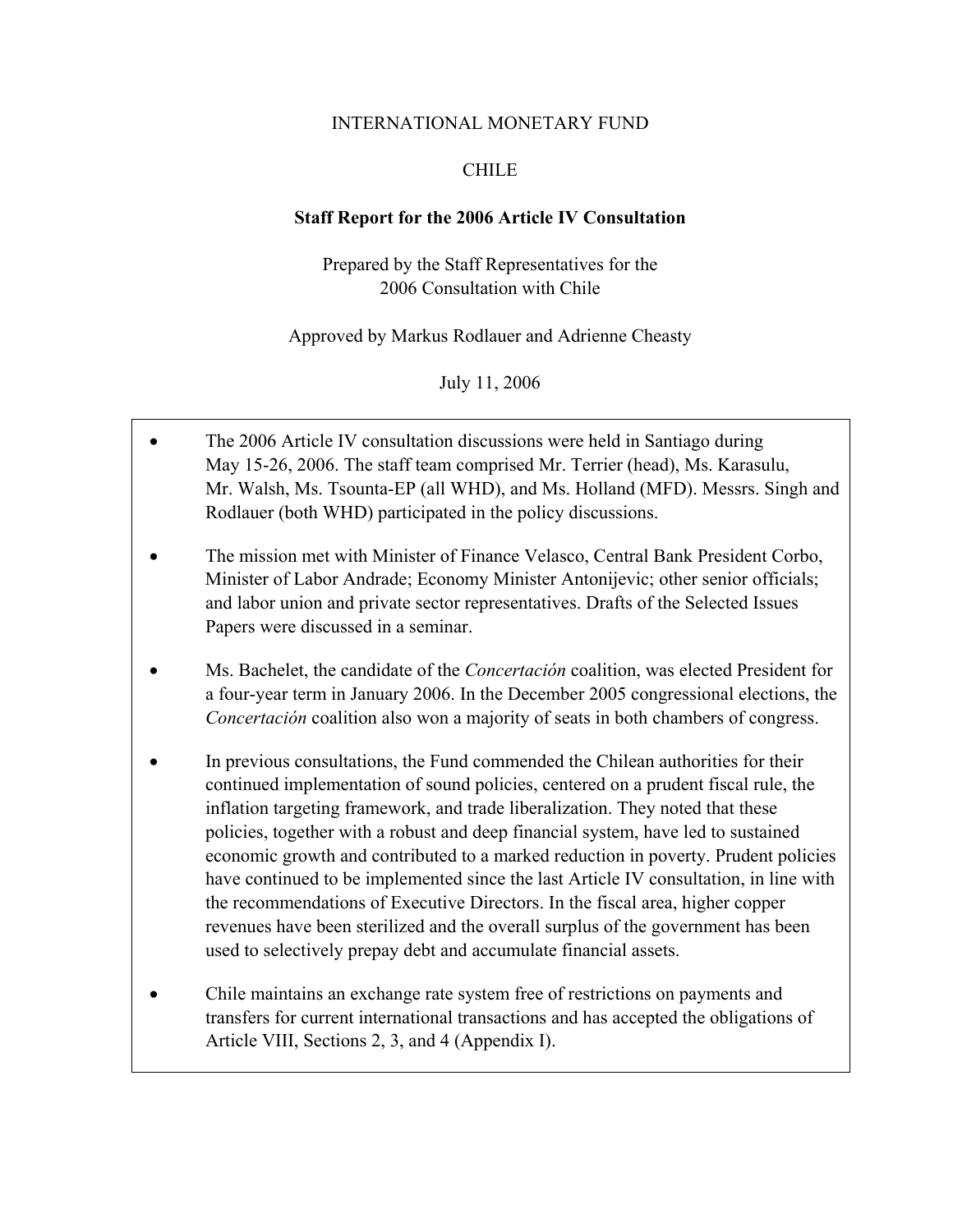INTERNATIONAL MONETARY FUND

CHILE

**Staff Report for the 2006 Article IV Consultation**

Prepared by the Staff Representatives for the 2006 Consultation with Chile

Approved by Markus Rodlauer and Adrienne Cheasty

July 11, 2006

- The 2006 Article IV consultation discussions were held in Santiago during May 15-26, 2006. The staff team comprised Mr. Terrier (head), Ms. Karasulu, Mr. Walsh, Ms. Tsounta-EP (all WHD), and Ms. Holland (MFD). Messrs. Singh and Rodlauer (both WHD) participated in the policy discussions.

- The mission met with Minister of Finance Velasco, Central Bank President Corbo, Minister of Labor Andrade; Economy Minister Antonijevic; other senior officials; and labor union and private sector representatives. Drafts of the Selected Issues Papers were discussed in a seminar.

- Ms. Bachelet, the candidate of the *Concertación* coalition, was elected President for a four-year term in January 2006. In the December 2005 congressional elections, the *Concertación* coalition also won a majority of seats in both chambers of congress.

- In previous consultations, the Fund commended the Chilean authorities for their continued implementation of sound policies, centered on a prudent fiscal rule, the inflation targeting framework, and trade liberalization. They noted that these policies, together with a robust and deep financial system, have led to sustained economic growth and contributed to a marked reduction in poverty. Prudent policies have continued to be implemented since the last Article IV consultation, in line with the recommendations of Executive Directors. In the fiscal area, higher copper revenues have been sterilized and the overall surplus of the government has been used to selectively prepay debt and accumulate financial assets.

- Chile maintains an exchange rate system free of restrictions on payments and transfers for current international transactions and has accepted the obligations of Article VIII, Sections 2, 3, and 4 (Appendix I).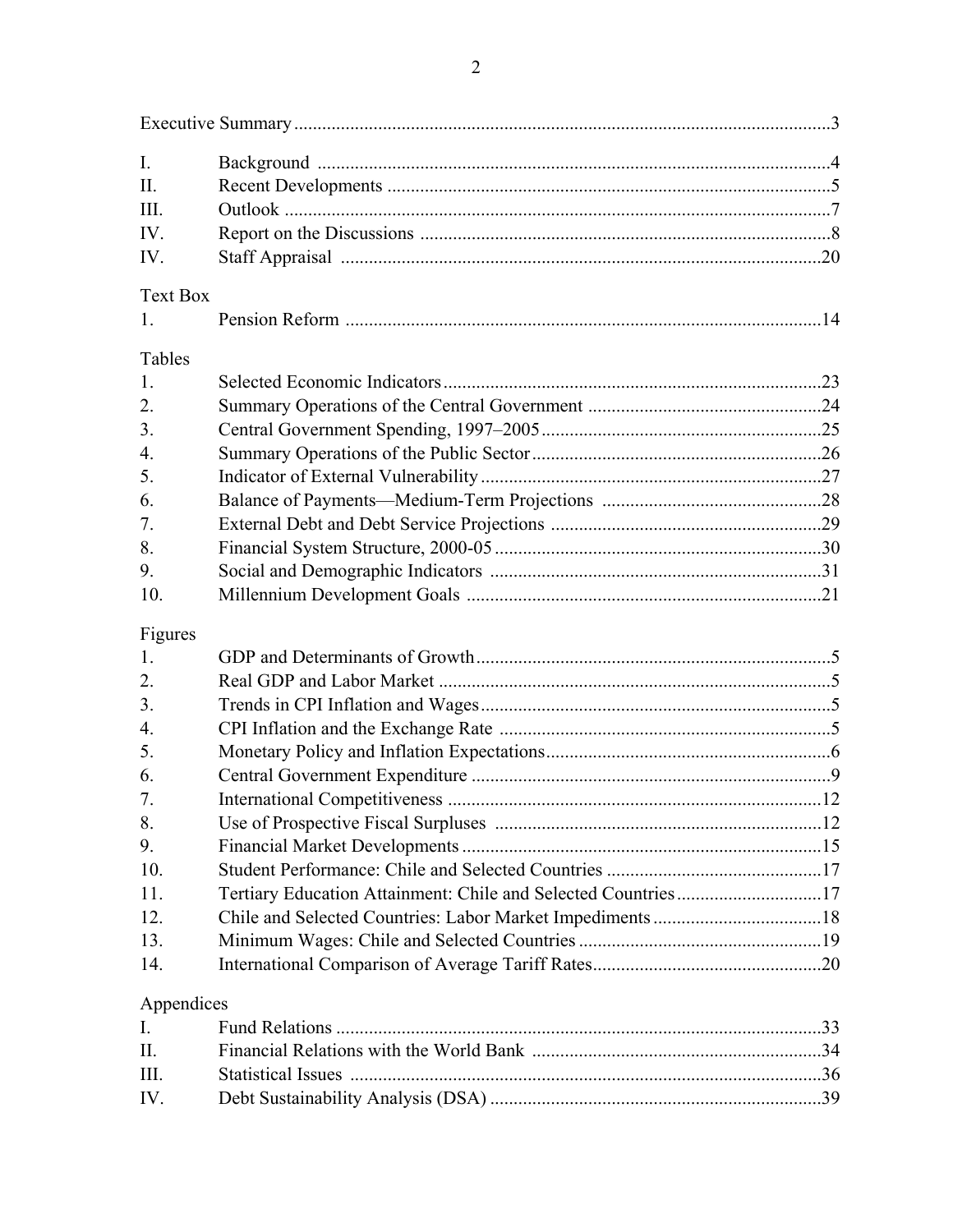| | | |
|---|---|---|
| Executive Summary | | 3 |
| I. | Background | 4 |
| II. | Recent Developments | 5 |
| III. | Outlook | 7 |
| IV. | Report on the Discussions | 8 |
| IV. | Staff Appraisal | 20 |

**Text Box**

| | | |
|---|---|---|
| 1. | Pension Reform | 14 |

**Tables**

| | | |
|---|---|---|
| 1. | Selected Economic Indicators | 23 |
| 2. | Summary Operations of the Central Government | 24 |
| 3. | Central Government Spending, 1997–2005 | 25 |
| 4. | Summary Operations of the Public Sector | 26 |
| 5. | Indicator of External Vulnerability | 27 |
| 6. | Balance of Payments—Medium-Term Projections | 28 |
| 7. | External Debt and Debt Service Projections | 29 |
| 8. | Financial System Structure, 2000-05 | 30 |
| 9. | Social and Demographic Indicators | 31 |
| 10. | Millennium Development Goals | 21 |

**Figures**

| | | |
|---|---|---|
| 1. | GDP and Determinants of Growth | 5 |
| 2. | Real GDP and Labor Market | 5 |
| 3. | Trends in CPI Inflation and Wages | 5 |
| 4. | CPI Inflation and the Exchange Rate | 5 |
| 5. | Monetary Policy and Inflation Expectations | 6 |
| 6. | Central Government Expenditure | 9 |
| 7. | International Competitiveness | 12 |
| 8. | Use of Prospective Fiscal Surpluses | 12 |
| 9. | Financial Market Developments | 15 |
| 10. | Student Performance: Chile and Selected Countries | 17 |
| 11. | Tertiary Education Attainment: Chile and Selected Countries | 17 |
| 12. | Chile and Selected Countries: Labor Market Impediments | 18 |
| 13. | Minimum Wages: Chile and Selected Countries | 19 |
| 14. | International Comparison of Average Tariff Rates | 20 |

**Appendices**

| | | |
|---|---|---|
| I. | Fund Relations | 33 |
| II. | Financial Relations with the World Bank | 34 |
| III. | Statistical Issues | 36 |
| IV. | Debt Sustainability Analysis (DSA) | 39 |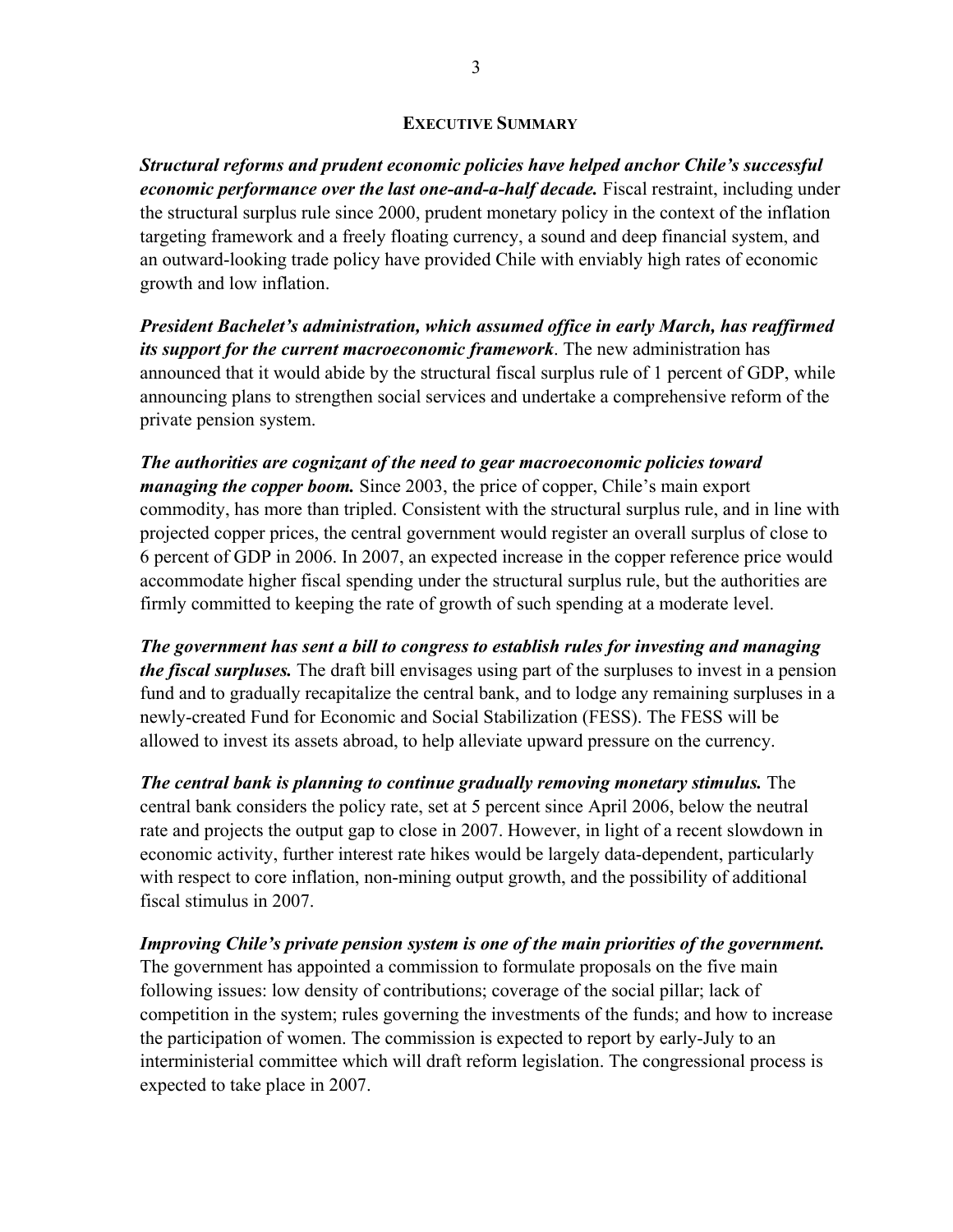## Executive Summary

***Structural reforms and prudent economic policies have helped anchor Chile's successful economic performance over the last one-and-a-half decade.*** Fiscal restraint, including under the structural surplus rule since 2000, prudent monetary policy in the context of the inflation targeting framework and a freely floating currency, a sound and deep financial system, and an outward-looking trade policy have provided Chile with enviably high rates of economic growth and low inflation.

***President Bachelet's administration, which assumed office in early March, has reaffirmed its support for the current macroeconomic framework***. The new administration has announced that it would abide by the structural fiscal surplus rule of 1 percent of GDP, while announcing plans to strengthen social services and undertake a comprehensive reform of the private pension system.

***The authorities are cognizant of the need to gear macroeconomic policies toward managing the copper boom.*** Since 2003, the price of copper, Chile's main export commodity, has more than tripled. Consistent with the structural surplus rule, and in line with projected copper prices, the central government would register an overall surplus of close to 6 percent of GDP in 2006. In 2007, an expected increase in the copper reference price would accommodate higher fiscal spending under the structural surplus rule, but the authorities are firmly committed to keeping the rate of growth of such spending at a moderate level.

***The government has sent a bill to congress to establish rules for investing and managing the fiscal surpluses.*** The draft bill envisages using part of the surpluses to invest in a pension fund and to gradually recapitalize the central bank, and to lodge any remaining surpluses in a newly-created Fund for Economic and Social Stabilization (FESS). The FESS will be allowed to invest its assets abroad, to help alleviate upward pressure on the currency.

***The central bank is planning to continue gradually removing monetary stimulus.*** The central bank considers the policy rate, set at 5 percent since April 2006, below the neutral rate and projects the output gap to close in 2007. However, in light of a recent slowdown in economic activity, further interest rate hikes would be largely data-dependent, particularly with respect to core inflation, non-mining output growth, and the possibility of additional fiscal stimulus in 2007.

***Improving Chile's private pension system is one of the main priorities of the government.*** The government has appointed a commission to formulate proposals on the five main following issues: low density of contributions; coverage of the social pillar; lack of competition in the system; rules governing the investments of the funds; and how to increase the participation of women. The commission is expected to report by early-July to an interministerial committee which will draft reform legislation. The congressional process is expected to take place in 2007.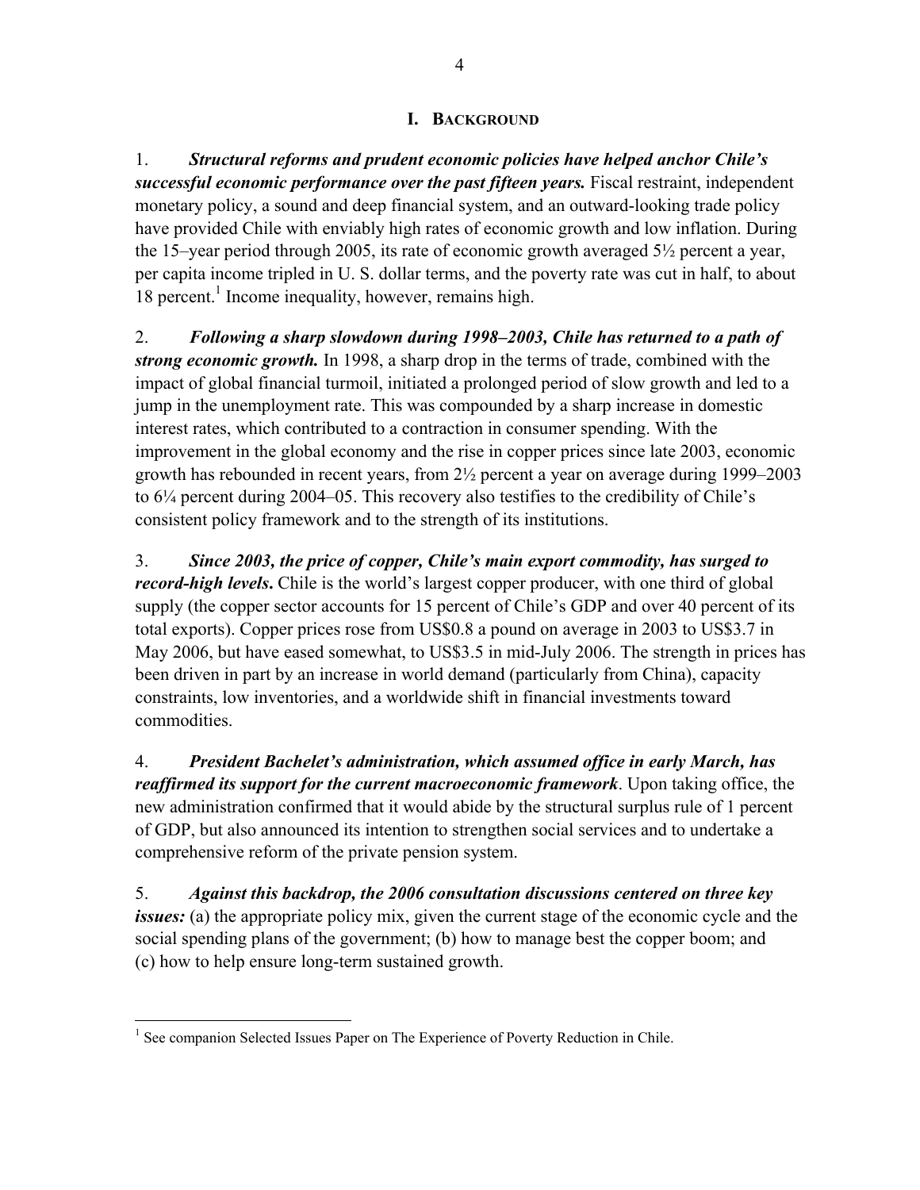## I. Background

1. ***Structural reforms and prudent economic policies have helped anchor Chile's successful economic performance over the past fifteen years.*** Fiscal restraint, independent monetary policy, a sound and deep financial system, and an outward-looking trade policy have provided Chile with enviably high rates of economic growth and low inflation. During the 15–year period through 2005, its rate of economic growth averaged 5½ percent a year, per capita income tripled in U. S. dollar terms, and the poverty rate was cut in half, to about 18 percent.[1] Income inequality, however, remains high.

2. ***Following a sharp slowdown during 1998–2003, Chile has returned to a path of strong economic growth.*** In 1998, a sharp drop in the terms of trade, combined with the impact of global financial turmoil, initiated a prolonged period of slow growth and led to a jump in the unemployment rate. This was compounded by a sharp increase in domestic interest rates, which contributed to a contraction in consumer spending. With the improvement in the global economy and the rise in copper prices since late 2003, economic growth has rebounded in recent years, from 2½ percent a year on average during 1999–2003 to 6¼ percent during 2004–05. This recovery also testifies to the credibility of Chile's consistent policy framework and to the strength of its institutions.

3. ***Since 2003, the price of copper, Chile's main export commodity, has surged to record-high levels.*** Chile is the world's largest copper producer, with one third of global supply (the copper sector accounts for 15 percent of Chile's GDP and over 40 percent of its total exports). Copper prices rose from US$0.8 a pound on average in 2003 to US$3.7 in May 2006, but have eased somewhat, to US$3.5 in mid-July 2006. The strength in prices has been driven in part by an increase in world demand (particularly from China), capacity constraints, low inventories, and a worldwide shift in financial investments toward commodities.

4. ***President Bachelet's administration, which assumed office in early March, has reaffirmed its support for the current macroeconomic framework***. Upon taking office, the new administration confirmed that it would abide by the structural surplus rule of 1 percent of GDP, but also announced its intention to strengthen social services and to undertake a comprehensive reform of the private pension system.

5. ***Against this backdrop, the 2006 consultation discussions centered on three key issues:*** (a) the appropriate policy mix, given the current stage of the economic cycle and the social spending plans of the government; (b) how to manage best the copper boom; and (c) how to help ensure long-term sustained growth.

---

[1] See companion Selected Issues Paper on The Experience of Poverty Reduction in Chile.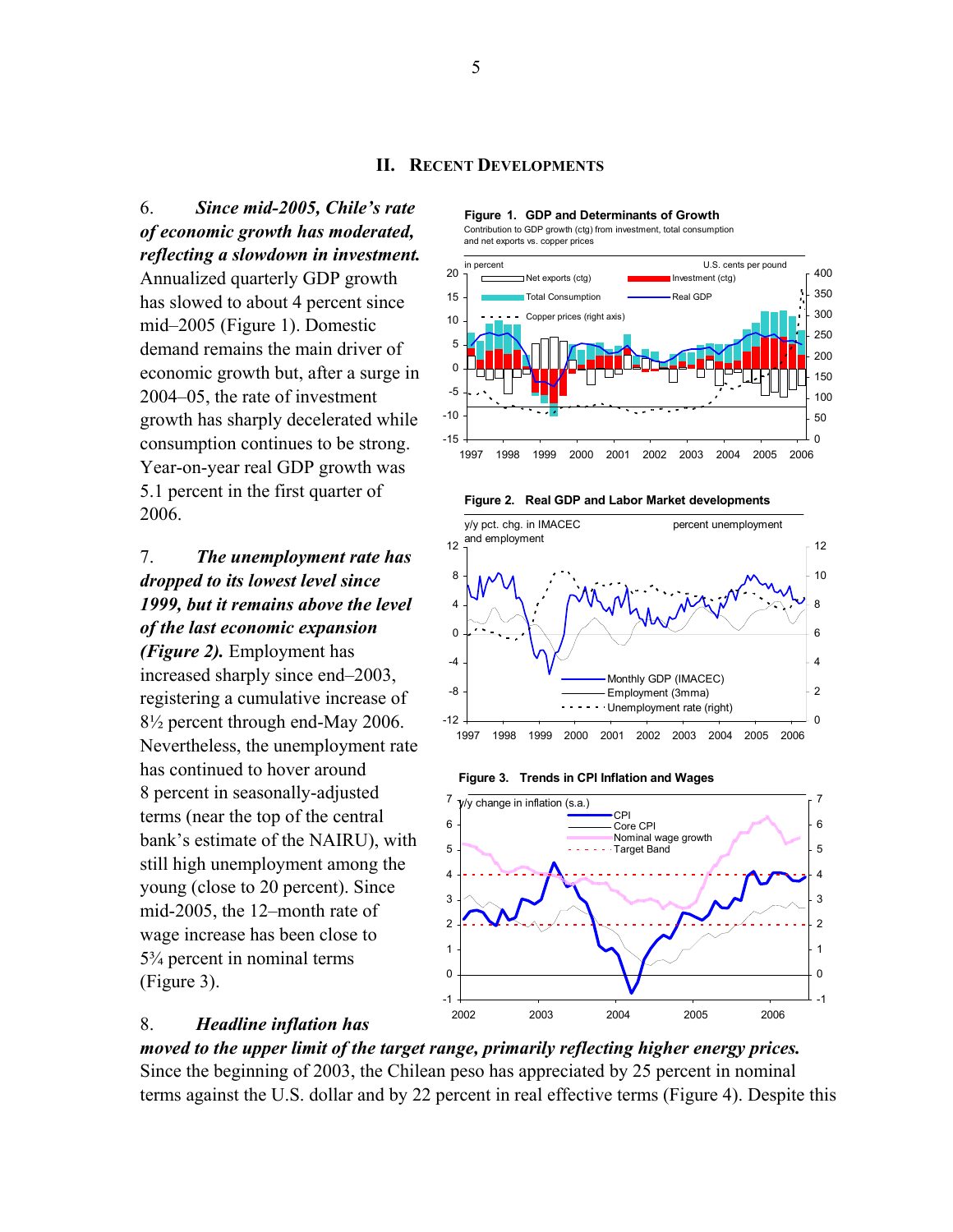## II. Recent Developments

6. ***Since mid-2005, Chile's rate of economic growth has moderated, reflecting a slowdown in investment.*** Annualized quarterly GDP growth has slowed to about 4 percent since mid–2005 (Figure 1). Domestic demand remains the main driver of economic growth but, after a surge in 2004–05, the rate of investment growth has sharply decelerated while consumption continues to be strong. Year-on-year real GDP growth was 5.1 percent in the first quarter of 2006.

**Figure 1. GDP and Determinants of Growth**
Contribution to GDP growth (ctg) from investment, total consumption and net exports vs. copper prices

**Figure 2. Real GDP and Labor Market developments**

7. ***The unemployment rate has dropped to its lowest level since 1999, but it remains above the level of the last economic expansion (Figure 2).*** Employment has increased sharply since end–2003, registering a cumulative increase of 8½ percent through end-May 2006. Nevertheless, the unemployment rate has continued to hover around 8 percent in seasonally-adjusted terms (near the top of the central bank's estimate of the NAIRU), with still high unemployment among the young (close to 20 percent). Since mid-2005, the 12–month rate of wage increase has been close to 5¾ percent in nominal terms (Figure 3).

**Figure 3. Trends in CPI Inflation and Wages**

8. ***Headline inflation has moved to the upper limit of the target range, primarily reflecting higher energy prices.*** Since the beginning of 2003, the Chilean peso has appreciated by 25 percent in nominal terms against the U.S. dollar and by 22 percent in real effective terms (Figure 4). Despite this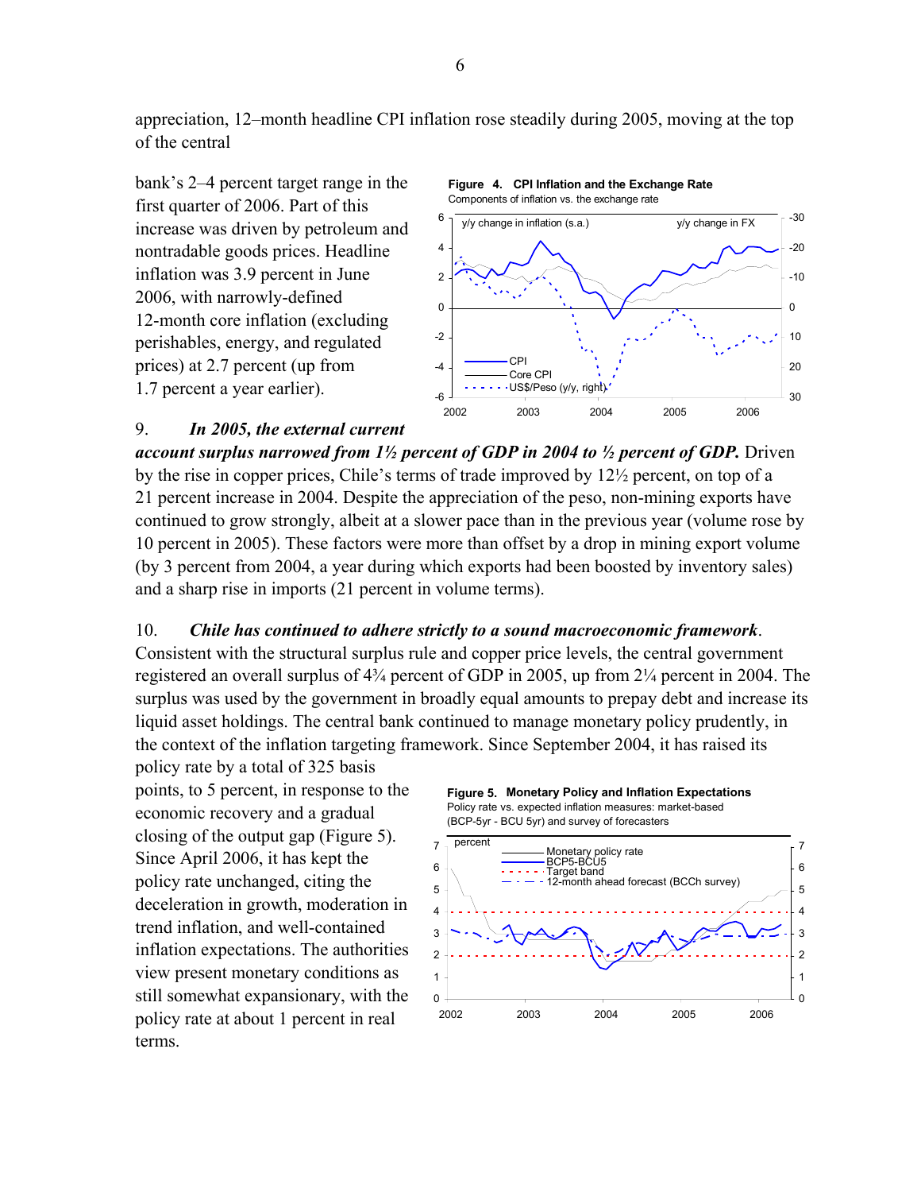appreciation, 12–month headline CPI inflation rose steadily during 2005, moving at the top of the central bank's 2–4 percent target range in the first quarter of 2006. Part of this increase was driven by petroleum and nontradable goods prices. Headline inflation was 3.9 percent in June 2006, with narrowly-defined 12-month core inflation (excluding perishables, energy, and regulated prices) at 2.7 percent (up from 1.7 percent a year earlier).

**Figure 4. CPI Inflation and the Exchange Rate**
Components of inflation vs. the exchange rate

9. ***In 2005, the external current account surplus narrowed from 1½ percent of GDP in 2004 to ½ percent of GDP.*** Driven by the rise in copper prices, Chile's terms of trade improved by 12½ percent, on top of a 21 percent increase in 2004. Despite the appreciation of the peso, non-mining exports have continued to grow strongly, albeit at a slower pace than in the previous year (volume rose by 10 percent in 2005). These factors were more than offset by a drop in mining export volume (by 3 percent from 2004, a year during which exports had been boosted by inventory sales) and a sharp rise in imports (21 percent in volume terms).

10. ***Chile has continued to adhere strictly to a sound macroeconomic framework***. Consistent with the structural surplus rule and copper price levels, the central government registered an overall surplus of 4¾ percent of GDP in 2005, up from 2¼ percent in 2004. The surplus was used by the government in broadly equal amounts to prepay debt and increase its liquid asset holdings. The central bank continued to manage monetary policy prudently, in the context of the inflation targeting framework. Since September 2004, it has raised its policy rate by a total of 325 basis points, to 5 percent, in response to the economic recovery and a gradual closing of the output gap (Figure 5). Since April 2006, it has kept the policy rate unchanged, citing the deceleration in growth, moderation in trend inflation, and well-contained inflation expectations. The authorities view present monetary conditions as still somewhat expansionary, with the policy rate at about 1 percent in real terms.

**Figure 5. Monetary Policy and Inflation Expectations**
Policy rate vs. expected inflation measures: market-based (BCP-5yr - BCU 5yr) and survey of forecasters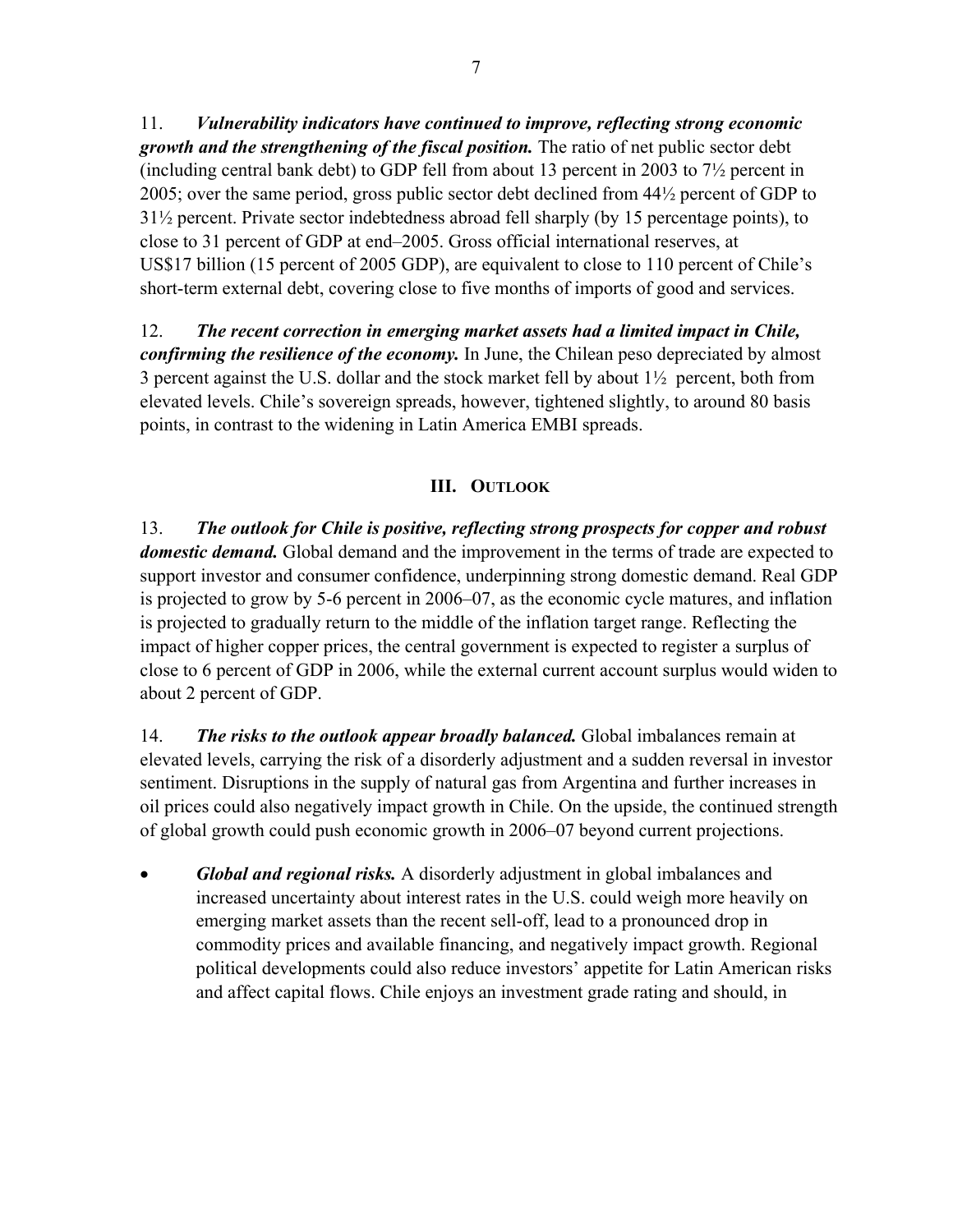11. ***Vulnerability indicators have continued to improve, reflecting strong economic growth and the strengthening of the fiscal position.*** The ratio of net public sector debt (including central bank debt) to GDP fell from about 13 percent in 2003 to 7½ percent in 2005; over the same period, gross public sector debt declined from 44½ percent of GDP to 31½ percent. Private sector indebtedness abroad fell sharply (by 15 percentage points), to close to 31 percent of GDP at end–2005. Gross official international reserves, at US$17 billion (15 percent of 2005 GDP), are equivalent to close to 110 percent of Chile's short-term external debt, covering close to five months of imports of good and services.

12. ***The recent correction in emerging market assets had a limited impact in Chile, confirming the resilience of the economy.*** In June, the Chilean peso depreciated by almost 3 percent against the U.S. dollar and the stock market fell by about 1½ percent, both from elevated levels. Chile's sovereign spreads, however, tightened slightly, to around 80 basis points, in contrast to the widening in Latin America EMBI spreads.

## III. Outlook

13. ***The outlook for Chile is positive, reflecting strong prospects for copper and robust domestic demand.*** Global demand and the improvement in the terms of trade are expected to support investor and consumer confidence, underpinning strong domestic demand. Real GDP is projected to grow by 5-6 percent in 2006–07, as the economic cycle matures, and inflation is projected to gradually return to the middle of the inflation target range. Reflecting the impact of higher copper prices, the central government is expected to register a surplus of close to 6 percent of GDP in 2006, while the external current account surplus would widen to about 2 percent of GDP.

14. ***The risks to the outlook appear broadly balanced.*** Global imbalances remain at elevated levels, carrying the risk of a disorderly adjustment and a sudden reversal in investor sentiment. Disruptions in the supply of natural gas from Argentina and further increases in oil prices could also negatively impact growth in Chile. On the upside, the continued strength of global growth could push economic growth in 2006–07 beyond current projections.

- ***Global and regional risks.*** A disorderly adjustment in global imbalances and increased uncertainty about interest rates in the U.S. could weigh more heavily on emerging market assets than the recent sell-off, lead to a pronounced drop in commodity prices and available financing, and negatively impact growth. Regional political developments could also reduce investors' appetite for Latin American risks and affect capital flows. Chile enjoys an investment grade rating and should, in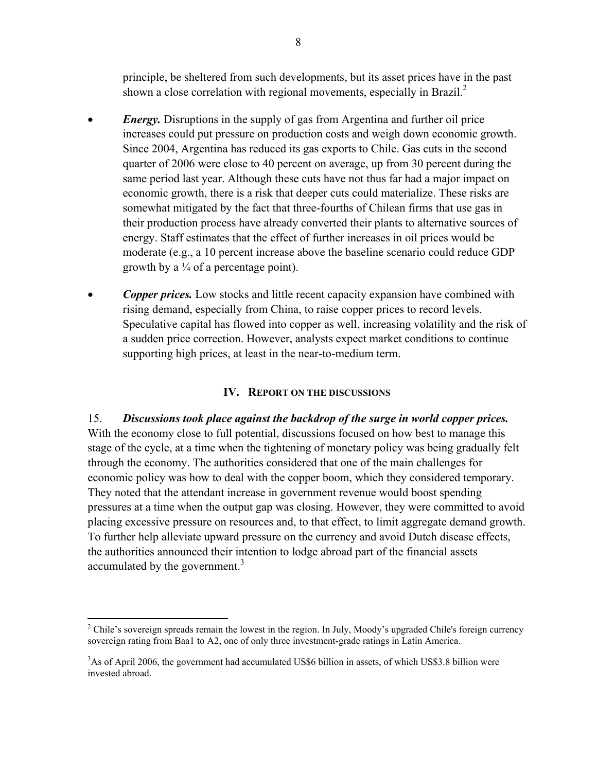principle, be sheltered from such developments, but its asset prices have in the past shown a close correlation with regional movements, especially in Brazil.[2]

- ***Energy.*** Disruptions in the supply of gas from Argentina and further oil price increases could put pressure on production costs and weigh down economic growth. Since 2004, Argentina has reduced its gas exports to Chile. Gas cuts in the second quarter of 2006 were close to 40 percent on average, up from 30 percent during the same period last year. Although these cuts have not thus far had a major impact on economic growth, there is a risk that deeper cuts could materialize. These risks are somewhat mitigated by the fact that three-fourths of Chilean firms that use gas in their production process have already converted their plants to alternative sources of energy. Staff estimates that the effect of further increases in oil prices would be moderate (e.g., a 10 percent increase above the baseline scenario could reduce GDP growth by a ¼ of a percentage point).

- ***Copper prices.*** Low stocks and little recent capacity expansion have combined with rising demand, especially from China, to raise copper prices to record levels. Speculative capital has flowed into copper as well, increasing volatility and the risk of a sudden price correction. However, analysts expect market conditions to continue supporting high prices, at least in the near-to-medium term.

## IV. Report on the Discussions

15. ***Discussions took place against the backdrop of the surge in world copper prices.*** With the economy close to full potential, discussions focused on how best to manage this stage of the cycle, at a time when the tightening of monetary policy was being gradually felt through the economy. The authorities considered that one of the main challenges for economic policy was how to deal with the copper boom, which they considered temporary. They noted that the attendant increase in government revenue would boost spending pressures at a time when the output gap was closing. However, they were committed to avoid placing excessive pressure on resources and, to that effect, to limit aggregate demand growth. To further help alleviate upward pressure on the currency and avoid Dutch disease effects, the authorities announced their intention to lodge abroad part of the financial assets accumulated by the government.[3]

---

[2] Chile's sovereign spreads remain the lowest in the region. In July, Moody's upgraded Chile's foreign currency sovereign rating from Baa1 to A2, one of only three investment-grade ratings in Latin America.

[3] As of April 2006, the government had accumulated US$6 billion in assets, of which US$3.8 billion were invested abroad.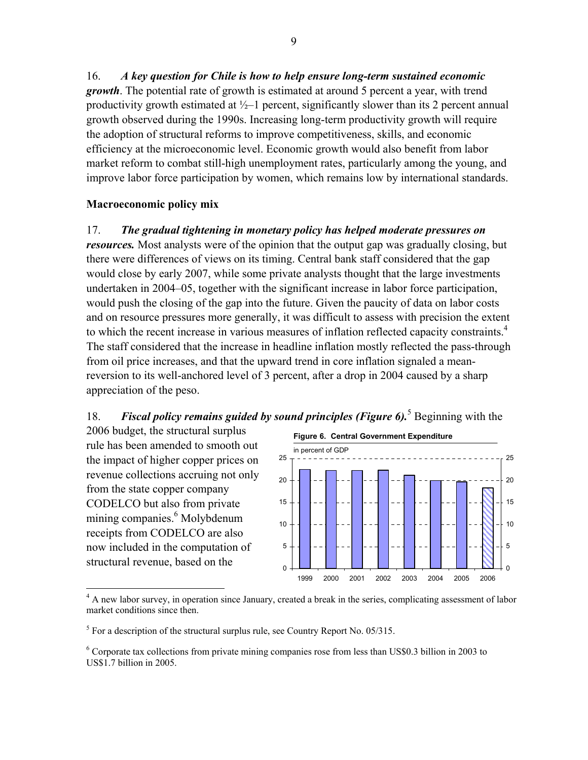16. ***A key question for Chile is how to help ensure long-term sustained economic growth***. The potential rate of growth is estimated at around 5 percent a year, with trend productivity growth estimated at ½–1 percent, significantly slower than its 2 percent annual growth observed during the 1990s. Increasing long-term productivity growth will require the adoption of structural reforms to improve competitiveness, skills, and economic efficiency at the microeconomic level. Economic growth would also benefit from labor market reform to combat still-high unemployment rates, particularly among the young, and improve labor force participation by women, which remains low by international standards.

**Macroeconomic policy mix**

17. ***The gradual tightening in monetary policy has helped moderate pressures on resources.*** Most analysts were of the opinion that the output gap was gradually closing, but there were differences of views on its timing. Central bank staff considered that the gap would close by early 2007, while some private analysts thought that the large investments undertaken in 2004–05, together with the significant increase in labor force participation, would push the closing of the gap into the future. Given the paucity of data on labor costs and on resource pressures more generally, it was difficult to assess with precision the extent to which the recent increase in various measures of inflation reflected capacity constraints.[4] The staff considered that the increase in headline inflation mostly reflected the pass-through from oil price increases, and that the upward trend in core inflation signaled a mean-reversion to its well-anchored level of 3 percent, after a drop in 2004 caused by a sharp appreciation of the peso.

18. ***Fiscal policy remains guided by sound principles (Figure 6).***[5] Beginning with the 2006 budget, the structural surplus rule has been amended to smooth out the impact of higher copper prices on revenue collections accruing not only from the state copper company CODELCO but also from private mining companies.[6] Molybdenum receipts from CODELCO are also now included in the computation of structural revenue, based on the

**Figure 6. Central Government Expenditure**

in percent of GDP

| Year | 1999 | 2000 | 2001 | 2002 | 2003 | 2004 | 2005 | 2006 |
|---|---|---|---|---|---|---|---|---|
| Percent of GDP (approx.) | 22.5 | 22.2 | 22.2 | 22.3 | 21.2 | 20.0 | 19.7 | 18.3 |

---

[4] A new labor survey, in operation since January, created a break in the series, complicating assessment of labor market conditions since then.

[5] For a description of the structural surplus rule, see Country Report No. 05/315.

[6] Corporate tax collections from private mining companies rose from less than US$0.3 billion in 2003 to US$1.7 billion in 2005.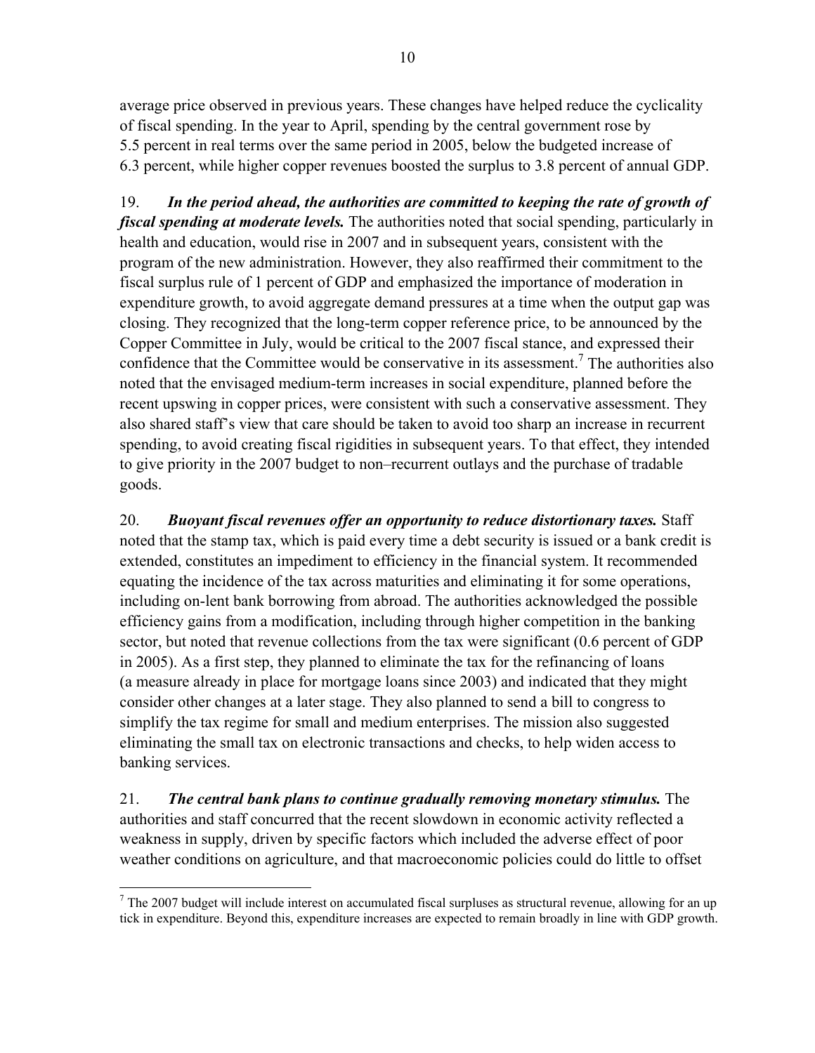average price observed in previous years. These changes have helped reduce the cyclicality of fiscal spending. In the year to April, spending by the central government rose by 5.5 percent in real terms over the same period in 2005, below the budgeted increase of 6.3 percent, while higher copper revenues boosted the surplus to 3.8 percent of annual GDP.

19. ***In the period ahead, the authorities are committed to keeping the rate of growth of fiscal spending at moderate levels.*** The authorities noted that social spending, particularly in health and education, would rise in 2007 and in subsequent years, consistent with the program of the new administration. However, they also reaffirmed their commitment to the fiscal surplus rule of 1 percent of GDP and emphasized the importance of moderation in expenditure growth, to avoid aggregate demand pressures at a time when the output gap was closing. They recognized that the long-term copper reference price, to be announced by the Copper Committee in July, would be critical to the 2007 fiscal stance, and expressed their confidence that the Committee would be conservative in its assessment.[7] The authorities also noted that the envisaged medium-term increases in social expenditure, planned before the recent upswing in copper prices, were consistent with such a conservative assessment. They also shared staff's view that care should be taken to avoid too sharp an increase in recurrent spending, to avoid creating fiscal rigidities in subsequent years. To that effect, they intended to give priority in the 2007 budget to non–recurrent outlays and the purchase of tradable goods.

20. ***Buoyant fiscal revenues offer an opportunity to reduce distortionary taxes.*** Staff noted that the stamp tax, which is paid every time a debt security is issued or a bank credit is extended, constitutes an impediment to efficiency in the financial system. It recommended equating the incidence of the tax across maturities and eliminating it for some operations, including on-lent bank borrowing from abroad. The authorities acknowledged the possible efficiency gains from a modification, including through higher competition in the banking sector, but noted that revenue collections from the tax were significant (0.6 percent of GDP in 2005). As a first step, they planned to eliminate the tax for the refinancing of loans (a measure already in place for mortgage loans since 2003) and indicated that they might consider other changes at a later stage. They also planned to send a bill to congress to simplify the tax regime for small and medium enterprises. The mission also suggested eliminating the small tax on electronic transactions and checks, to help widen access to banking services.

21. ***The central bank plans to continue gradually removing monetary stimulus.*** The authorities and staff concurred that the recent slowdown in economic activity reflected a weakness in supply, driven by specific factors which included the adverse effect of poor weather conditions on agriculture, and that macroeconomic policies could do little to offset

---

[7] The 2007 budget will include interest on accumulated fiscal surpluses as structural revenue, allowing for an up tick in expenditure. Beyond this, expenditure increases are expected to remain broadly in line with GDP growth.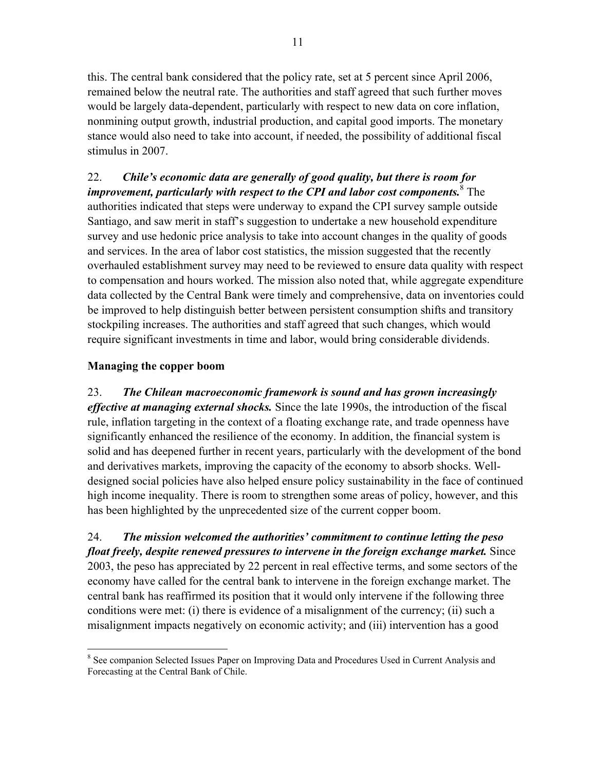this. The central bank considered that the policy rate, set at 5 percent since April 2006, remained below the neutral rate. The authorities and staff agreed that such further moves would be largely data-dependent, particularly with respect to new data on core inflation, nonmining output growth, industrial production, and capital good imports. The monetary stance would also need to take into account, if needed, the possibility of additional fiscal stimulus in 2007.

22. ***Chile's economic data are generally of good quality, but there is room for improvement, particularly with respect to the CPI and labor cost components.***[8] The authorities indicated that steps were underway to expand the CPI survey sample outside Santiago, and saw merit in staff's suggestion to undertake a new household expenditure survey and use hedonic price analysis to take into account changes in the quality of goods and services. In the area of labor cost statistics, the mission suggested that the recently overhauled establishment survey may need to be reviewed to ensure data quality with respect to compensation and hours worked. The mission also noted that, while aggregate expenditure data collected by the Central Bank were timely and comprehensive, data on inventories could be improved to help distinguish better between persistent consumption shifts and transitory stockpiling increases. The authorities and staff agreed that such changes, which would require significant investments in time and labor, would bring considerable dividends.

**Managing the copper boom**

23. ***The Chilean macroeconomic framework is sound and has grown increasingly effective at managing external shocks.*** Since the late 1990s, the introduction of the fiscal rule, inflation targeting in the context of a floating exchange rate, and trade openness have significantly enhanced the resilience of the economy. In addition, the financial system is solid and has deepened further in recent years, particularly with the development of the bond and derivatives markets, improving the capacity of the economy to absorb shocks. Well-designed social policies have also helped ensure policy sustainability in the face of continued high income inequality. There is room to strengthen some areas of policy, however, and this has been highlighted by the unprecedented size of the current copper boom.

24. ***The mission welcomed the authorities' commitment to continue letting the peso float freely, despite renewed pressures to intervene in the foreign exchange market.*** Since 2003, the peso has appreciated by 22 percent in real effective terms, and some sectors of the economy have called for the central bank to intervene in the foreign exchange market. The central bank has reaffirmed its position that it would only intervene if the following three conditions were met: (i) there is evidence of a misalignment of the currency; (ii) such a misalignment impacts negatively on economic activity; and (iii) intervention has a good

---

[8] See companion Selected Issues Paper on Improving Data and Procedures Used in Current Analysis and Forecasting at the Central Bank of Chile.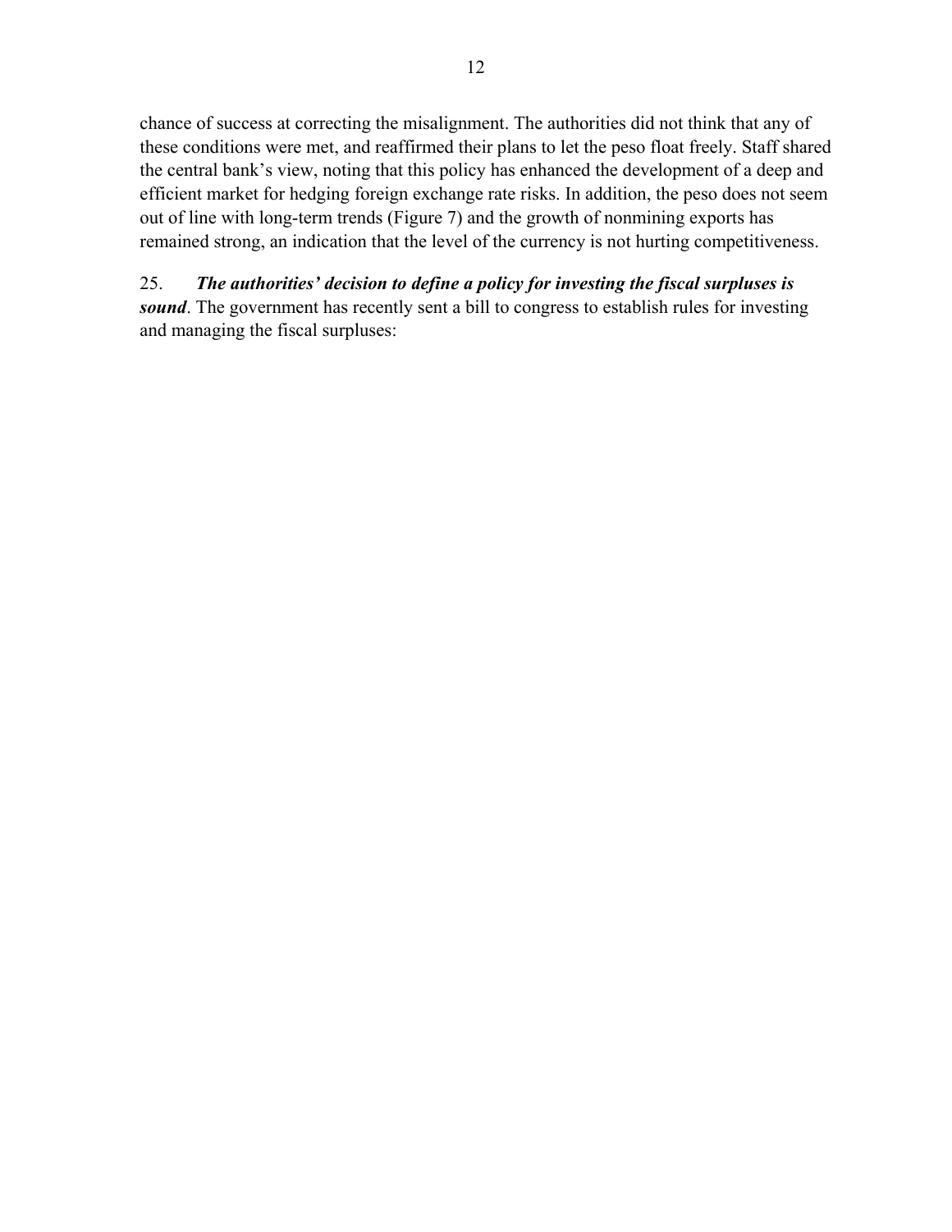chance of success at correcting the misalignment. The authorities did not think that any of these conditions were met, and reaffirmed their plans to let the peso float freely. Staff shared the central bank's view, noting that this policy has enhanced the development of a deep and efficient market for hedging foreign exchange rate risks. In addition, the peso does not seem out of line with long-term trends (Figure 7) and the growth of nonmining exports has remained strong, an indication that the level of the currency is not hurting competitiveness.

25. ***The authorities' decision to define a policy for investing the fiscal surpluses is sound***. The government has recently sent a bill to congress to establish rules for investing and managing the fiscal surpluses: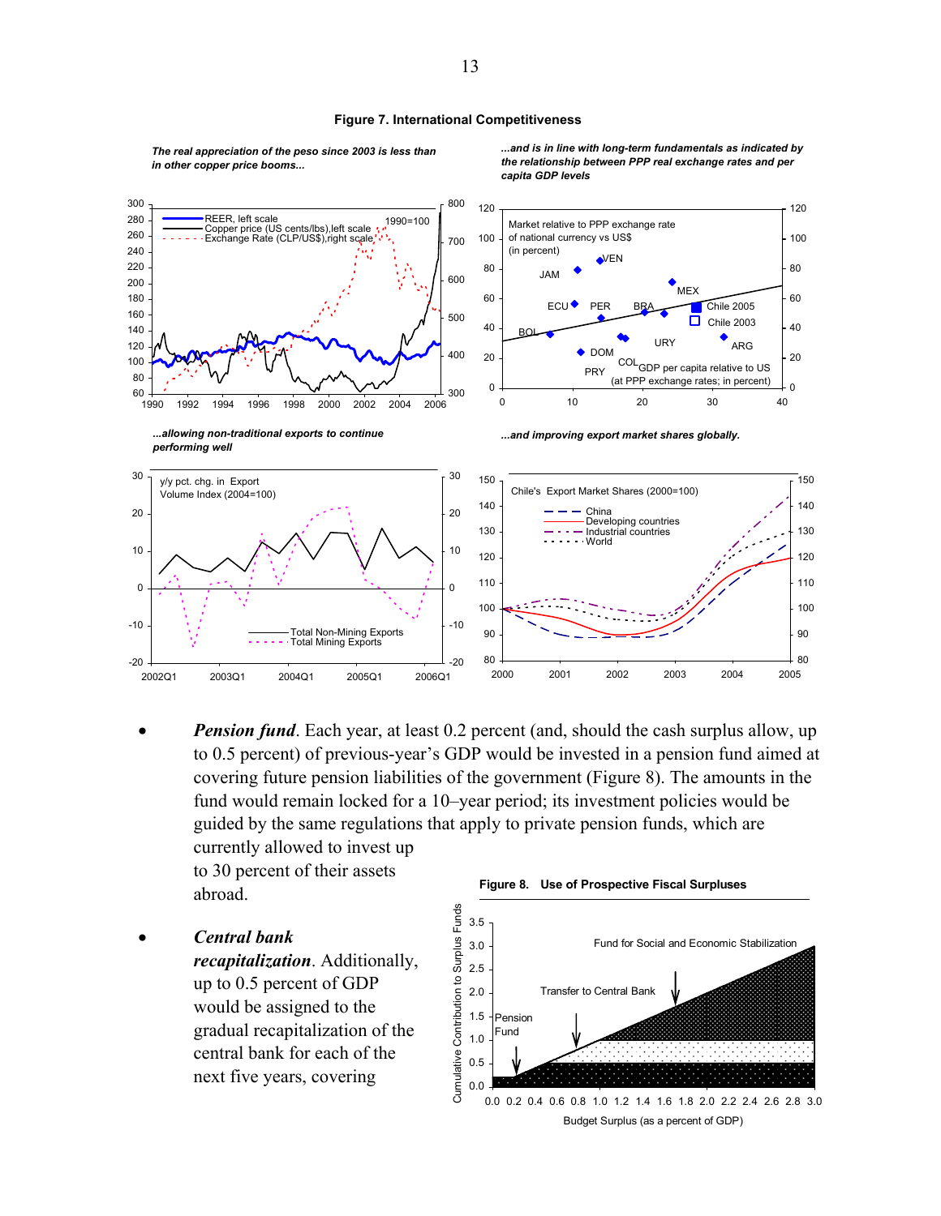**Figure 7. International Competitiveness**

*The real appreciation of the peso since 2003 is less than in other copper price booms...*

*...and is in line with long-term fundamentals as indicated by the relationship between PPP real exchange rates and per capita GDP levels*

*...allowing non-traditional exports to continue performing well*

*...and improving export market shares globally.*

- ***Pension fund***. Each year, at least 0.2 percent (and, should the cash surplus allow, up to 0.5 percent) of previous-year's GDP would be invested in a pension fund aimed at covering future pension liabilities of the government (Figure 8). The amounts in the fund would remain locked for a 10–year period; its investment policies would be guided by the same regulations that apply to private pension funds, which are currently allowed to invest up to 30 percent of their assets abroad.

**Figure 8. Use of Prospective Fiscal Surpluses**

- ***Central bank recapitalization***. Additionally, up to 0.5 percent of GDP would be assigned to the gradual recapitalization of the central bank for each of the next five years, covering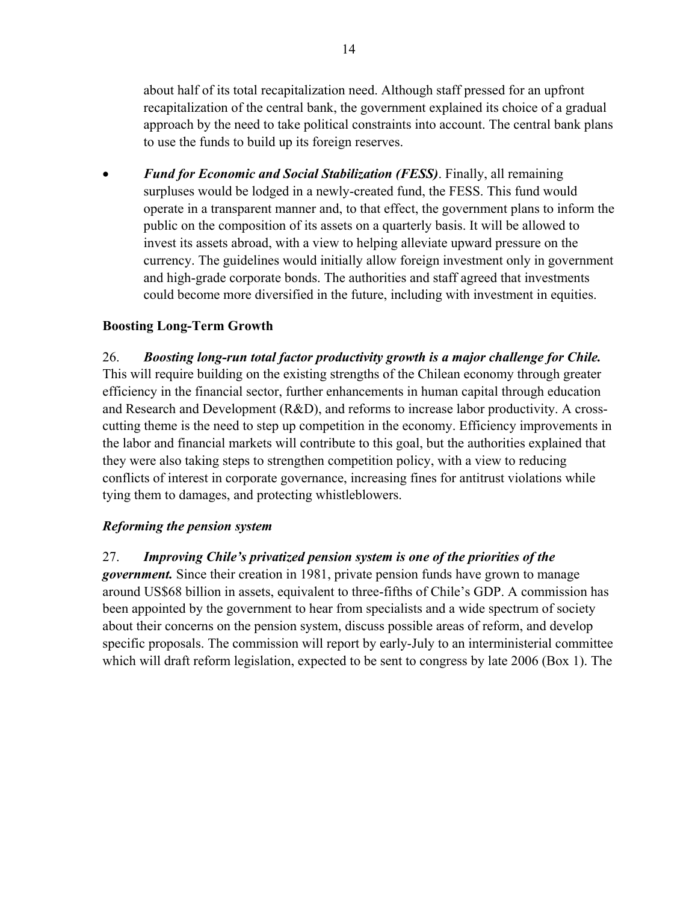about half of its total recapitalization need. Although staff pressed for an upfront recapitalization of the central bank, the government explained its choice of a gradual approach by the need to take political constraints into account. The central bank plans to use the funds to build up its foreign reserves.

- ***Fund for Economic and Social Stabilization (FESS)***. Finally, all remaining surpluses would be lodged in a newly-created fund, the FESS. This fund would operate in a transparent manner and, to that effect, the government plans to inform the public on the composition of its assets on a quarterly basis. It will be allowed to invest its assets abroad, with a view to helping alleviate upward pressure on the currency. The guidelines would initially allow foreign investment only in government and high-grade corporate bonds. The authorities and staff agreed that investments could become more diversified in the future, including with investment in equities.

### Boosting Long-Term Growth

26. ***Boosting long-run total factor productivity growth is a major challenge for Chile.*** This will require building on the existing strengths of the Chilean economy through greater efficiency in the financial sector, further enhancements in human capital through education and Research and Development (R&D), and reforms to increase labor productivity. A cross-cutting theme is the need to step up competition in the economy. Efficiency improvements in the labor and financial markets will contribute to this goal, but the authorities explained that they were also taking steps to strengthen competition policy, with a view to reducing conflicts of interest in corporate governance, increasing fines for antitrust violations while tying them to damages, and protecting whistleblowers.

#### *Reforming the pension system*

27. ***Improving Chile's privatized pension system is one of the priorities of the government.*** Since their creation in 1981, private pension funds have grown to manage around US$68 billion in assets, equivalent to three-fifths of Chile's GDP. A commission has been appointed by the government to hear from specialists and a wide spectrum of society about their concerns on the pension system, discuss possible areas of reform, and develop specific proposals. The commission will report by early-July to an interministerial committee which will draft reform legislation, expected to be sent to congress by late 2006 (Box 1). The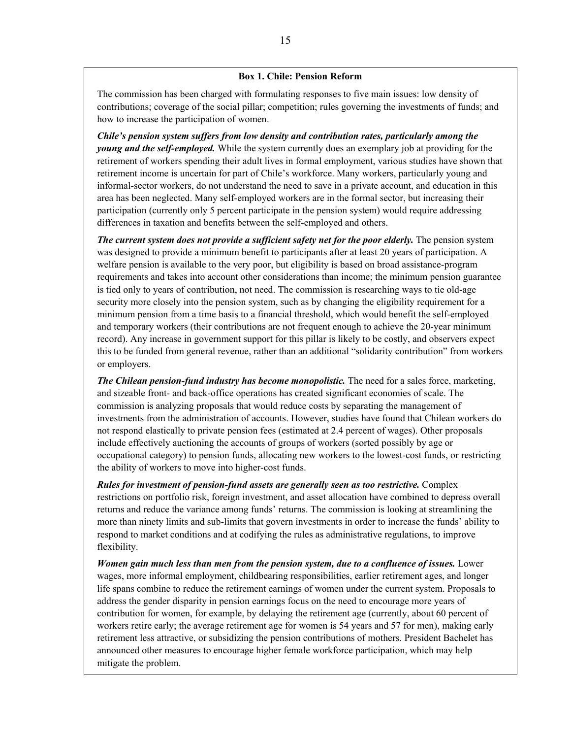### Box 1. Chile: Pension Reform

The commission has been charged with formulating responses to five main issues: low density of contributions; coverage of the social pillar; competition; rules governing the investments of funds; and how to increase the participation of women.

***Chile's pension system suffers from low density and contribution rates, particularly among the young and the self-employed.*** While the system currently does an exemplary job at providing for the retirement of workers spending their adult lives in formal employment, various studies have shown that retirement income is uncertain for part of Chile's workforce. Many workers, particularly young and informal-sector workers, do not understand the need to save in a private account, and education in this area has been neglected. Many self-employed workers are in the formal sector, but increasing their participation (currently only 5 percent participate in the pension system) would require addressing differences in taxation and benefits between the self-employed and others.

***The current system does not provide a sufficient safety net for the poor elderly.*** The pension system was designed to provide a minimum benefit to participants after at least 20 years of participation. A welfare pension is available to the very poor, but eligibility is based on broad assistance-program requirements and takes into account other considerations than income; the minimum pension guarantee is tied only to years of contribution, not need. The commission is researching ways to tie old-age security more closely into the pension system, such as by changing the eligibility requirement for a minimum pension from a time basis to a financial threshold, which would benefit the self-employed and temporary workers (their contributions are not frequent enough to achieve the 20-year minimum record). Any increase in government support for this pillar is likely to be costly, and observers expect this to be funded from general revenue, rather than an additional "solidarity contribution" from workers or employers.

***The Chilean pension-fund industry has become monopolistic.*** The need for a sales force, marketing, and sizeable front- and back-office operations has created significant economies of scale. The commission is analyzing proposals that would reduce costs by separating the management of investments from the administration of accounts. However, studies have found that Chilean workers do not respond elastically to private pension fees (estimated at 2.4 percent of wages). Other proposals include effectively auctioning the accounts of groups of workers (sorted possibly by age or occupational category) to pension funds, allocating new workers to the lowest-cost funds, or restricting the ability of workers to move into higher-cost funds.

***Rules for investment of pension-fund assets are generally seen as too restrictive.*** Complex restrictions on portfolio risk, foreign investment, and asset allocation have combined to depress overall returns and reduce the variance among funds' returns. The commission is looking at streamlining the more than ninety limits and sub-limits that govern investments in order to increase the funds' ability to respond to market conditions and at codifying the rules as administrative regulations, to improve flexibility.

***Women gain much less than men from the pension system, due to a confluence of issues.*** Lower wages, more informal employment, childbearing responsibilities, earlier retirement ages, and longer life spans combine to reduce the retirement earnings of women under the current system. Proposals to address the gender disparity in pension earnings focus on the need to encourage more years of contribution for women, for example, by delaying the retirement age (currently, about 60 percent of workers retire early; the average retirement age for women is 54 years and 57 for men), making early retirement less attractive, or subsidizing the pension contributions of mothers. President Bachelet has announced other measures to encourage higher female workforce participation, which may help mitigate the problem.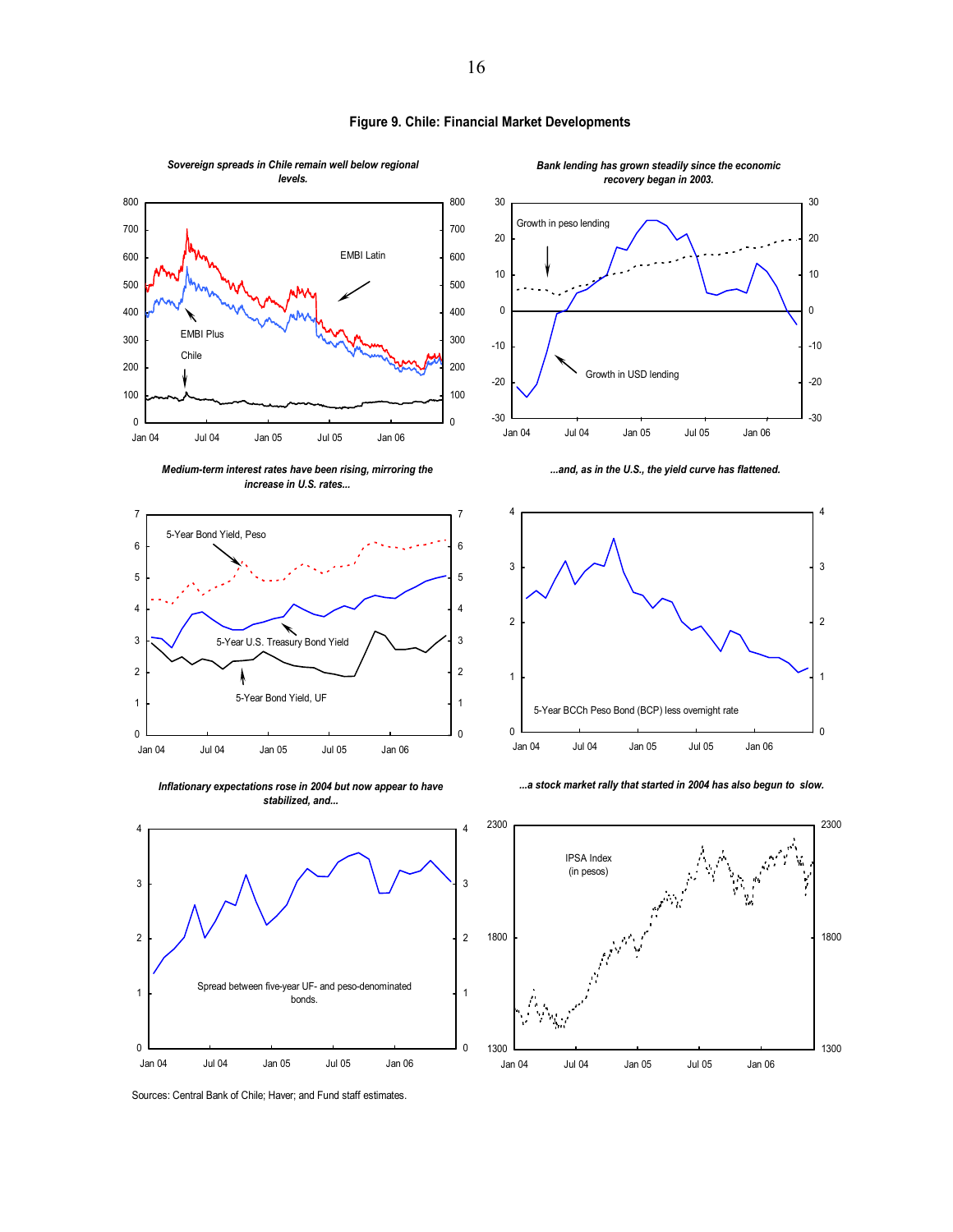## Figure 9. Chile: Financial Market Developments

*Sovereign spreads in Chile remain well below regional levels.*

*Bank lending has grown steadily since the economic recovery began in 2003.*

*Medium-term interest rates have been rising, mirroring the increase in U.S. rates...*

*...and, as in the U.S., the yield curve has flattened.*

*Inflationary expectations rose in 2004 but now appear to have stabilized, and...*

*...a stock market rally that started in 2004 has also begun to slow.*

Sources: Central Bank of Chile; Haver; and Fund staff estimates.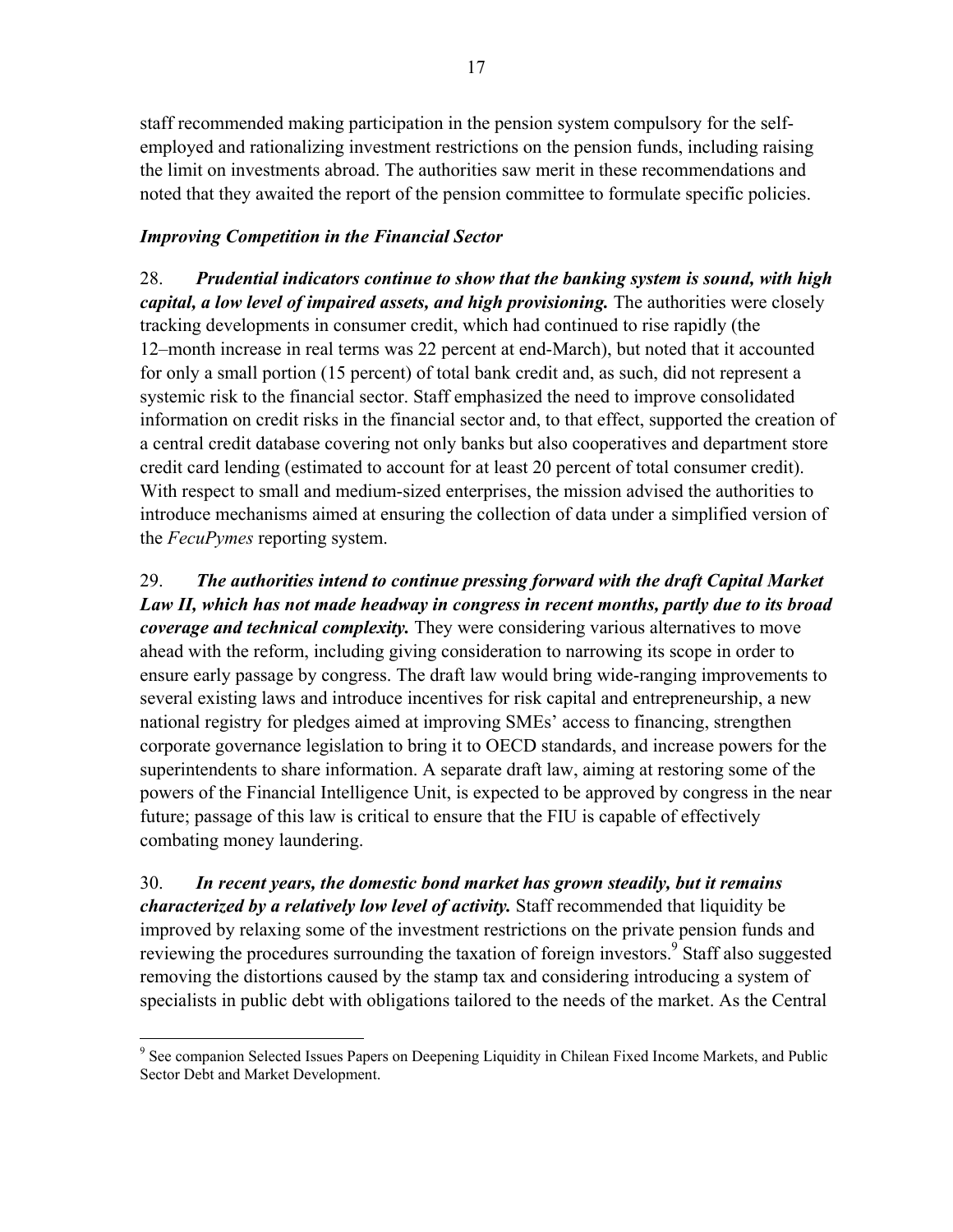staff recommended making participation in the pension system compulsory for the self-employed and rationalizing investment restrictions on the pension funds, including raising the limit on investments abroad. The authorities saw merit in these recommendations and noted that they awaited the report of the pension committee to formulate specific policies.

### *Improving Competition in the Financial Sector*

28. ***Prudential indicators continue to show that the banking system is sound, with high capital, a low level of impaired assets, and high provisioning.*** The authorities were closely tracking developments in consumer credit, which had continued to rise rapidly (the 12–month increase in real terms was 22 percent at end-March), but noted that it accounted for only a small portion (15 percent) of total bank credit and, as such, did not represent a systemic risk to the financial sector. Staff emphasized the need to improve consolidated information on credit risks in the financial sector and, to that effect, supported the creation of a central credit database covering not only banks but also cooperatives and department store credit card lending (estimated to account for at least 20 percent of total consumer credit). With respect to small and medium-sized enterprises, the mission advised the authorities to introduce mechanisms aimed at ensuring the collection of data under a simplified version of the *FecuPymes* reporting system.

29. ***The authorities intend to continue pressing forward with the draft Capital Market Law II, which has not made headway in congress in recent months, partly due to its broad coverage and technical complexity.*** They were considering various alternatives to move ahead with the reform, including giving consideration to narrowing its scope in order to ensure early passage by congress. The draft law would bring wide-ranging improvements to several existing laws and introduce incentives for risk capital and entrepreneurship, a new national registry for pledges aimed at improving SMEs' access to financing, strengthen corporate governance legislation to bring it to OECD standards, and increase powers for the superintendents to share information. A separate draft law, aiming at restoring some of the powers of the Financial Intelligence Unit, is expected to be approved by congress in the near future; passage of this law is critical to ensure that the FIU is capable of effectively combating money laundering.

30. ***In recent years, the domestic bond market has grown steadily, but it remains characterized by a relatively low level of activity.*** Staff recommended that liquidity be improved by relaxing some of the investment restrictions on the private pension funds and reviewing the procedures surrounding the taxation of foreign investors.[9] Staff also suggested removing the distortions caused by the stamp tax and considering introducing a system of specialists in public debt with obligations tailored to the needs of the market. As the Central

[9] See companion Selected Issues Papers on Deepening Liquidity in Chilean Fixed Income Markets, and Public Sector Debt and Market Development.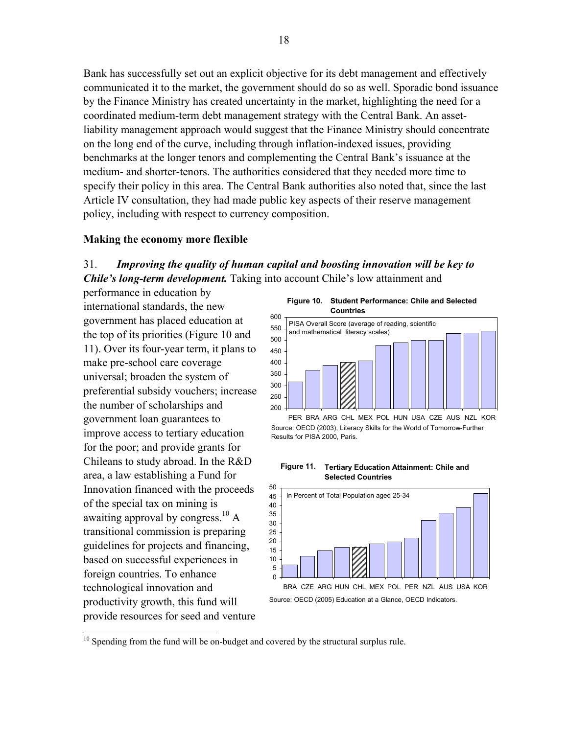Bank has successfully set out an explicit objective for its debt management and effectively communicated it to the market, the government should do so as well. Sporadic bond issuance by the Finance Ministry has created uncertainty in the market, highlighting the need for a coordinated medium-term debt management strategy with the Central Bank. An asset-liability management approach would suggest that the Finance Ministry should concentrate on the long end of the curve, including through inflation-indexed issues, providing benchmarks at the longer tenors and complementing the Central Bank's issuance at the medium- and shorter-tenors. The authorities considered that they needed more time to specify their policy in this area. The Central Bank authorities also noted that, since the last Article IV consultation, they had made public key aspects of their reserve management policy, including with respect to currency composition.

**Making the economy more flexible**

31. ***Improving the quality of human capital and boosting innovation will be key to Chile's long-term development.*** Taking into account Chile's low attainment and performance in education by international standards, the new government has placed education at the top of its priorities (Figure 10 and 11). Over its four-year term, it plans to make pre-school care coverage universal; broaden the system of preferential subsidy vouchers; increase the number of scholarships and government loan guarantees to improve access to tertiary education for the poor; and provide grants for Chileans to study abroad. In the R&D area, a law establishing a Fund for Innovation financed with the proceeds of the special tax on mining is awaiting approval by congress.[10] A transitional commission is preparing guidelines for projects and financing, based on successful experiences in foreign countries. To enhance technological innovation and productivity growth, this fund will provide resources for seed and venture

**Figure 10. Student Performance: Chile and Selected Countries**

PISA Overall Score (average of reading, scientific and mathematical literacy scales)

PER BRA ARG CHL MEX POL HUN USA CZE AUS NZL KOR

Source: OECD (2003), Literacy Skills for the World of Tomorrow-Further Results for PISA 2000, Paris.

**Figure 11. Tertiary Education Attainment: Chile and Selected Countries**

In Percent of Total Population aged 25-34

BRA CZE ARG HUN CHL MEX POL PER NZL AUS USA KOR

Source: OECD (2005) Education at a Glance, OECD Indicators.

[10] Spending from the fund will be on-budget and covered by the structural surplus rule.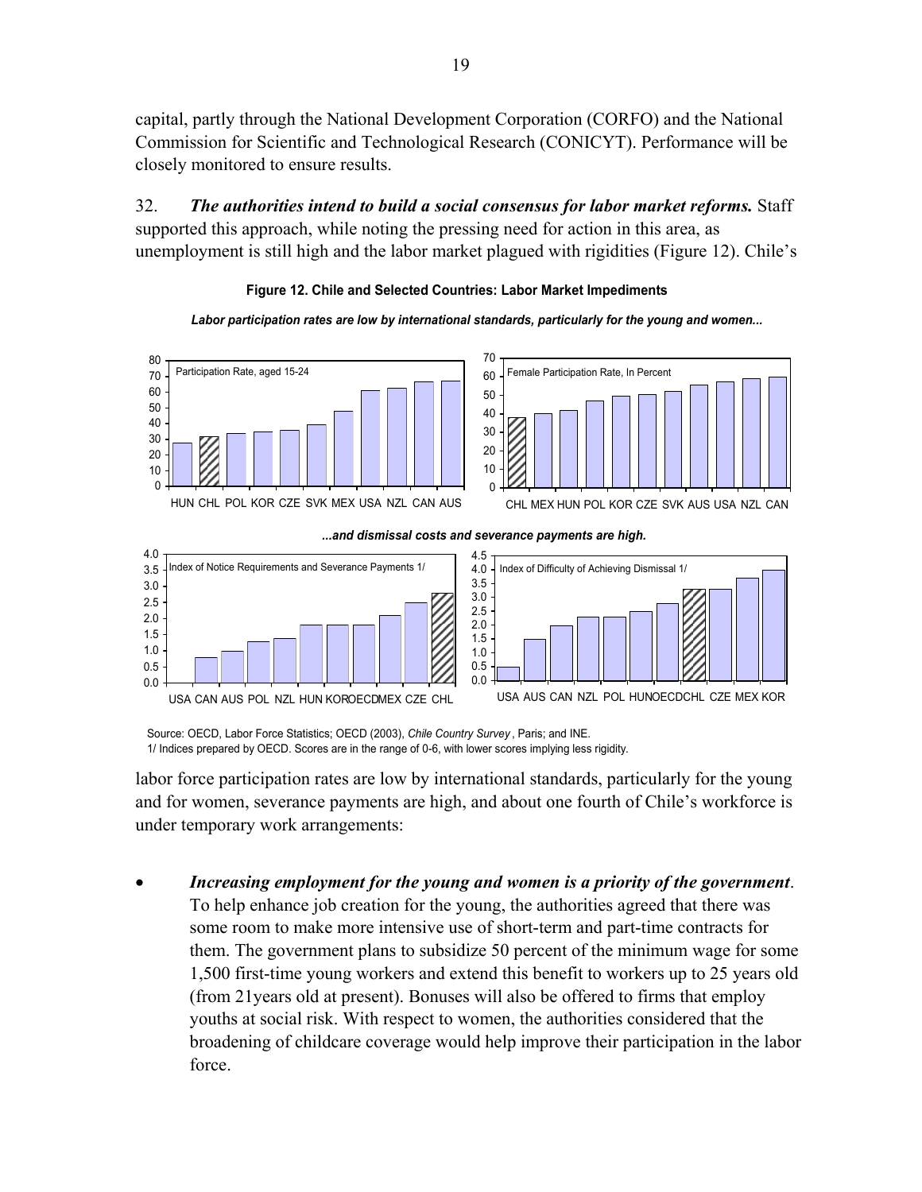capital, partly through the National Development Corporation (CORFO) and the National Commission for Scientific and Technological Research (CONICYT). Performance will be closely monitored to ensure results.

32. ***The authorities intend to build a social consensus for labor market reforms.*** Staff supported this approach, while noting the pressing need for action in this area, as unemployment is still high and the labor market plagued with rigidities (Figure 12). Chile's labor force participation rates are low by international standards, particularly for the young and for women, severance payments are high, and about one fourth of Chile's workforce is under temporary work arrangements:

**Figure 12. Chile and Selected Countries: Labor Market Impediments**

*Labor participation rates are low by international standards, particularly for the young and women...*

*...and dismissal costs and severance payments are high.*

Source: OECD, Labor Force Statistics; OECD (2003), *Chile Country Survey*, Paris; and INE.
1/ Indices prepared by OECD. Scores are in the range of 0-6, with lower scores implying less rigidity.

- ***Increasing employment for the young and women is a priority of the government***. To help enhance job creation for the young, the authorities agreed that there was some room to make more intensive use of short-term and part-time contracts for them. The government plans to subsidize 50 percent of the minimum wage for some 1,500 first-time young workers and extend this benefit to workers up to 25 years old (from 21years old at present). Bonuses will also be offered to firms that employ youths at social risk. With respect to women, the authorities considered that the broadening of childcare coverage would help improve their participation in the labor force.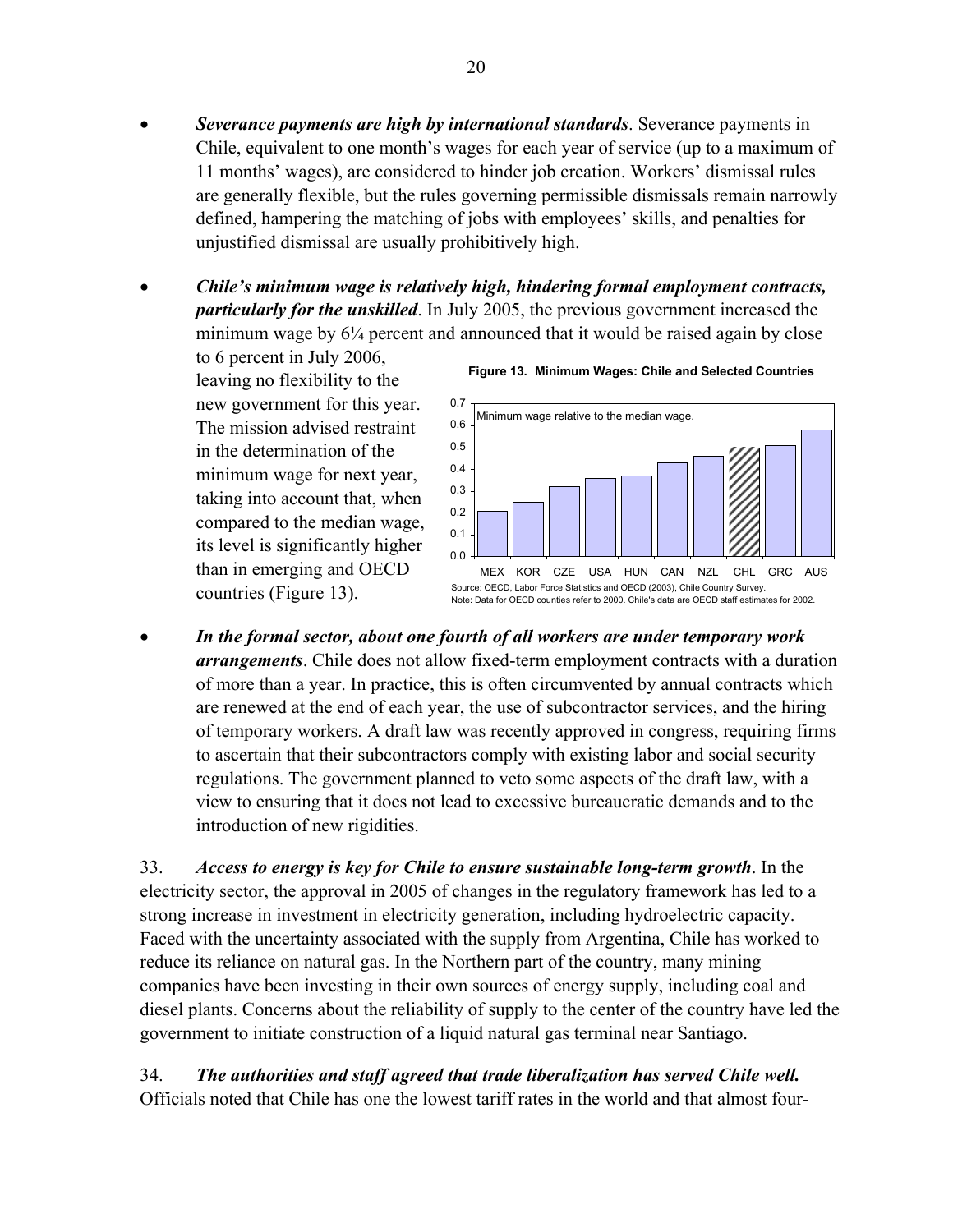- ***Severance payments are high by international standards***. Severance payments in Chile, equivalent to one month's wages for each year of service (up to a maximum of 11 months' wages), are considered to hinder job creation. Workers' dismissal rules are generally flexible, but the rules governing permissible dismissals remain narrowly defined, hampering the matching of jobs with employees' skills, and penalties for unjustified dismissal are usually prohibitively high.

- ***Chile's minimum wage is relatively high, hindering formal employment contracts, particularly for the unskilled***. In July 2005, the previous government increased the minimum wage by 6¼ percent and announced that it would be raised again by close to 6 percent in July 2006, leaving no flexibility to the new government for this year. The mission advised restraint in the determination of the minimum wage for next year, taking into account that, when compared to the median wage, its level is significantly higher than in emerging and OECD countries (Figure 13).

**Figure 13. Minimum Wages: Chile and Selected Countries**

Minimum wage relative to the median wage.

| Country | Ratio |
|---|---|
| MEX | 0.21 |
| KOR | 0.25 |
| CZE | 0.32 |
| USA | 0.36 |
| HUN | 0.37 |
| CAN | 0.43 |
| NZL | 0.46 |
| CHL | 0.50 |
| GRC | 0.51 |
| AUS | 0.58 |

Source: OECD, Labor Force Statistics and OECD (2003), Chile Country Survey.
Note: Data for OECD counties refer to 2000. Chile's data are OECD staff estimates for 2002.

- ***In the formal sector, about one fourth of all workers are under temporary work arrangements***. Chile does not allow fixed-term employment contracts with a duration of more than a year. In practice, this is often circumvented by annual contracts which are renewed at the end of each year, the use of subcontractor services, and the hiring of temporary workers. A draft law was recently approved in congress, requiring firms to ascertain that their subcontractors comply with existing labor and social security regulations. The government planned to veto some aspects of the draft law, with a view to ensuring that it does not lead to excessive bureaucratic demands and to the introduction of new rigidities.

33. ***Access to energy is key for Chile to ensure sustainable long-term growth***. In the electricity sector, the approval in 2005 of changes in the regulatory framework has led to a strong increase in investment in electricity generation, including hydroelectric capacity. Faced with the uncertainty associated with the supply from Argentina, Chile has worked to reduce its reliance on natural gas. In the Northern part of the country, many mining companies have been investing in their own sources of energy supply, including coal and diesel plants. Concerns about the reliability of supply to the center of the country have led the government to initiate construction of a liquid natural gas terminal near Santiago.

34. ***The authorities and staff agreed that trade liberalization has served Chile well.*** Officials noted that Chile has one the lowest tariff rates in the world and that almost four-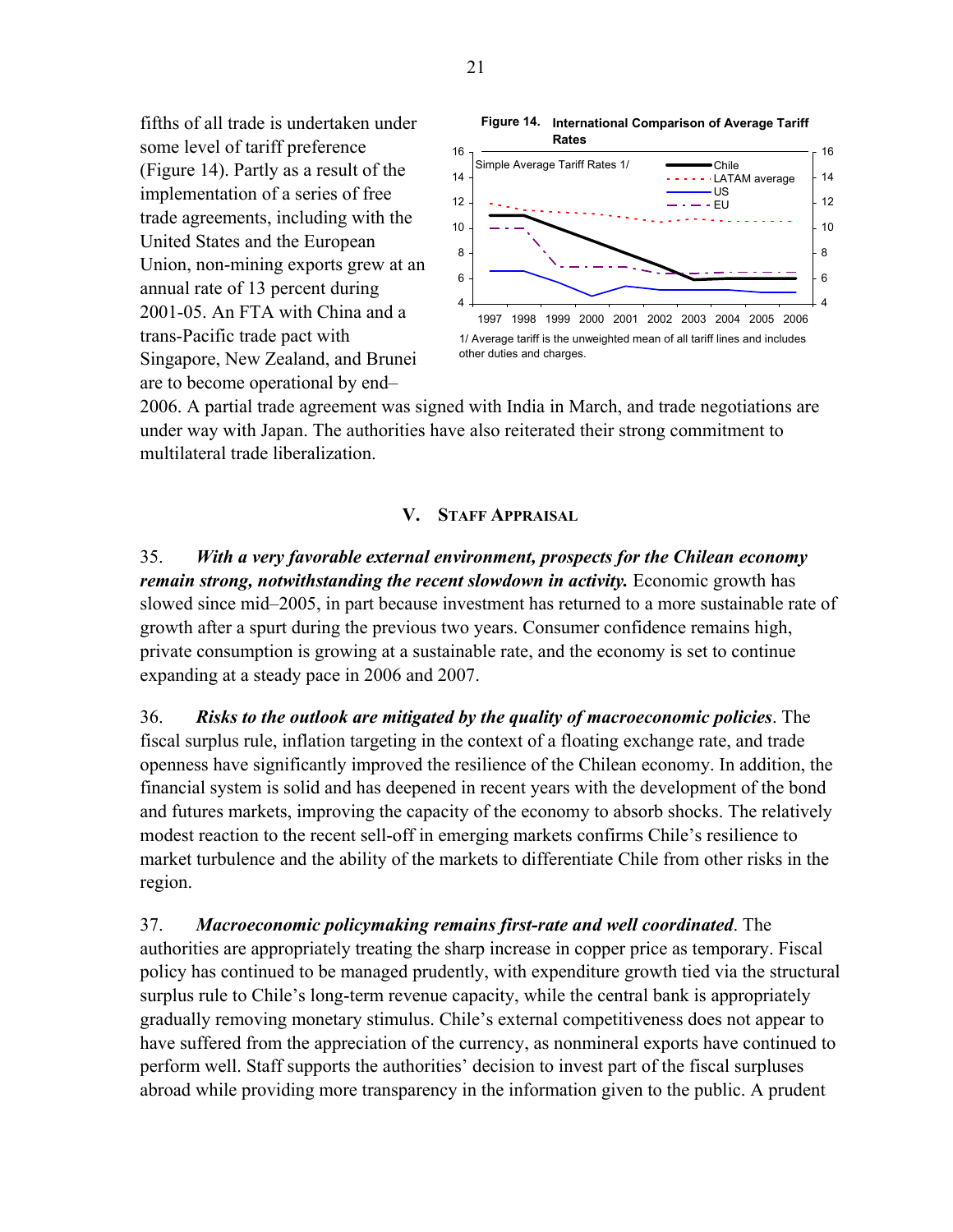fifths of all trade is undertaken under some level of tariff preference (Figure 14). Partly as a result of the implementation of a series of free trade agreements, including with the United States and the European Union, non-mining exports grew at an annual rate of 13 percent during 2001-05. An FTA with China and a trans-Pacific trade pact with Singapore, New Zealand, and Brunei are to become operational by end–2006. A partial trade agreement was signed with India in March, and trade negotiations are under way with Japan. The authorities have also reiterated their strong commitment to multilateral trade liberalization.

**Figure 14. International Comparison of Average Tariff Rates**

Simple Average Tariff Rates 1/

1/ Average tariff is the unweighted mean of all tariff lines and includes other duties and charges.

## V. Staff Appraisal

35. ***With a very favorable external environment, prospects for the Chilean economy remain strong, notwithstanding the recent slowdown in activity.*** Economic growth has slowed since mid–2005, in part because investment has returned to a more sustainable rate of growth after a spurt during the previous two years. Consumer confidence remains high, private consumption is growing at a sustainable rate, and the economy is set to continue expanding at a steady pace in 2006 and 2007.

36. ***Risks to the outlook are mitigated by the quality of macroeconomic policies***. The fiscal surplus rule, inflation targeting in the context of a floating exchange rate, and trade openness have significantly improved the resilience of the Chilean economy. In addition, the financial system is solid and has deepened in recent years with the development of the bond and futures markets, improving the capacity of the economy to absorb shocks. The relatively modest reaction to the recent sell-off in emerging markets confirms Chile's resilience to market turbulence and the ability of the markets to differentiate Chile from other risks in the region.

37. ***Macroeconomic policymaking remains first-rate and well coordinated***. The authorities are appropriately treating the sharp increase in copper price as temporary. Fiscal policy has continued to be managed prudently, with expenditure growth tied via the structural surplus rule to Chile's long-term revenue capacity, while the central bank is appropriately gradually removing monetary stimulus. Chile's external competitiveness does not appear to have suffered from the appreciation of the currency, as nonmineral exports have continued to perform well. Staff supports the authorities' decision to invest part of the fiscal surpluses abroad while providing more transparency in the information given to the public. A prudent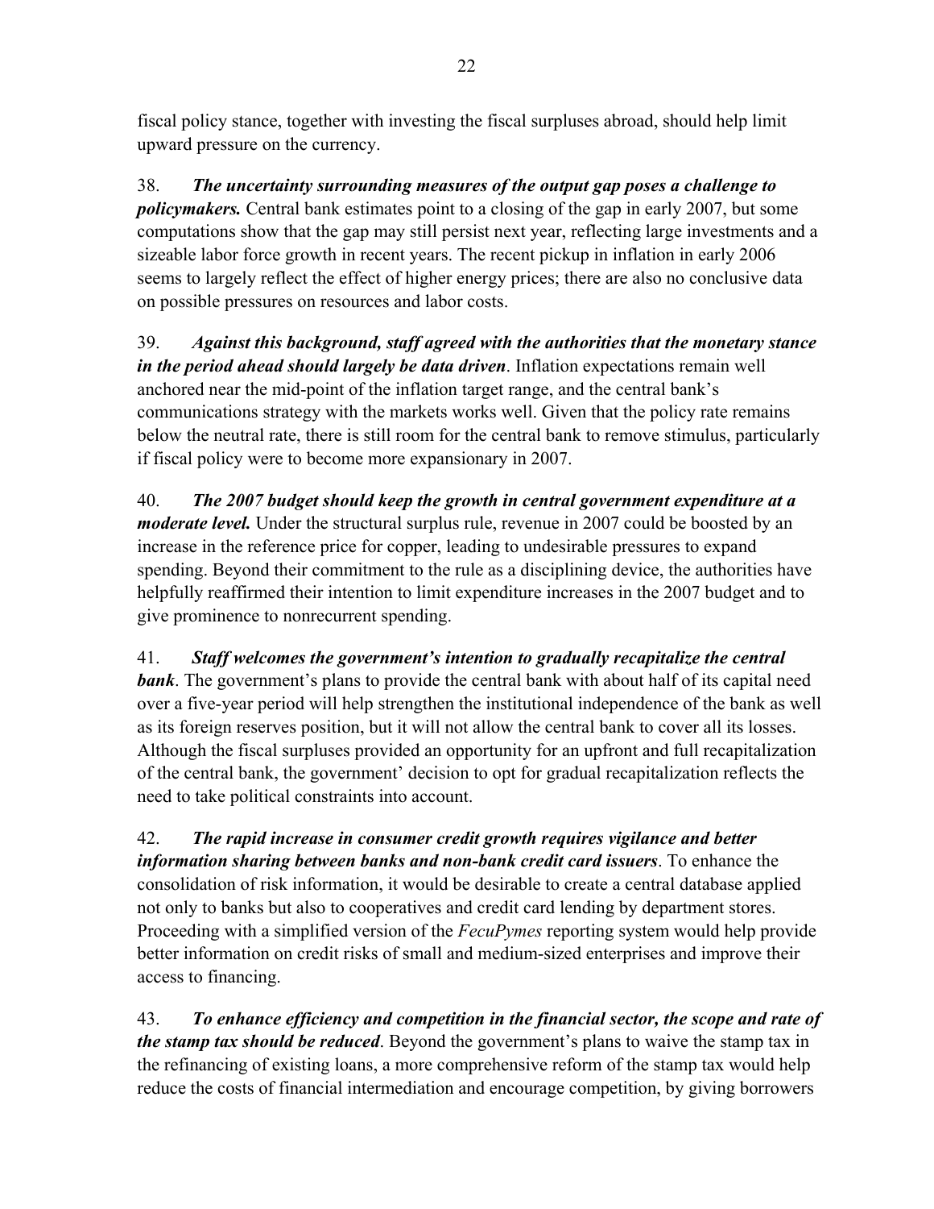fiscal policy stance, together with investing the fiscal surpluses abroad, should help limit upward pressure on the currency.

38. ***The uncertainty surrounding measures of the output gap poses a challenge to policymakers.*** Central bank estimates point to a closing of the gap in early 2007, but some computations show that the gap may still persist next year, reflecting large investments and a sizeable labor force growth in recent years. The recent pickup in inflation in early 2006 seems to largely reflect the effect of higher energy prices; there are also no conclusive data on possible pressures on resources and labor costs.

39. ***Against this background, staff agreed with the authorities that the monetary stance in the period ahead should largely be data driven***. Inflation expectations remain well anchored near the mid-point of the inflation target range, and the central bank's communications strategy with the markets works well. Given that the policy rate remains below the neutral rate, there is still room for the central bank to remove stimulus, particularly if fiscal policy were to become more expansionary in 2007.

40. ***The 2007 budget should keep the growth in central government expenditure at a moderate level.*** Under the structural surplus rule, revenue in 2007 could be boosted by an increase in the reference price for copper, leading to undesirable pressures to expand spending. Beyond their commitment to the rule as a disciplining device, the authorities have helpfully reaffirmed their intention to limit expenditure increases in the 2007 budget and to give prominence to nonrecurrent spending.

41. ***Staff welcomes the government's intention to gradually recapitalize the central bank***. The government's plans to provide the central bank with about half of its capital need over a five-year period will help strengthen the institutional independence of the bank as well as its foreign reserves position, but it will not allow the central bank to cover all its losses. Although the fiscal surpluses provided an opportunity for an upfront and full recapitalization of the central bank, the government' decision to opt for gradual recapitalization reflects the need to take political constraints into account.

42. ***The rapid increase in consumer credit growth requires vigilance and better information sharing between banks and non-bank credit card issuers***. To enhance the consolidation of risk information, it would be desirable to create a central database applied not only to banks but also to cooperatives and credit card lending by department stores. Proceeding with a simplified version of the *FecuPymes* reporting system would help provide better information on credit risks of small and medium-sized enterprises and improve their access to financing.

43. ***To enhance efficiency and competition in the financial sector, the scope and rate of the stamp tax should be reduced***. Beyond the government's plans to waive the stamp tax in the refinancing of existing loans, a more comprehensive reform of the stamp tax would help reduce the costs of financial intermediation and encourage competition, by giving borrowers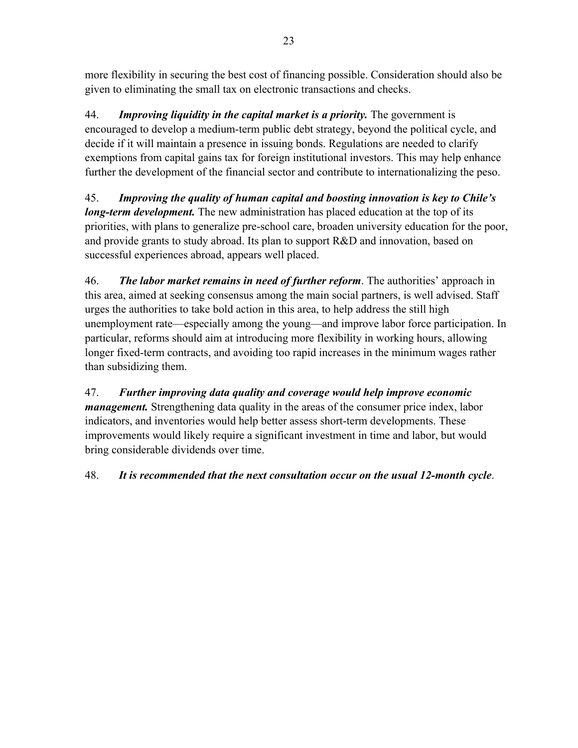more flexibility in securing the best cost of financing possible. Consideration should also be given to eliminating the small tax on electronic transactions and checks.

44. ***Improving liquidity in the capital market is a priority.*** The government is encouraged to develop a medium-term public debt strategy, beyond the political cycle, and decide if it will maintain a presence in issuing bonds. Regulations are needed to clarify exemptions from capital gains tax for foreign institutional investors. This may help enhance further the development of the financial sector and contribute to internationalizing the peso.

45. ***Improving the quality of human capital and boosting innovation is key to Chile's long-term development.*** The new administration has placed education at the top of its priorities, with plans to generalize pre-school care, broaden university education for the poor, and provide grants to study abroad. Its plan to support R&D and innovation, based on successful experiences abroad, appears well placed.

46. ***The labor market remains in need of further reform***. The authorities' approach in this area, aimed at seeking consensus among the main social partners, is well advised. Staff urges the authorities to take bold action in this area, to help address the still high unemployment rate—especially among the young—and improve labor force participation. In particular, reforms should aim at introducing more flexibility in working hours, allowing longer fixed-term contracts, and avoiding too rapid increases in the minimum wages rather than subsidizing them.

47. ***Further improving data quality and coverage would help improve economic management.*** Strengthening data quality in the areas of the consumer price index, labor indicators, and inventories would help better assess short-term developments. These improvements would likely require a significant investment in time and labor, but would bring considerable dividends over time.

48. ***It is recommended that the next consultation occur on the usual 12-month cycle***.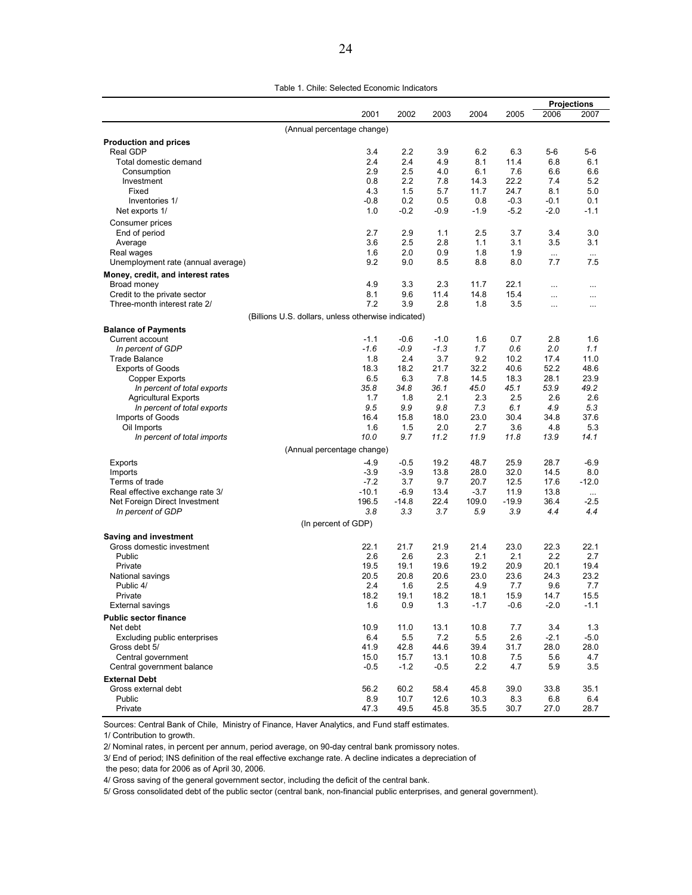Table 1. Chile: Selected Economic Indicators

| | 2001 | 2002 | 2003 | 2004 | 2005 | Projections | |
|---|---|---|---|---|---|---|---|
| | | | | | | 2006 | 2007 |
| (Annual percentage change) | | | | | | | |
| **Production and prices** | | | | | | | |
| Real GDP | 3.4 | 2.2 | 3.9 | 6.2 | 6.3 | 5-6 | 5-6 |
| Total domestic demand | 2.4 | 2.4 | 4.9 | 8.1 | 11.4 | 6.8 | 6.1 |
| Consumption | 2.9 | 2.5 | 4.0 | 6.1 | 7.6 | 6.6 | 6.6 |
| Investment | 0.8 | 2.2 | 7.8 | 14.3 | 22.2 | 7.4 | 5.2 |
| Fixed | 4.3 | 1.5 | 5.7 | 11.7 | 24.7 | 8.1 | 5.0 |
| Inventories 1/ | -0.8 | 0.2 | 0.5 | 0.8 | -0.3 | -0.1 | 0.1 |
| Net exports 1/ | 1.0 | -0.2 | -0.9 | -1.9 | -5.2 | -2.0 | -1.1 |
| Consumer prices | | | | | | | |
| End of period | 2.7 | 2.9 | 1.1 | 2.5 | 3.7 | 3.4 | 3.0 |
| Average | 3.6 | 2.5 | 2.8 | 1.1 | 3.1 | 3.5 | 3.1 |
| Real wages | 1.6 | 2.0 | 0.9 | 1.8 | 1.9 | ... | ... |
| Unemployment rate (annual average) | 9.2 | 9.0 | 8.5 | 8.8 | 8.0 | 7.7 | 7.5 |
| **Money, credit, and interest rates** | | | | | | | |
| Broad money | 4.9 | 3.3 | 2.3 | 11.7 | 22.1 | ... | ... |
| Credit to the private sector | 8.1 | 9.6 | 11.4 | 14.8 | 15.4 | ... | ... |
| Three-month interest rate 2/ | 7.2 | 3.9 | 2.8 | 1.8 | 3.5 | ... | ... |
| (Billions U.S. dollars, unless otherwise indicated) | | | | | | | |
| **Balance of Payments** | | | | | | | |
| Current account | -1.1 | -0.6 | -1.0 | 1.6 | 0.7 | 2.8 | 1.6 |
| *In percent of GDP* | *-1.6* | *-0.9* | *-1.3* | *1.7* | *0.6* | *2.0* | *1.1* |
| Trade Balance | 1.8 | 2.4 | 3.7 | 9.2 | 10.2 | 17.4 | 11.0 |
| Exports of Goods | 18.3 | 18.2 | 21.7 | 32.2 | 40.6 | 52.2 | 48.6 |
| Copper Exports | 6.5 | 6.3 | 7.8 | 14.5 | 18.3 | 28.1 | 23.9 |
| *In percent of total exports* | *35.8* | *34.8* | *36.1* | *45.0* | *45.1* | *53.9* | *49.2* |
| Agricultural Exports | 1.7 | 1.8 | 2.1 | 2.3 | 2.5 | 2.6 | 2.6 |
| *In percent of total exports* | *9.5* | *9.9* | *9.8* | *7.3* | *6.1* | *4.9* | *5.3* |
| Imports of Goods | 16.4 | 15.8 | 18.0 | 23.0 | 30.4 | 34.8 | 37.6 |
| Oil Imports | 1.6 | 1.5 | 2.0 | 2.7 | 3.6 | 4.8 | 5.3 |
| *In percent of total imports* | *10.0* | *9.7* | *11.2* | *11.9* | *11.8* | *13.9* | *14.1* |
| (Annual percentage change) | | | | | | | |
| Exports | -4.9 | -0.5 | 19.2 | 48.7 | 25.9 | 28.7 | -6.9 |
| Imports | -3.9 | -3.9 | 13.8 | 28.0 | 32.0 | 14.5 | 8.0 |
| Terms of trade | -7.2 | 3.7 | 9.7 | 20.7 | 12.5 | 17.6 | -12.0 |
| Real effective exchange rate 3/ | -10.1 | -6.9 | 13.4 | -3.7 | 11.9 | 13.8 | ... |
| Net Foreign Direct Investment | 196.5 | -14.8 | 22.4 | 109.0 | -19.9 | 36.4 | -2.5 |
| *In percent of GDP* | *3.8* | *3.3* | *3.7* | *5.9* | *3.9* | *4.4* | *4.4* |
| (In percent of GDP) | | | | | | | |
| **Saving and investment** | | | | | | | |
| Gross domestic investment | 22.1 | 21.7 | 21.9 | 21.4 | 23.0 | 22.3 | 22.1 |
| Public | 2.6 | 2.6 | 2.3 | 2.1 | 2.1 | 2.2 | 2.7 |
| Private | 19.5 | 19.1 | 19.6 | 19.2 | 20.9 | 20.1 | 19.4 |
| National savings | 20.5 | 20.8 | 20.6 | 23.0 | 23.6 | 24.3 | 23.2 |
| Public 4/ | 2.4 | 1.6 | 2.5 | 4.9 | 7.7 | 9.6 | 7.7 |
| Private | 18.2 | 19.1 | 18.2 | 18.1 | 15.9 | 14.7 | 15.5 |
| External savings | 1.6 | 0.9 | 1.3 | -1.7 | -0.6 | -2.0 | -1.1 |
| **Public sector finance** | | | | | | | |
| Net debt | 10.9 | 11.0 | 13.1 | 10.8 | 7.7 | 3.4 | 1.3 |
| Excluding public enterprises | 6.4 | 5.5 | 7.2 | 5.5 | 2.6 | -2.1 | -5.0 |
| Gross debt 5/ | 41.9 | 42.8 | 44.6 | 39.4 | 31.7 | 28.0 | 28.0 |
| Central government | 15.0 | 15.7 | 13.1 | 10.8 | 7.5 | 5.6 | 4.7 |
| Central government balance | -0.5 | -1.2 | -0.5 | 2.2 | 4.7 | 5.9 | 3.5 |
| **External Debt** | | | | | | | |
| Gross external debt | 56.2 | 60.2 | 58.4 | 45.8 | 39.0 | 33.8 | 35.1 |
| Public | 8.9 | 10.7 | 12.6 | 10.3 | 8.3 | 6.8 | 6.4 |
| Private | 47.3 | 49.5 | 45.8 | 35.5 | 30.7 | 27.0 | 28.7 |

Sources: Central Bank of Chile, Ministry of Finance, Haver Analytics, and Fund staff estimates.

1/ Contribution to growth.

2/ Nominal rates, in percent per annum, period average, on 90-day central bank promissory notes.

3/ End of period; INS definition of the real effective exchange rate. A decline indicates a depreciation of the peso; data for 2006 as of April 30, 2006.

4/ Gross saving of the general government sector, including the deficit of the central bank.

5/ Gross consolidated debt of the public sector (central bank, non-financial public enterprises, and general government).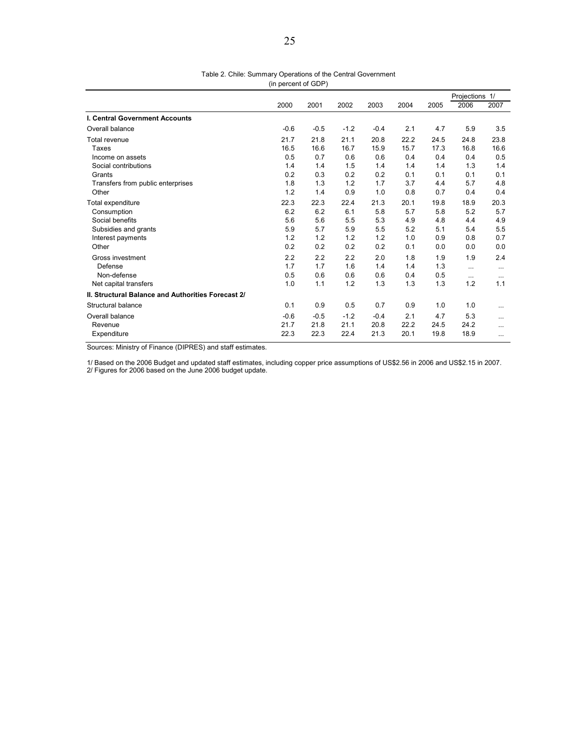Table 2. Chile: Summary Operations of the Central Government
(in percent of GDP)

| | 2000 | 2001 | 2002 | 2003 | 2004 | 2005 | Projections 1/ 2006 | 2007 |
|---|---|---|---|---|---|---|---|---|
| **I. Central Government Accounts** | | | | | | | | |
| Overall balance | -0.6 | -0.5 | -1.2 | -0.4 | 2.1 | 4.7 | 5.9 | 3.5 |
| Total revenue | 21.7 | 21.8 | 21.1 | 20.8 | 22.2 | 24.5 | 24.8 | 23.8 |
| Taxes | 16.5 | 16.6 | 16.7 | 15.9 | 15.7 | 17.3 | 16.8 | 16.6 |
| Income on assets | 0.5 | 0.7 | 0.6 | 0.6 | 0.4 | 0.4 | 0.4 | 0.5 |
| Social contributions | 1.4 | 1.4 | 1.5 | 1.4 | 1.4 | 1.4 | 1.3 | 1.4 |
| Grants | 0.2 | 0.3 | 0.2 | 0.2 | 0.1 | 0.1 | 0.1 | 0.1 |
| Transfers from public enterprises | 1.8 | 1.3 | 1.2 | 1.7 | 3.7 | 4.4 | 5.7 | 4.8 |
| Other | 1.2 | 1.4 | 0.9 | 1.0 | 0.8 | 0.7 | 0.4 | 0.4 |
| Total expenditure | 22.3 | 22.3 | 22.4 | 21.3 | 20.1 | 19.8 | 18.9 | 20.3 |
| Consumption | 6.2 | 6.2 | 6.1 | 5.8 | 5.7 | 5.8 | 5.2 | 5.7 |
| Social benefits | 5.6 | 5.6 | 5.5 | 5.3 | 4.9 | 4.8 | 4.4 | 4.9 |
| Subsidies and grants | 5.9 | 5.7 | 5.9 | 5.5 | 5.2 | 5.1 | 5.4 | 5.5 |
| Interest payments | 1.2 | 1.2 | 1.2 | 1.2 | 1.0 | 0.9 | 0.8 | 0.7 |
| Other | 0.2 | 0.2 | 0.2 | 0.2 | 0.1 | 0.0 | 0.0 | 0.0 |
| Gross investment | 2.2 | 2.2 | 2.2 | 2.0 | 1.8 | 1.9 | 1.9 | 2.4 |
| Defense | 1.7 | 1.7 | 1.6 | 1.4 | 1.4 | 1.3 | ... | ... |
| Non-defense | 0.5 | 0.6 | 0.6 | 0.6 | 0.4 | 0.5 | ... | ... |
| Net capital transfers | 1.0 | 1.1 | 1.2 | 1.3 | 1.3 | 1.3 | 1.2 | 1.1 |
| **II. Structural Balance and Authorities Forecast 2/** | | | | | | | | |
| Structural balance | 0.1 | 0.9 | 0.5 | 0.7 | 0.9 | 1.0 | 1.0 | ... |
| Overall balance | -0.6 | -0.5 | -1.2 | -0.4 | 2.1 | 4.7 | 5.3 | ... |
| Revenue | 21.7 | 21.8 | 21.1 | 20.8 | 22.2 | 24.5 | 24.2 | ... |
| Expenditure | 22.3 | 22.3 | 22.4 | 21.3 | 20.1 | 19.8 | 18.9 | ... |

Sources: Ministry of Finance (DIPRES) and staff estimates.

1/ Based on the 2006 Budget and updated staff estimates, including copper price assumptions of US$2.56 in 2006 and US$2.15 in 2007.
2/ Figures for 2006 based on the June 2006 budget update.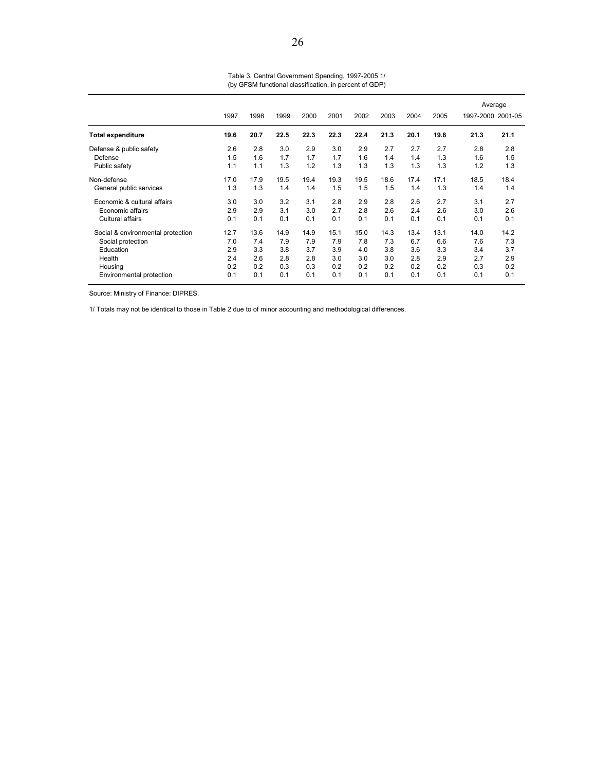Table 3. Central Government Spending, 1997-2005 1/
(by GFSM functional classification, in percent of GDP)

| | 1997 | 1998 | 1999 | 2000 | 2001 | 2002 | 2003 | 2004 | 2005 | Average 1997-2000 | Average 2001-05 |
|---|---|---|---|---|---|---|---|---|---|---|---|
| **Total expenditure** | **19.6** | **20.7** | **22.5** | **22.3** | **22.3** | **22.4** | **21.3** | **20.1** | **19.8** | **21.3** | **21.1** |
| Defense & public safety | 2.6 | 2.8 | 3.0 | 2.9 | 3.0 | 2.9 | 2.7 | 2.7 | 2.7 | 2.8 | 2.8 |
| Defense | 1.5 | 1.6 | 1.7 | 1.7 | 1.7 | 1.6 | 1.4 | 1.4 | 1.3 | 1.6 | 1.5 |
| Public safety | 1.1 | 1.1 | 1.3 | 1.2 | 1.3 | 1.3 | 1.3 | 1.3 | 1.3 | 1.2 | 1.3 |
| Non-defense | 17.0 | 17.9 | 19.5 | 19.4 | 19.3 | 19.5 | 18.6 | 17.4 | 17.1 | 18.5 | 18.4 |
| General public services | 1.3 | 1.3 | 1.4 | 1.4 | 1.5 | 1.5 | 1.5 | 1.4 | 1.3 | 1.4 | 1.4 |
| Economic & cultural affairs | 3.0 | 3.0 | 3.2 | 3.1 | 2.8 | 2.9 | 2.8 | 2.6 | 2.7 | 3.1 | 2.7 |
| Economic affairs | 2.9 | 2.9 | 3.1 | 3.0 | 2.7 | 2.8 | 2.6 | 2.4 | 2.6 | 3.0 | 2.6 |
| Cultural affairs | 0.1 | 0.1 | 0.1 | 0.1 | 0.1 | 0.1 | 0.1 | 0.1 | 0.1 | 0.1 | 0.1 |
| Social & environmental protection | 12.7 | 13.6 | 14.9 | 14.9 | 15.1 | 15.0 | 14.3 | 13.4 | 13.1 | 14.0 | 14.2 |
| Social protection | 7.0 | 7.4 | 7.9 | 7.9 | 7.9 | 7.8 | 7.3 | 6.7 | 6.6 | 7.6 | 7.3 |
| Education | 2.9 | 3.3 | 3.8 | 3.7 | 3.9 | 4.0 | 3.8 | 3.6 | 3.3 | 3.4 | 3.7 |
| Health | 2.4 | 2.6 | 2.8 | 2.8 | 3.0 | 3.0 | 3.0 | 2.8 | 2.9 | 2.7 | 2.9 |
| Housing | 0.2 | 0.2 | 0.3 | 0.3 | 0.2 | 0.2 | 0.2 | 0.2 | 0.2 | 0.3 | 0.2 |
| Environmental protection | 0.1 | 0.1 | 0.1 | 0.1 | 0.1 | 0.1 | 0.1 | 0.1 | 0.1 | 0.1 | 0.1 |

Source: Ministry of Finance: DIPRES.

1/ Totals may not be identical to those in Table 2 due to of minor accounting and methodological differences.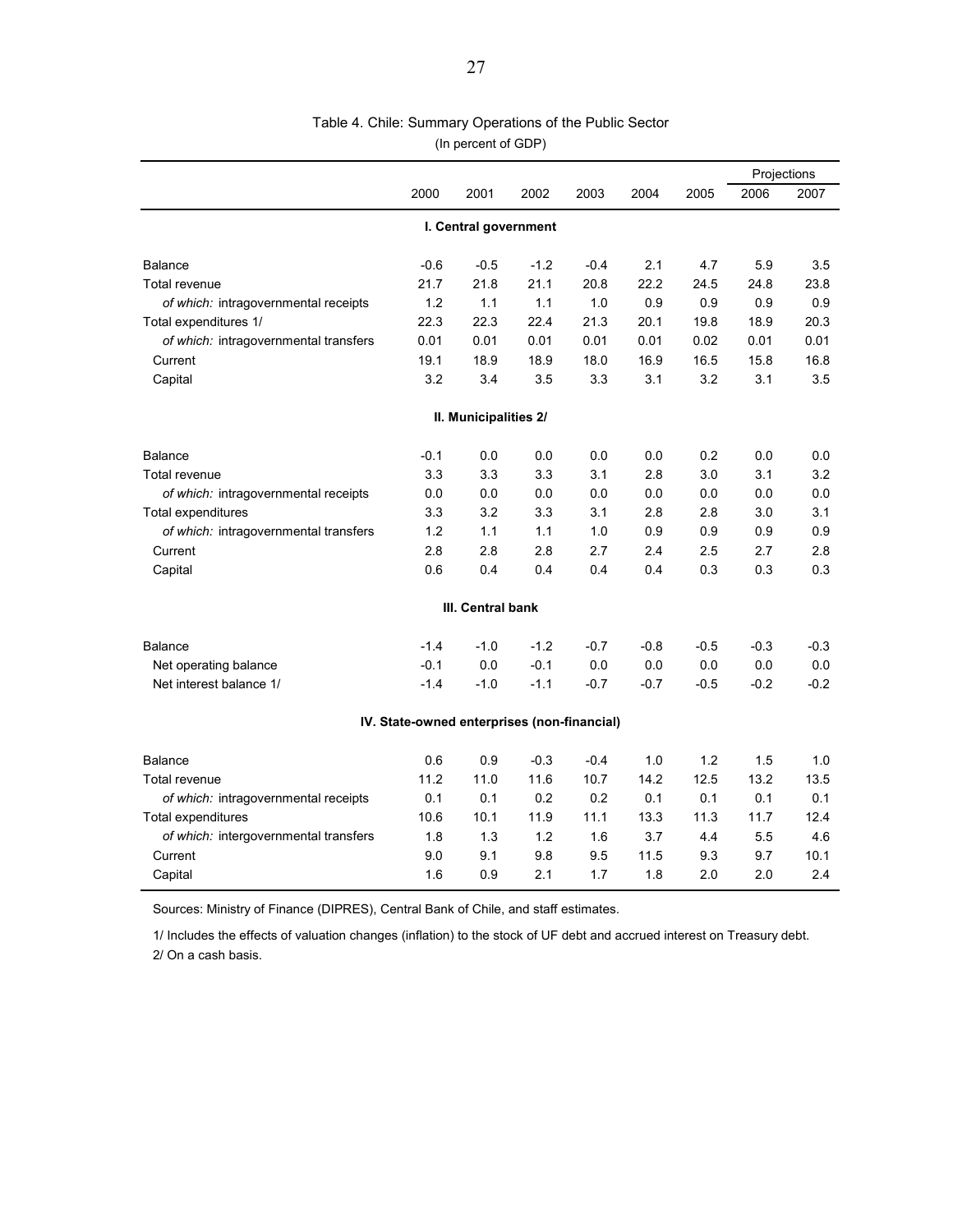Table 4. Chile: Summary Operations of the Public Sector

(In percent of GDP)

| | 2000 | 2001 | 2002 | 2003 | 2004 | 2005 | Projections 2006 | Projections 2007 |
|---|---|---|---|---|---|---|---|---|
| **I. Central government** | | | | | | | | |
| Balance | -0.6 | -0.5 | -1.2 | -0.4 | 2.1 | 4.7 | 5.9 | 3.5 |
| Total revenue | 21.7 | 21.8 | 21.1 | 20.8 | 22.2 | 24.5 | 24.8 | 23.8 |
| *of which:* intragovernmental receipts | 1.2 | 1.1 | 1.1 | 1.0 | 0.9 | 0.9 | 0.9 | 0.9 |
| Total expenditures 1/ | 22.3 | 22.3 | 22.4 | 21.3 | 20.1 | 19.8 | 18.9 | 20.3 |
| *of which:* intragovernmental transfers | 0.01 | 0.01 | 0.01 | 0.01 | 0.01 | 0.02 | 0.01 | 0.01 |
| Current | 19.1 | 18.9 | 18.9 | 18.0 | 16.9 | 16.5 | 15.8 | 16.8 |
| Capital | 3.2 | 3.4 | 3.5 | 3.3 | 3.1 | 3.2 | 3.1 | 3.5 |
| **II. Municipalities 2/** | | | | | | | | |
| Balance | -0.1 | 0.0 | 0.0 | 0.0 | 0.0 | 0.2 | 0.0 | 0.0 |
| Total revenue | 3.3 | 3.3 | 3.3 | 3.1 | 2.8 | 3.0 | 3.1 | 3.2 |
| *of which:* intragovernmental receipts | 0.0 | 0.0 | 0.0 | 0.0 | 0.0 | 0.0 | 0.0 | 0.0 |
| Total expenditures | 3.3 | 3.2 | 3.3 | 3.1 | 2.8 | 2.8 | 3.0 | 3.1 |
| *of which:* intragovernmental transfers | 1.2 | 1.1 | 1.1 | 1.0 | 0.9 | 0.9 | 0.9 | 0.9 |
| Current | 2.8 | 2.8 | 2.8 | 2.7 | 2.4 | 2.5 | 2.7 | 2.8 |
| Capital | 0.6 | 0.4 | 0.4 | 0.4 | 0.4 | 0.3 | 0.3 | 0.3 |
| **III. Central bank** | | | | | | | | |
| Balance | -1.4 | -1.0 | -1.2 | -0.7 | -0.8 | -0.5 | -0.3 | -0.3 |
| Net operating balance | -0.1 | 0.0 | -0.1 | 0.0 | 0.0 | 0.0 | 0.0 | 0.0 |
| Net interest balance 1/ | -1.4 | -1.0 | -1.1 | -0.7 | -0.7 | -0.5 | -0.2 | -0.2 |
| **IV. State-owned enterprises (non-financial)** | | | | | | | | |
| Balance | 0.6 | 0.9 | -0.3 | -0.4 | 1.0 | 1.2 | 1.5 | 1.0 |
| Total revenue | 11.2 | 11.0 | 11.6 | 10.7 | 14.2 | 12.5 | 13.2 | 13.5 |
| *of which:* intragovernmental receipts | 0.1 | 0.1 | 0.2 | 0.2 | 0.1 | 0.1 | 0.1 | 0.1 |
| Total expenditures | 10.6 | 10.1 | 11.9 | 11.1 | 13.3 | 11.3 | 11.7 | 12.4 |
| *of which:* intergovernmental transfers | 1.8 | 1.3 | 1.2 | 1.6 | 3.7 | 4.4 | 5.5 | 4.6 |
| Current | 9.0 | 9.1 | 9.8 | 9.5 | 11.5 | 9.3 | 9.7 | 10.1 |
| Capital | 1.6 | 0.9 | 2.1 | 1.7 | 1.8 | 2.0 | 2.0 | 2.4 |

Sources: Ministry of Finance (DIPRES), Central Bank of Chile, and staff estimates.

1/ Includes the effects of valuation changes (inflation) to the stock of UF debt and accrued interest on Treasury debt.

2/ On a cash basis.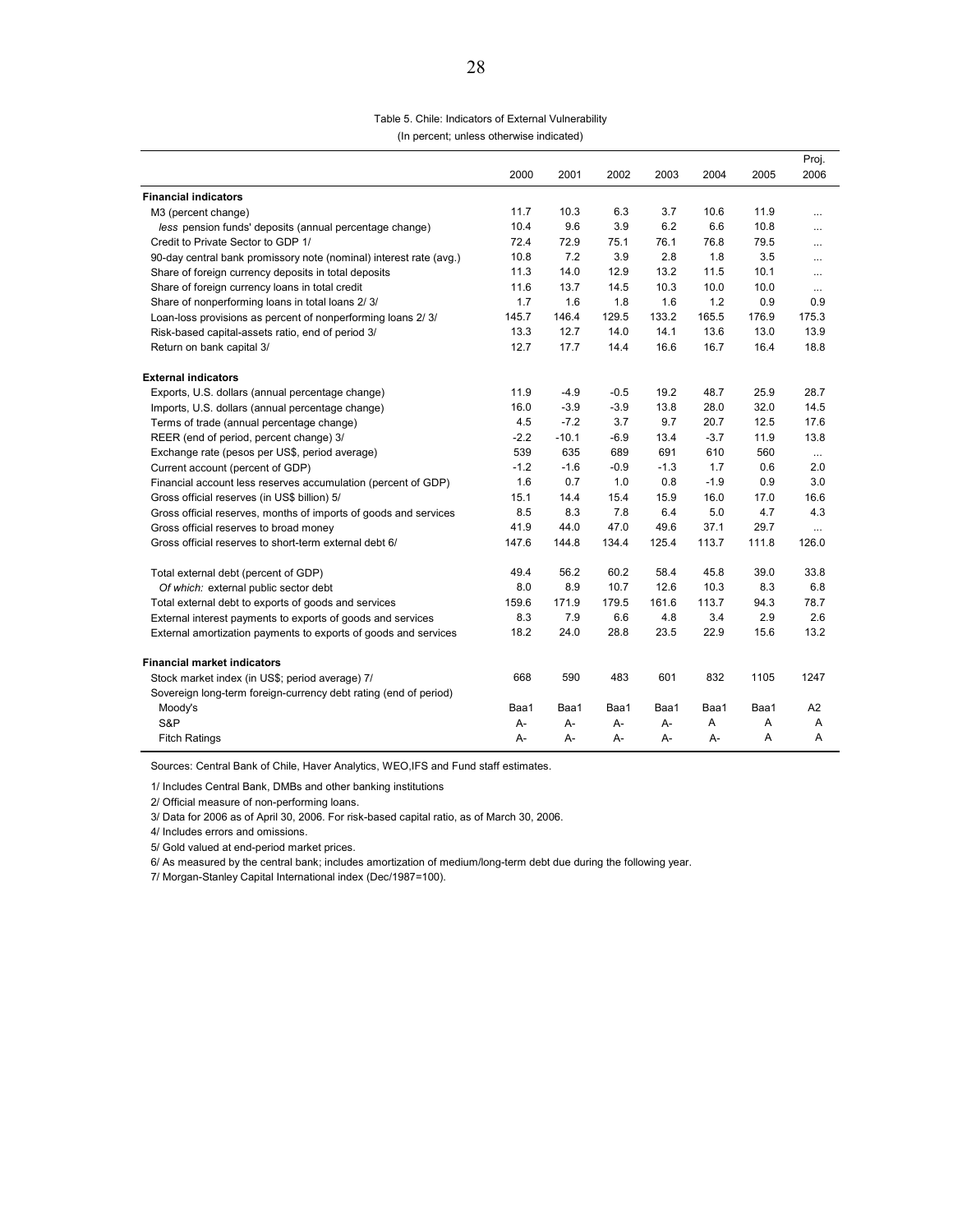Table 5. Chile: Indicators of External Vulnerability

(In percent; unless otherwise indicated)

| | 2000 | 2001 | 2002 | 2003 | 2004 | 2005 | Proj. 2006 |
|---|---|---|---|---|---|---|---|
| **Financial indicators** | | | | | | | |
| M3 (percent change) | 11.7 | 10.3 | 6.3 | 3.7 | 10.6 | 11.9 | ... |
| *less* pension funds' deposits (annual percentage change) | 10.4 | 9.6 | 3.9 | 6.2 | 6.6 | 10.8 | ... |
| Credit to Private Sector to GDP 1/ | 72.4 | 72.9 | 75.1 | 76.1 | 76.8 | 79.5 | ... |
| 90-day central bank promissory note (nominal) interest rate (avg.) | 10.8 | 7.2 | 3.9 | 2.8 | 1.8 | 3.5 | ... |
| Share of foreign currency deposits in total deposits | 11.3 | 14.0 | 12.9 | 13.2 | 11.5 | 10.1 | ... |
| Share of foreign currency loans in total credit | 11.6 | 13.7 | 14.5 | 10.3 | 10.0 | 10.0 | ... |
| Share of nonperforming loans in total loans 2/ 3/ | 1.7 | 1.6 | 1.8 | 1.6 | 1.2 | 0.9 | 0.9 |
| Loan-loss provisions as percent of nonperforming loans 2/ 3/ | 145.7 | 146.4 | 129.5 | 133.2 | 165.5 | 176.9 | 175.3 |
| Risk-based capital-assets ratio, end of period 3/ | 13.3 | 12.7 | 14.0 | 14.1 | 13.6 | 13.0 | 13.9 |
| Return on bank capital 3/ | 12.7 | 17.7 | 14.4 | 16.6 | 16.7 | 16.4 | 18.8 |
| **External indicators** | | | | | | | |
| Exports, U.S. dollars (annual percentage change) | 11.9 | -4.9 | -0.5 | 19.2 | 48.7 | 25.9 | 28.7 |
| Imports, U.S. dollars (annual percentage change) | 16.0 | -3.9 | -3.9 | 13.8 | 28.0 | 32.0 | 14.5 |
| Terms of trade (annual percentage change) | 4.5 | -7.2 | 3.7 | 9.7 | 20.7 | 12.5 | 17.6 |
| REER (end of period, percent change) 3/ | -2.2 | -10.1 | -6.9 | 13.4 | -3.7 | 11.9 | 13.8 |
| Exchange rate (pesos per US$, period average) | 539 | 635 | 689 | 691 | 610 | 560 | ... |
| Current account (percent of GDP) | -1.2 | -1.6 | -0.9 | -1.3 | 1.7 | 0.6 | 2.0 |
| Financial account less reserves accumulation (percent of GDP) | 1.6 | 0.7 | 1.0 | 0.8 | -1.9 | 0.9 | 3.0 |
| Gross official reserves (in US$ billion) 5/ | 15.1 | 14.4 | 15.4 | 15.9 | 16.0 | 17.0 | 16.6 |
| Gross official reserves, months of imports of goods and services | 8.5 | 8.3 | 7.8 | 6.4 | 5.0 | 4.7 | 4.3 |
| Gross official reserves to broad money | 41.9 | 44.0 | 47.0 | 49.6 | 37.1 | 29.7 | ... |
| Gross official reserves to short-term external debt 6/ | 147.6 | 144.8 | 134.4 | 125.4 | 113.7 | 111.8 | 126.0 |
| Total external debt (percent of GDP) | 49.4 | 56.2 | 60.2 | 58.4 | 45.8 | 39.0 | 33.8 |
| *Of which:* external public sector debt | 8.0 | 8.9 | 10.7 | 12.6 | 10.3 | 8.3 | 6.8 |
| Total external debt to exports of goods and services | 159.6 | 171.9 | 179.5 | 161.6 | 113.7 | 94.3 | 78.7 |
| External interest payments to exports of goods and services | 8.3 | 7.9 | 6.6 | 4.8 | 3.4 | 2.9 | 2.6 |
| External amortization payments to exports of goods and services | 18.2 | 24.0 | 28.8 | 23.5 | 22.9 | 15.6 | 13.2 |
| **Financial market indicators** | | | | | | | |
| Stock market index (in US$; period average) 7/ | 668 | 590 | 483 | 601 | 832 | 1105 | 1247 |
| Sovereign long-term foreign-currency debt rating (end of period) | | | | | | | |
| Moody's | Baa1 | Baa1 | Baa1 | Baa1 | Baa1 | Baa1 | A2 |
| S&P | A- | A- | A- | A- | A | A | A |
| Fitch Ratings | A- | A- | A- | A- | A- | A | A |

Sources: Central Bank of Chile, Haver Analytics, WEO,IFS and Fund staff estimates.

1/ Includes Central Bank, DMBs and other banking institutions

2/ Official measure of non-performing loans.

3/ Data for 2006 as of April 30, 2006. For risk-based capital ratio, as of March 30, 2006.

4/ Includes errors and omissions.

5/ Gold valued at end-period market prices.

6/ As measured by the central bank; includes amortization of medium/long-term debt due during the following year.

7/ Morgan-Stanley Capital International index (Dec/1987=100).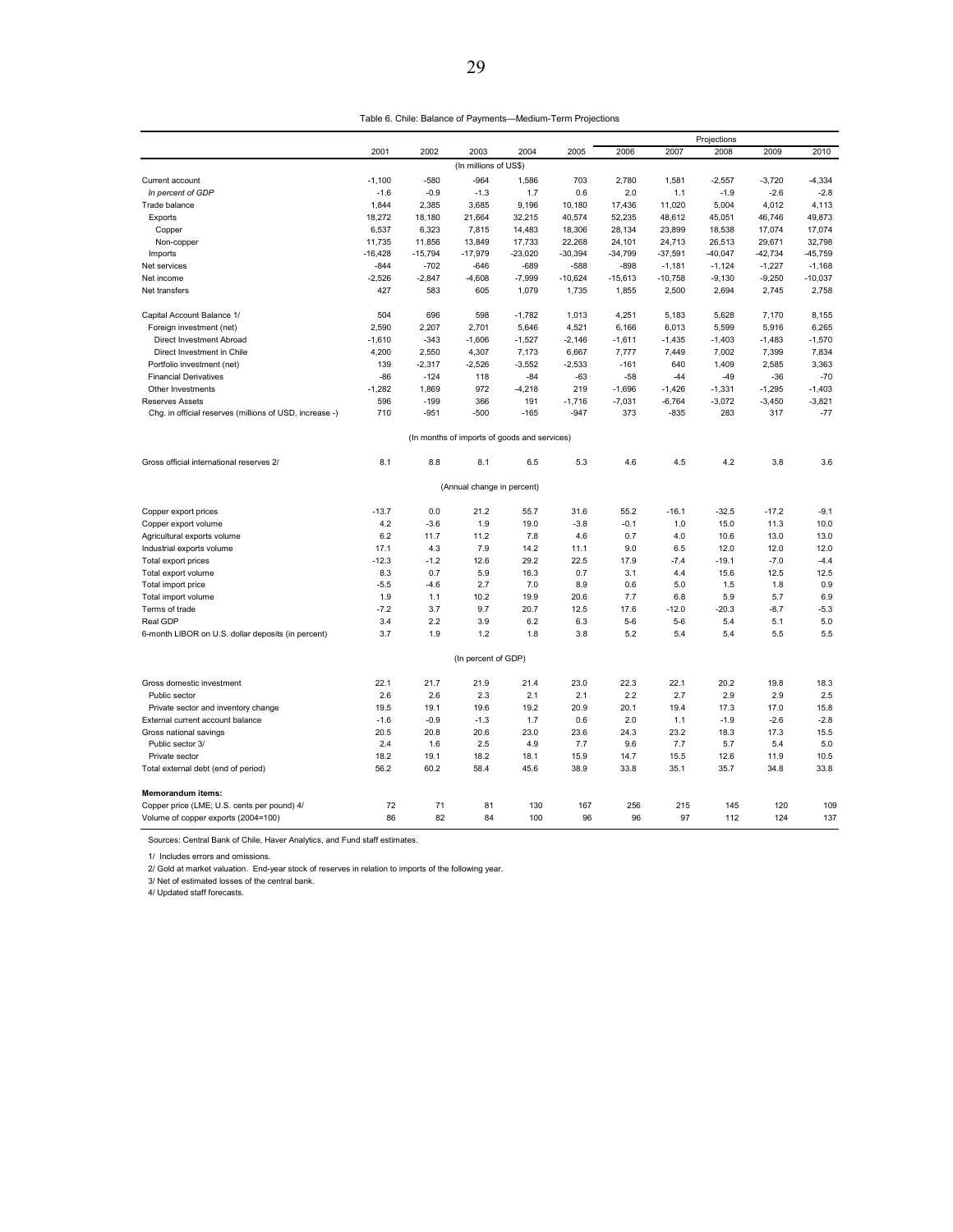Table 6. Chile: Balance of Payments—Medium-Term Projections

| | 2001 | 2002 | 2003 | 2004 | 2005 | 2006 | 2007 | 2008 | 2009 | 2010 |
|---|---|---|---|---|---|---|---|---|---|---|
| | | | | | | Projections | | | | |
| | | | (In millions of US$) | | | | | | | |
| Current account | -1,100 | -580 | -964 | 1,586 | 703 | 2,780 | 1,581 | -2,557 | -3,720 | -4,334 |
| *In percent of GDP* | -1.6 | -0.9 | -1.3 | 1.7 | 0.6 | 2.0 | 1.1 | -1.9 | -2.6 | -2.8 |
| Trade balance | 1,844 | 2,385 | 3,685 | 9,196 | 10,180 | 17,436 | 11,020 | 5,004 | 4,012 | 4,113 |
| Exports | 18,272 | 18,180 | 21,664 | 32,215 | 40,574 | 52,235 | 48,612 | 45,051 | 46,746 | 49,873 |
| Copper | 6,537 | 6,323 | 7,815 | 14,483 | 18,306 | 28,134 | 23,899 | 18,538 | 17,074 | 17,074 |
| Non-copper | 11,735 | 11,856 | 13,849 | 17,733 | 22,268 | 24,101 | 24,713 | 26,513 | 29,671 | 32,798 |
| Imports | -16,428 | -15,794 | -17,979 | -23,020 | -30,394 | -34,799 | -37,591 | -40,047 | -42,734 | -45,759 |
| Net services | -844 | -702 | -646 | -689 | -588 | -898 | -1,181 | -1,124 | -1,227 | -1,168 |
| Net income | -2,526 | -2,847 | -4,608 | -7,999 | -10,624 | -15,613 | -10,758 | -9,130 | -9,250 | -10,037 |
| Net transfers | 427 | 583 | 605 | 1,079 | 1,735 | 1,855 | 2,500 | 2,694 | 2,745 | 2,758 |
| Capital Account Balance 1/ | 504 | 696 | 598 | -1,782 | 1,013 | 4,251 | 5,183 | 5,628 | 7,170 | 8,155 |
| Foreign investment (net) | 2,590 | 2,207 | 2,701 | 5,646 | 4,521 | 6,166 | 6,013 | 5,599 | 5,916 | 6,265 |
| Direct Investment Abroad | -1,610 | -343 | -1,606 | -1,527 | -2,146 | -1,611 | -1,435 | -1,403 | -1,483 | -1,570 |
| Direct Investment in Chile | 4,200 | 2,550 | 4,307 | 7,173 | 6,667 | 7,777 | 7,449 | 7,002 | 7,399 | 7,834 |
| Portfolio investment (net) | 139 | -2,317 | -2,526 | -3,552 | -2,533 | -161 | 640 | 1,409 | 2,585 | 3,363 |
| Financial Derivatives | -86 | -124 | 118 | -84 | -63 | -58 | -44 | -49 | -36 | -70 |
| Other Investments | -1,282 | 1,869 | 972 | -4,218 | 219 | -1,696 | -1,426 | -1,331 | -1,295 | -1,403 |
| Reserves Assets | 596 | -199 | 366 | 191 | -1,716 | -7,031 | -6,764 | -3,072 | -3,450 | -3,821 |
| Chg. in official reserves (millions of USD, increase -) | 710 | -951 | -500 | -165 | -947 | 373 | -835 | 283 | 317 | -77 |
| | | | (In months of imports of goods and services) | | | | | | | |
| Gross official international reserves 2/ | 8.1 | 8.8 | 8.1 | 6.5 | 5.3 | 4.6 | 4.5 | 4.2 | 3.8 | 3.6 |
| | | | (Annual change in percent) | | | | | | | |
| Copper export prices | -13.7 | 0.0 | 21.2 | 55.7 | 31.6 | 55.2 | -16.1 | -32.5 | -17.2 | -9.1 |
| Copper export volume | 4.2 | -3.6 | 1.9 | 19.0 | -3.8 | -0.1 | 1.0 | 15.0 | 11.3 | 10.0 |
| Agricultural exports volume | 6.2 | 11.7 | 11.2 | 7.8 | 4.6 | 0.7 | 4.0 | 10.6 | 13.0 | 13.0 |
| Industrial exports volume | 17.1 | 4.3 | 7.9 | 14.2 | 11.1 | 9.0 | 6.5 | 12.0 | 12.0 | 12.0 |
| Total export prices | -12.3 | -1.2 | 12.6 | 29.2 | 22.5 | 17.9 | -7.4 | -19.1 | -7.0 | -4.4 |
| Total export volume | 8.3 | 0.7 | 5.9 | 16.3 | 0.7 | 3.1 | 4.4 | 15.6 | 12.5 | 12.5 |
| Total import price | -5.5 | -4.6 | 2.7 | 7.0 | 8.9 | 0.6 | 5.0 | 1.5 | 1.8 | 0.9 |
| Total import volume | 1.9 | 1.1 | 10.2 | 19.9 | 20.6 | 7.7 | 6.8 | 5.9 | 5.7 | 6.9 |
| Terms of trade | -7.2 | 3.7 | 9.7 | 20.7 | 12.5 | 17.6 | -12.0 | -20.3 | -8.7 | -5.3 |
| Real GDP | 3.4 | 2.2 | 3.9 | 6.2 | 6.3 | 5-6 | 5-6 | 5.4 | 5.1 | 5.0 |
| 6-month LIBOR on U.S. dollar deposits (in percent) | 3.7 | 1.9 | 1.2 | 1.8 | 3.8 | 5.2 | 5.4 | 5.4 | 5.5 | 5.5 |
| | | | (In percent of GDP) | | | | | | | |
| Gross domestic investment | 22.1 | 21.7 | 21.9 | 21.4 | 23.0 | 22.3 | 22.1 | 20.2 | 19.8 | 18.3 |
| Public sector | 2.6 | 2.6 | 2.3 | 2.1 | 2.1 | 2.2 | 2.7 | 2.9 | 2.9 | 2.5 |
| Private sector and inventory change | 19.5 | 19.1 | 19.6 | 19.2 | 20.9 | 20.1 | 19.4 | 17.3 | 17.0 | 15.8 |
| External current account balance | -1.6 | -0.9 | -1.3 | 1.7 | 0.6 | 2.0 | 1.1 | -1.9 | -2.6 | -2.8 |
| Gross national savings | 20.5 | 20.8 | 20.6 | 23.0 | 23.6 | 24.3 | 23.2 | 18.3 | 17.3 | 15.5 |
| Public sector 3/ | 2.4 | 1.6 | 2.5 | 4.9 | 7.7 | 9.6 | 7.7 | 5.7 | 5.4 | 5.0 |
| Private sector | 18.2 | 19.1 | 18.2 | 18.1 | 15.9 | 14.7 | 15.5 | 12.6 | 11.9 | 10.5 |
| Total external debt (end of period) | 56.2 | 60.2 | 58.4 | 45.6 | 38.9 | 33.8 | 35.1 | 35.7 | 34.8 | 33.8 |
| **Memorandum items:** | | | | | | | | | | |
| Copper price (LME; U.S. cents per pound) 4/ | 72 | 71 | 81 | 130 | 167 | 256 | 215 | 145 | 120 | 109 |
| Volume of copper exports (2004=100) | 86 | 82 | 84 | 100 | 96 | 96 | 97 | 112 | 124 | 137 |

Sources: Central Bank of Chile, Haver Analytics, and Fund staff estimates.

1/ Includes errors and omissions.

2/ Gold at market valuation. End-year stock of reserves in relation to imports of the following year.

3/ Net of estimated losses of the central bank.

4/ Updated staff forecasts.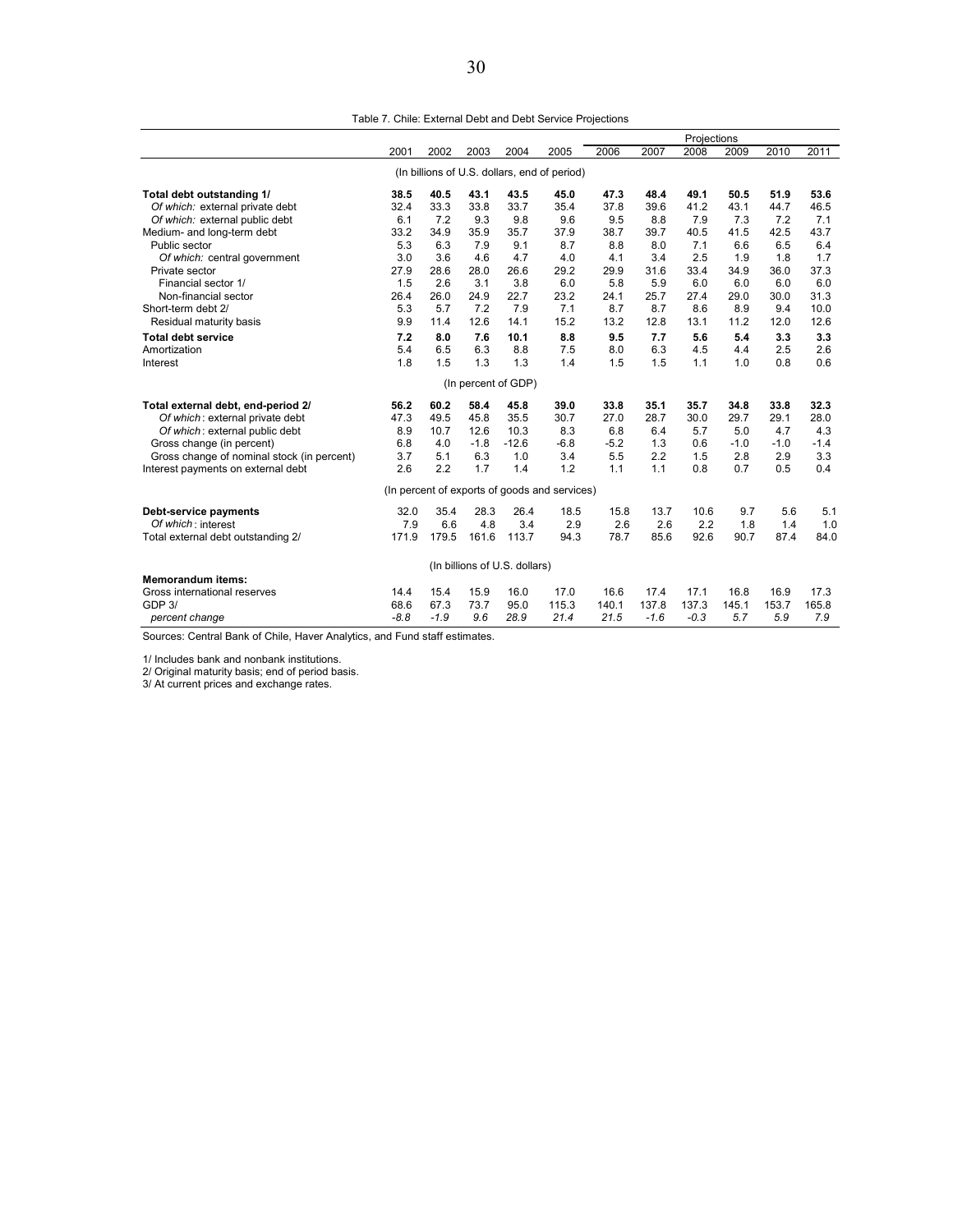Table 7. Chile: External Debt and Debt Service Projections

| | 2001 | 2002 | 2003 | 2004 | 2005 | 2006 | 2007 | 2008 | 2009 | 2010 | 2011 |
|---|---|---|---|---|---|---|---|---|---|---|---|
| | | | | | | Projections | | | | | |
| | (In billions of U.S. dollars, end of period) | | | | | | | | | | |
| **Total debt outstanding 1/** | **38.5** | **40.5** | **43.1** | **43.5** | **45.0** | **47.3** | **48.4** | **49.1** | **50.5** | **51.9** | **53.6** |
| *Of which:* external private debt | 32.4 | 33.3 | 33.8 | 33.7 | 35.4 | 37.8 | 39.6 | 41.2 | 43.1 | 44.7 | 46.5 |
| *Of which:* external public debt | 6.1 | 7.2 | 9.3 | 9.8 | 9.6 | 9.5 | 8.8 | 7.9 | 7.3 | 7.2 | 7.1 |
| Medium- and long-term debt | 33.2 | 34.9 | 35.9 | 35.7 | 37.9 | 38.7 | 39.7 | 40.5 | 41.5 | 42.5 | 43.7 |
| Public sector | 5.3 | 6.3 | 7.9 | 9.1 | 8.7 | 8.8 | 8.0 | 7.1 | 6.6 | 6.5 | 6.4 |
| *Of which:* central government | 3.0 | 3.6 | 4.6 | 4.7 | 4.0 | 4.1 | 3.4 | 2.5 | 1.9 | 1.8 | 1.7 |
| Private sector | 27.9 | 28.6 | 28.0 | 26.6 | 29.2 | 29.9 | 31.6 | 33.4 | 34.9 | 36.0 | 37.3 |
| Financial sector 1/ | 1.5 | 2.6 | 3.1 | 3.8 | 6.0 | 5.8 | 5.9 | 6.0 | 6.0 | 6.0 | 6.0 |
| Non-financial sector | 26.4 | 26.0 | 24.9 | 22.7 | 23.2 | 24.1 | 25.7 | 27.4 | 29.0 | 30.0 | 31.3 |
| Short-term debt 2/ | 5.3 | 5.7 | 7.2 | 7.9 | 7.1 | 8.7 | 8.7 | 8.6 | 8.9 | 9.4 | 10.0 |
| Residual maturity basis | 9.9 | 11.4 | 12.6 | 14.1 | 15.2 | 13.2 | 12.8 | 13.1 | 11.2 | 12.0 | 12.6 |
| **Total debt service** | **7.2** | **8.0** | **7.6** | **10.1** | **8.8** | **9.5** | **7.7** | **5.6** | **5.4** | **3.3** | **3.3** |
| Amortization | 5.4 | 6.5 | 6.3 | 8.8 | 7.5 | 8.0 | 6.3 | 4.5 | 4.4 | 2.5 | 2.6 |
| Interest | 1.8 | 1.5 | 1.3 | 1.3 | 1.4 | 1.5 | 1.5 | 1.1 | 1.0 | 0.8 | 0.6 |
| | (In percent of GDP) | | | | | | | | | | |
| **Total external debt, end-period 2/** | **56.2** | **60.2** | **58.4** | **45.8** | **39.0** | **33.8** | **35.1** | **35.7** | **34.8** | **33.8** | **32.3** |
| *Of which*: external private debt | 47.3 | 49.5 | 45.8 | 35.5 | 30.7 | 27.0 | 28.7 | 30.0 | 29.7 | 29.1 | 28.0 |
| *Of which*: external public debt | 8.9 | 10.7 | 12.6 | 10.3 | 8.3 | 6.8 | 6.4 | 5.7 | 5.0 | 4.7 | 4.3 |
| Gross change (in percent) | 6.8 | 4.0 | -1.8 | -12.6 | -6.8 | -5.2 | 1.3 | 0.6 | -1.0 | -1.0 | -1.4 |
| Gross change of nominal stock (in percent) | 3.7 | 5.1 | 6.3 | 1.0 | 3.4 | 5.5 | 2.2 | 1.5 | 2.8 | 2.9 | 3.3 |
| Interest payments on external debt | 2.6 | 2.2 | 1.7 | 1.4 | 1.2 | 1.1 | 1.1 | 0.8 | 0.7 | 0.5 | 0.4 |
| | (In percent of exports of goods and services) | | | | | | | | | | |
| **Debt-service payments** | 32.0 | 35.4 | 28.3 | 26.4 | 18.5 | 15.8 | 13.7 | 10.6 | 9.7 | 5.6 | 5.1 |
| *Of which*: interest | 7.9 | 6.6 | 4.8 | 3.4 | 2.9 | 2.6 | 2.6 | 2.2 | 1.8 | 1.4 | 1.0 |
| Total external debt outstanding 2/ | 171.9 | 179.5 | 161.6 | 113.7 | 94.3 | 78.7 | 85.6 | 92.6 | 90.7 | 87.4 | 84.0 |
| | (In billions of U.S. dollars) | | | | | | | | | | |
| **Memorandum items:** | | | | | | | | | | | |
| Gross international reserves | 14.4 | 15.4 | 15.9 | 16.0 | 17.0 | 16.6 | 17.4 | 17.1 | 16.8 | 16.9 | 17.3 |
| GDP 3/ | 68.6 | 67.3 | 73.7 | 95.0 | 115.3 | 140.1 | 137.8 | 137.3 | 145.1 | 153.7 | 165.8 |
| *percent change* | *-8.8* | *-1.9* | *9.6* | *28.9* | *21.4* | *21.5* | *-1.6* | *-0.3* | *5.7* | *5.9* | *7.9* |

Sources: Central Bank of Chile, Haver Analytics, and Fund staff estimates.

1/ Includes bank and nonbank institutions.
2/ Original maturity basis; end of period basis.
3/ At current prices and exchange rates.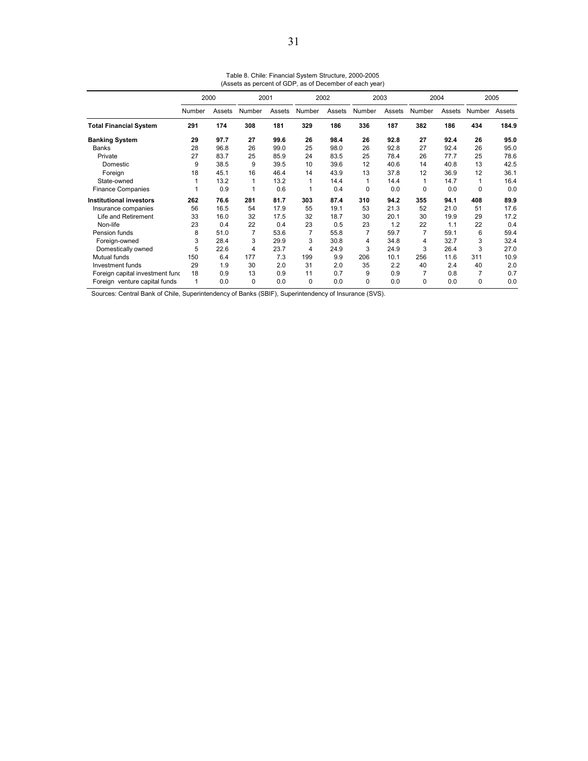Table 8. Chile: Financial System Structure, 2000-2005
(Assets as percent of GDP, as of December of each year)

| | 2000 | | 2001 | | 2002 | | 2003 | | 2004 | | 2005 | |
|---|---|---|---|---|---|---|---|---|---|---|---|---|
| | Number | Assets | Number | Assets | Number | Assets | Number | Assets | Number | Assets | Number | Assets |
| **Total Financial System** | **291** | **174** | **308** | **181** | **329** | **186** | **336** | **187** | **382** | **186** | **434** | **184.9** |
| **Banking System** | **29** | **97.7** | **27** | **99.6** | **26** | **98.4** | **26** | **92.8** | **27** | **92.4** | **26** | **95.0** |
| Banks | 28 | 96.8 | 26 | 99.0 | 25 | 98.0 | 26 | 92.8 | 27 | 92.4 | 26 | 95.0 |
| Private | 27 | 83.7 | 25 | 85.9 | 24 | 83.5 | 25 | 78.4 | 26 | 77.7 | 25 | 78.6 |
| Domestic | 9 | 38.5 | 9 | 39.5 | 10 | 39.6 | 12 | 40.6 | 14 | 40.8 | 13 | 42.5 |
| Foreign | 18 | 45.1 | 16 | 46.4 | 14 | 43.9 | 13 | 37.8 | 12 | 36.9 | 12 | 36.1 |
| State-owned | 1 | 13.2 | 1 | 13.2 | 1 | 14.4 | 1 | 14.4 | 1 | 14.7 | 1 | 16.4 |
| Finance Companies | 1 | 0.9 | 1 | 0.6 | 1 | 0.4 | 0 | 0.0 | 0 | 0.0 | 0 | 0.0 |
| **Institutional investors** | **262** | **76.6** | **281** | **81.7** | **303** | **87.4** | **310** | **94.2** | **355** | **94.1** | **408** | **89.9** |
| Insurance companies | 56 | 16.5 | 54 | 17.9 | 55 | 19.1 | 53 | 21.3 | 52 | 21.0 | 51 | 17.6 |
| Life and Retirement | 33 | 16.0 | 32 | 17.5 | 32 | 18.7 | 30 | 20.1 | 30 | 19.9 | 29 | 17.2 |
| Non-life | 23 | 0.4 | 22 | 0.4 | 23 | 0.5 | 23 | 1.2 | 22 | 1.1 | 22 | 0.4 |
| Pension funds | 8 | 51.0 | 7 | 53.6 | 7 | 55.8 | 7 | 59.7 | 7 | 59.1 | 6 | 59.4 |
| Foreign-owned | 3 | 28.4 | 3 | 29.9 | 3 | 30.8 | 4 | 34.8 | 4 | 32.7 | 3 | 32.4 |
| Domestically owned | 5 | 22.6 | 4 | 23.7 | 4 | 24.9 | 3 | 24.9 | 3 | 26.4 | 3 | 27.0 |
| Mutual funds | 150 | 6.4 | 177 | 7.3 | 199 | 9.9 | 206 | 10.1 | 256 | 11.6 | 311 | 10.9 |
| Investment funds | 29 | 1.9 | 30 | 2.0 | 31 | 2.0 | 35 | 2.2 | 40 | 2.4 | 40 | 2.0 |
| Foreign capital investment func | 18 | 0.9 | 13 | 0.9 | 11 | 0.7 | 9 | 0.9 | 7 | 0.8 | 7 | 0.7 |
| Foreign venture capital funds | 1 | 0.0 | 0 | 0.0 | 0 | 0.0 | 0 | 0.0 | 0 | 0.0 | 0 | 0.0 |

Sources: Central Bank of Chile, Superintendency of Banks (SBIF), Superintendency of Insurance (SVS).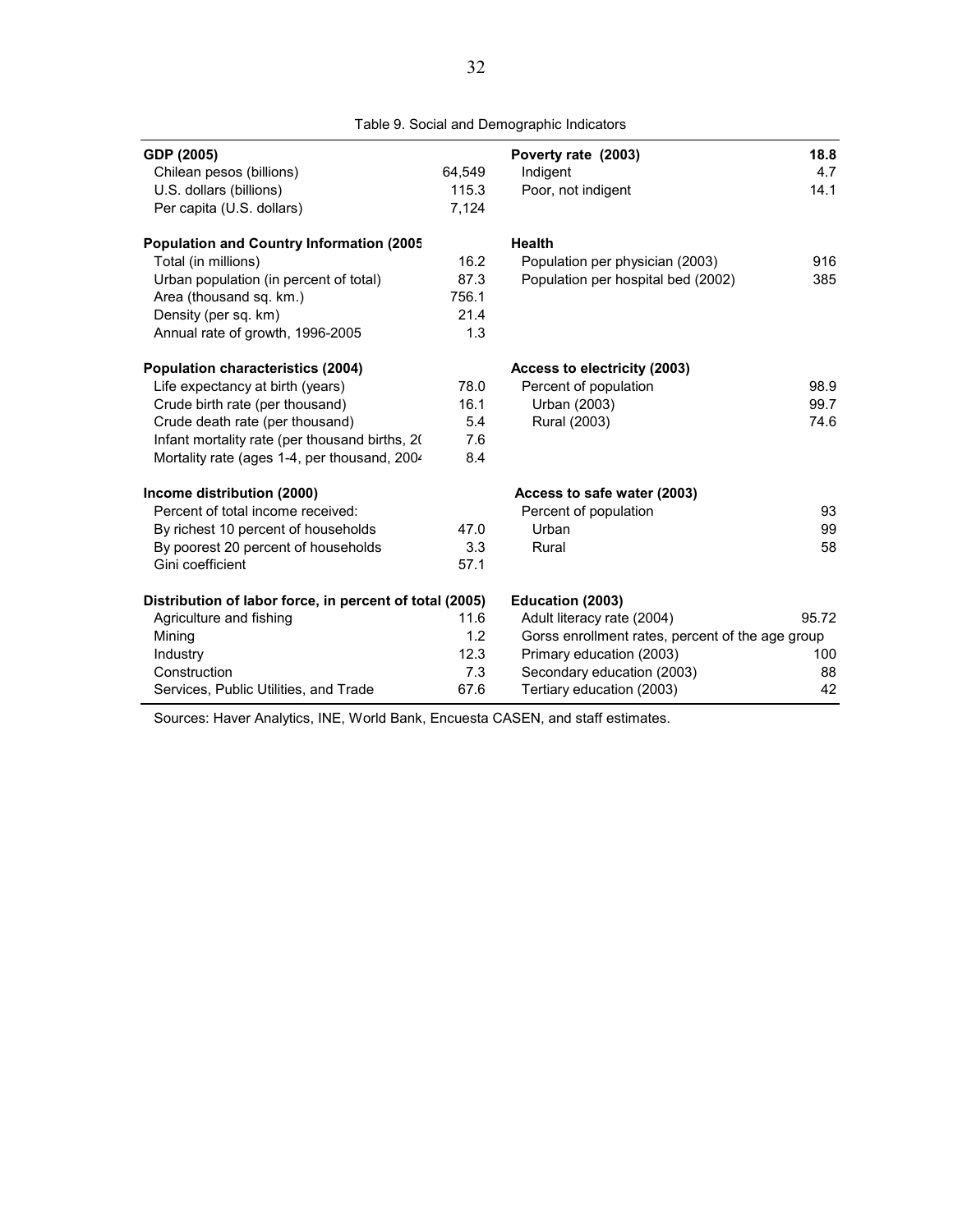Table 9. Social and Demographic Indicators

| | | | |
|---|---|---|---|
| **GDP (2005)** | | **Poverty rate (2003)** | **18.8** |
| Chilean pesos (billions) | 64,549 | Indigent | 4.7 |
| U.S. dollars (billions) | 115.3 | Poor, not indigent | 14.1 |
| Per capita (U.S. dollars) | 7,124 | | |
| **Population and Country Information (2005** | | **Health** | |
| Total (in millions) | 16.2 | Population per physician (2003) | 916 |
| Urban population (in percent of total) | 87.3 | Population per hospital bed (2002) | 385 |
| Area (thousand sq. km.) | 756.1 | | |
| Density (per sq. km) | 21.4 | | |
| Annual rate of growth, 1996-2005 | 1.3 | | |
| **Population characteristics (2004)** | | **Access to electricity (2003)** | |
| Life expectancy at birth (years) | 78.0 | Percent of population | 98.9 |
| Crude birth rate (per thousand) | 16.1 | Urban (2003) | 99.7 |
| Crude death rate (per thousand) | 5.4 | Rural (2003) | 74.6 |
| Infant mortality rate (per thousand births, 2( | 7.6 | | |
| Mortality rate (ages 1-4, per thousand, 2004 | 8.4 | | |
| **Income distribution (2000)** | | **Access to safe water (2003)** | |
| Percent of total income received: | | Percent of population | 93 |
| By richest 10 percent of households | 47.0 | Urban | 99 |
| By poorest 20 percent of households | 3.3 | Rural | 58 |
| Gini coefficient | 57.1 | | |
| **Distribution of labor force, in percent of total (2005)** | | **Education (2003)** | |
| Agriculture and fishing | 11.6 | Adult literacy rate (2004) | 95.72 |
| Mining | 1.2 | Gorss enrollment rates, percent of the age group | |
| Industry | 12.3 | Primary education (2003) | 100 |
| Construction | 7.3 | Secondary education (2003) | 88 |
| Services, Public Utilities, and Trade | 67.6 | Tertiary education (2003) | 42 |

Sources: Haver Analytics, INE, World Bank, Encuesta CASEN, and staff estimates.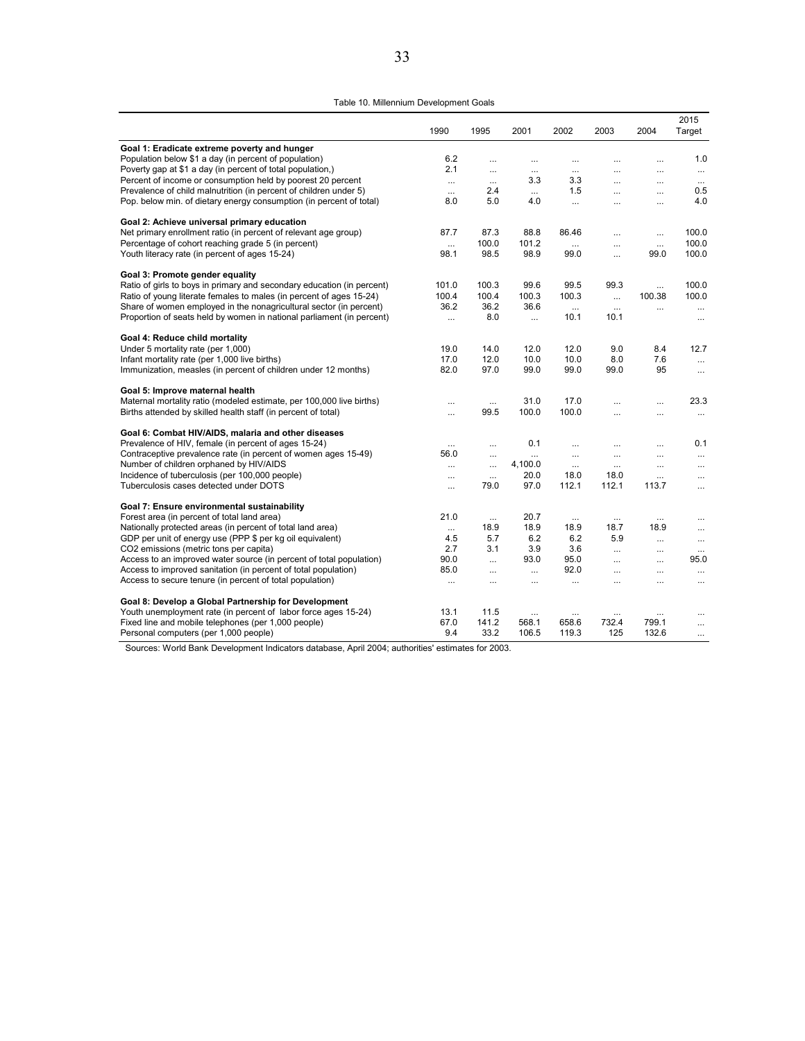Table 10. Millennium Development Goals

| | 1990 | 1995 | 2001 | 2002 | 2003 | 2004 | 2015 Target |
|---|---|---|---|---|---|---|---|
| **Goal 1: Eradicate extreme poverty and hunger** | | | | | | | |
| Population below $1 a day (in percent of population) | 6.2 | ... | ... | ... | ... | ... | 1.0 |
| Poverty gap at $1 a day (in percent of total population,) | 2.1 | ... | ... | ... | ... | ... | ... |
| Percent of income or consumption held by poorest 20 percent | ... | ... | 3.3 | 3.3 | ... | ... | ... |
| Prevalence of child malnutrition (in percent of children under 5) | ... | 2.4 | ... | 1.5 | ... | ... | 0.5 |
| Pop. below min. of dietary energy consumption (in percent of total) | 8.0 | 5.0 | 4.0 | ... | ... | ... | 4.0 |
| **Goal 2: Achieve universal primary education** | | | | | | | |
| Net primary enrollment ratio (in percent of relevant age group) | 87.7 | 87.3 | 88.8 | 86.46 | ... | ... | 100.0 |
| Percentage of cohort reaching grade 5 (in percent) | ... | 100.0 | 101.2 | ... | ... | ... | 100.0 |
| Youth literacy rate (in percent of ages 15-24) | 98.1 | 98.5 | 98.9 | 99.0 | ... | 99.0 | 100.0 |
| **Goal 3: Promote gender equality** | | | | | | | |
| Ratio of girls to boys in primary and secondary education (in percent) | 101.0 | 100.3 | 99.6 | 99.5 | 99.3 | ... | 100.0 |
| Ratio of young literate females to males (in percent of ages 15-24) | 100.4 | 100.4 | 100.3 | 100.3 | ... | 100.38 | 100.0 |
| Share of women employed in the nonagricultural sector (in percent) | 36.2 | 36.2 | 36.6 | ... | ... | ... | ... |
| Proportion of seats held by women in national parliament (in percent) | ... | 8.0 | ... | 10.1 | 10.1 | | ... |
| **Goal 4: Reduce child mortality** | | | | | | | |
| Under 5 mortality rate (per 1,000) | 19.0 | 14.0 | 12.0 | 12.0 | 9.0 | 8.4 | 12.7 |
| Infant mortality rate (per 1,000 live births) | 17.0 | 12.0 | 10.0 | 10.0 | 8.0 | 7.6 | ... |
| Immunization, measles (in percent of children under 12 months) | 82.0 | 97.0 | 99.0 | 99.0 | 99.0 | 95 | ... |
| **Goal 5: Improve maternal health** | | | | | | | |
| Maternal mortality ratio (modeled estimate, per 100,000 live births) | ... | ... | 31.0 | 17.0 | ... | ... | 23.3 |
| Births attended by skilled health staff (in percent of total) | ... | 99.5 | 100.0 | 100.0 | ... | ... | ... |
| **Goal 6: Combat HIV/AIDS, malaria and other diseases** | | | | | | | |
| Prevalence of HIV, female (in percent of ages 15-24) | ... | ... | 0.1 | ... | ... | ... | 0.1 |
| Contraceptive prevalence rate (in percent of women ages 15-49) | 56.0 | ... | ... | ... | ... | ... | ... |
| Number of children orphaned by HIV/AIDS | ... | ... | 4,100.0 | ... | ... | ... | ... |
| Incidence of tuberculosis (per 100,000 people) | ... | ... | 20.0 | 18.0 | 18.0 | ... | ... |
| Tuberculosis cases detected under DOTS | ... | 79.0 | 97.0 | 112.1 | 112.1 | 113.7 | ... |
| **Goal 7: Ensure environmental sustainability** | | | | | | | |
| Forest area (in percent of total land area) | 21.0 | ... | 20.7 | ... | ... | ... | ... |
| Nationally protected areas (in percent of total land area) | ... | 18.9 | 18.9 | 18.9 | 18.7 | 18.9 | ... |
| GDP per unit of energy use (PPP $ per kg oil equivalent) | 4.5 | 5.7 | 6.2 | 6.2 | 5.9 | ... | ... |
| CO2 emissions (metric tons per capita) | 2.7 | 3.1 | 3.9 | 3.6 | ... | ... | ... |
| Access to an improved water source (in percent of total population) | 90.0 | ... | 93.0 | 95.0 | ... | ... | 95.0 |
| Access to improved sanitation (in percent of total population) | 85.0 | ... | ... | 92.0 | ... | ... | ... |
| Access to secure tenure (in percent of total population) | ... | ... | ... | ... | ... | ... | ... |
| **Goal 8: Develop a Global Partnership for Development** | | | | | | | |
| Youth unemployment rate (in percent of labor force ages 15-24) | 13.1 | 11.5 | ... | ... | ... | ... | ... |
| Fixed line and mobile telephones (per 1,000 people) | 67.0 | 141.2 | 568.1 | 658.6 | 732.4 | 799.1 | ... |
| Personal computers (per 1,000 people) | 9.4 | 33.2 | 106.5 | 119.3 | 125 | 132.6 | ... |

Sources: World Bank Development Indicators database, April 2004; authorities' estimates for 2003.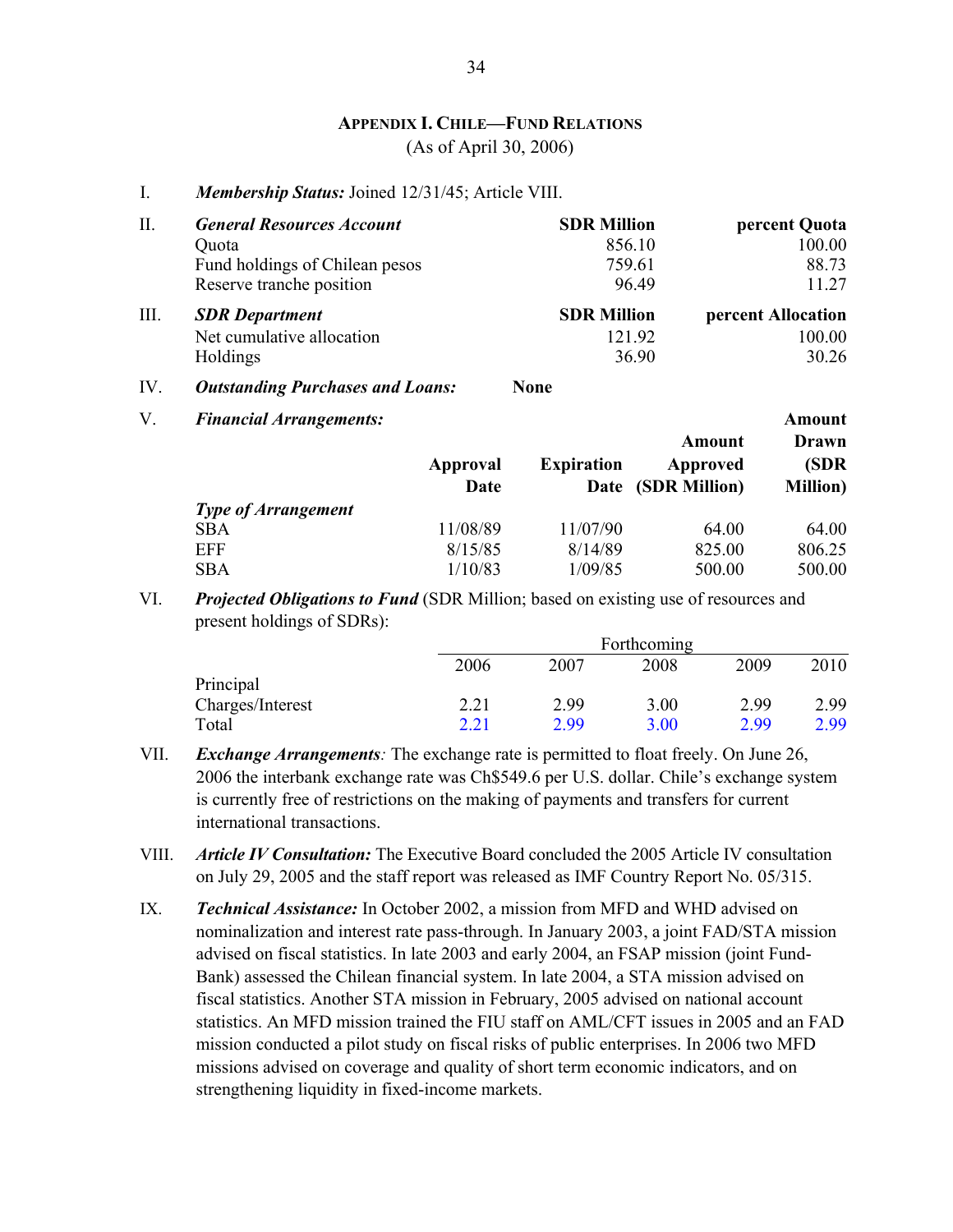# APPENDIX I. CHILE—FUND RELATIONS

(As of April 30, 2006)

I. ***Membership Status:*** Joined 12/31/45; Article VIII.

| II. | ***General Resources Account*** | **SDR Million** | **percent Quota** |
|---|---|---|---|
| | Quota | 856.10 | 100.00 |
| | Fund holdings of Chilean pesos | 759.61 | 88.73 |
| | Reserve tranche position | 96.49 | 11.27 |

| III. | ***SDR Department*** | **SDR Million** | **percent Allocation** |
|---|---|---|---|
| | Net cumulative allocation | 121.92 | 100.00 |
| | Holdings | 36.90 | 30.26 |

IV. ***Outstanding Purchases and Loans:*** **None**

V. ***Financial Arrangements:***

| ***Type of Arrangement*** | **Approval Date** | **Expiration Date** | **Amount Approved (SDR Million)** | **Amount Drawn (SDR Million)** |
|---|---|---|---|---|
| SBA | 11/08/89 | 11/07/90 | 64.00 | 64.00 |
| EFF | 8/15/85 | 8/14/89 | 825.00 | 806.25 |
| SBA | 1/10/83 | 1/09/85 | 500.00 | 500.00 |

VI. ***Projected Obligations to Fund*** (SDR Million; based on existing use of resources and present holdings of SDRs):

| | Forthcoming | | | | |
|---|---|---|---|---|---|
| | 2006 | 2007 | 2008 | 2009 | 2010 |
| Principal | | | | | |
| Charges/Interest | 2.21 | 2.99 | 3.00 | 2.99 | 2.99 |
| Total | 2.21 | 2.99 | 3.00 | 2.99 | 2.99 |

VII. ***Exchange Arrangements****:* The exchange rate is permitted to float freely. On June 26, 2006 the interbank exchange rate was Ch$549.6 per U.S. dollar. Chile's exchange system is currently free of restrictions on the making of payments and transfers for current international transactions.

VIII. ***Article IV Consultation:*** The Executive Board concluded the 2005 Article IV consultation on July 29, 2005 and the staff report was released as IMF Country Report No. 05/315.

IX. ***Technical Assistance:*** In October 2002, a mission from MFD and WHD advised on nominalization and interest rate pass-through. In January 2003, a joint FAD/STA mission advised on fiscal statistics. In late 2003 and early 2004, an FSAP mission (joint Fund-Bank) assessed the Chilean financial system. In late 2004, a STA mission advised on fiscal statistics. Another STA mission in February, 2005 advised on national account statistics. An MFD mission trained the FIU staff on AML/CFT issues in 2005 and an FAD mission conducted a pilot study on fiscal risks of public enterprises. In 2006 two MFD missions advised on coverage and quality of short term economic indicators, and on strengthening liquidity in fixed-income markets.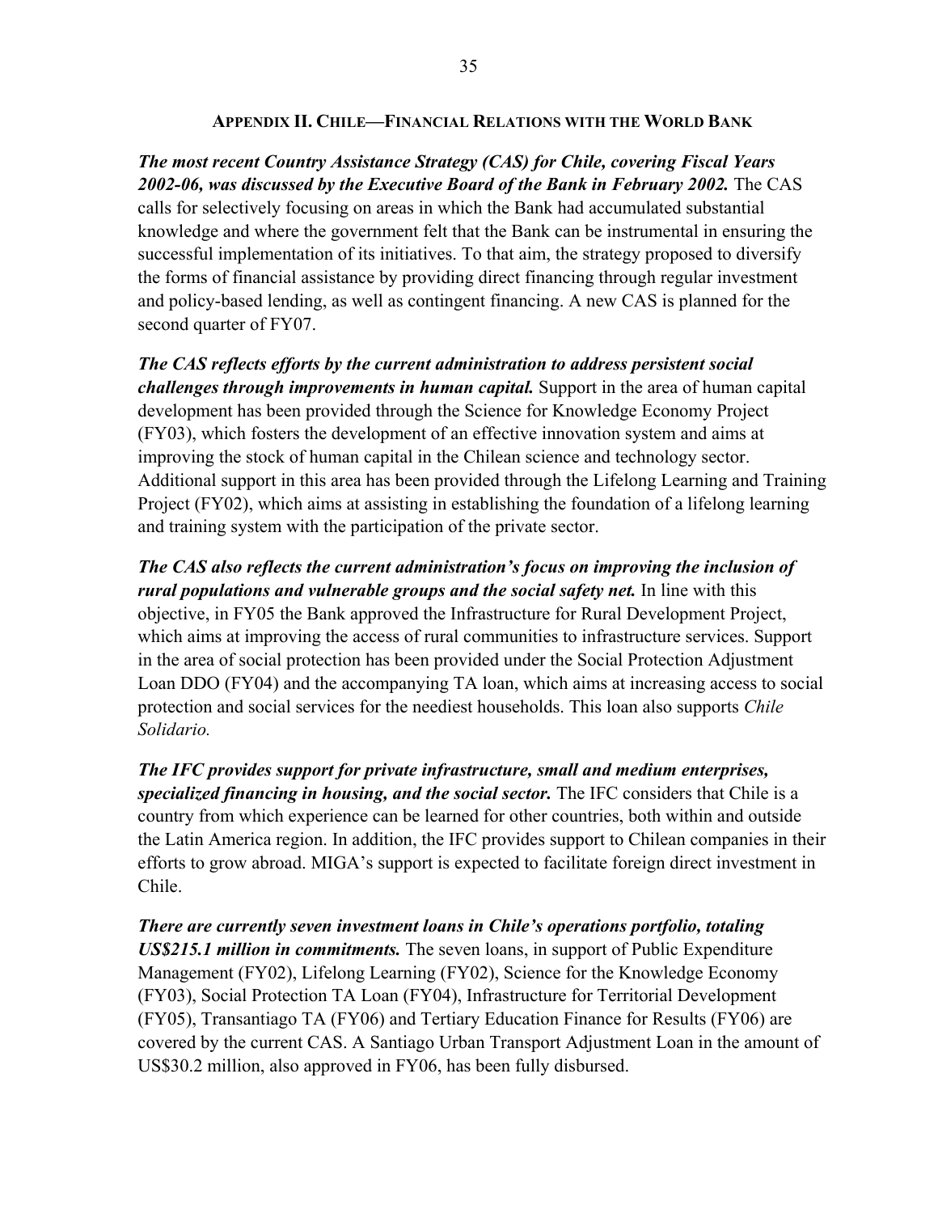## APPENDIX II. CHILE—FINANCIAL RELATIONS WITH THE WORLD BANK

***The most recent Country Assistance Strategy (CAS) for Chile, covering Fiscal Years 2002-06, was discussed by the Executive Board of the Bank in February 2002.*** The CAS calls for selectively focusing on areas in which the Bank had accumulated substantial knowledge and where the government felt that the Bank can be instrumental in ensuring the successful implementation of its initiatives. To that aim, the strategy proposed to diversify the forms of financial assistance by providing direct financing through regular investment and policy-based lending, as well as contingent financing. A new CAS is planned for the second quarter of FY07.

***The CAS reflects efforts by the current administration to address persistent social challenges through improvements in human capital.*** Support in the area of human capital development has been provided through the Science for Knowledge Economy Project (FY03), which fosters the development of an effective innovation system and aims at improving the stock of human capital in the Chilean science and technology sector. Additional support in this area has been provided through the Lifelong Learning and Training Project (FY02), which aims at assisting in establishing the foundation of a lifelong learning and training system with the participation of the private sector.

***The CAS also reflects the current administration's focus on improving the inclusion of rural populations and vulnerable groups and the social safety net.*** In line with this objective, in FY05 the Bank approved the Infrastructure for Rural Development Project, which aims at improving the access of rural communities to infrastructure services. Support in the area of social protection has been provided under the Social Protection Adjustment Loan DDO (FY04) and the accompanying TA loan, which aims at increasing access to social protection and social services for the neediest households. This loan also supports *Chile Solidario.*

***The IFC provides support for private infrastructure, small and medium enterprises, specialized financing in housing, and the social sector.*** The IFC considers that Chile is a country from which experience can be learned for other countries, both within and outside the Latin America region. In addition, the IFC provides support to Chilean companies in their efforts to grow abroad. MIGA's support is expected to facilitate foreign direct investment in Chile.

***There are currently seven investment loans in Chile's operations portfolio, totaling US$215.1 million in commitments.*** The seven loans, in support of Public Expenditure Management (FY02), Lifelong Learning (FY02), Science for the Knowledge Economy (FY03), Social Protection TA Loan (FY04), Infrastructure for Territorial Development (FY05), Transantiago TA (FY06) and Tertiary Education Finance for Results (FY06) are covered by the current CAS. A Santiago Urban Transport Adjustment Loan in the amount of US$30.2 million, also approved in FY06, has been fully disbursed.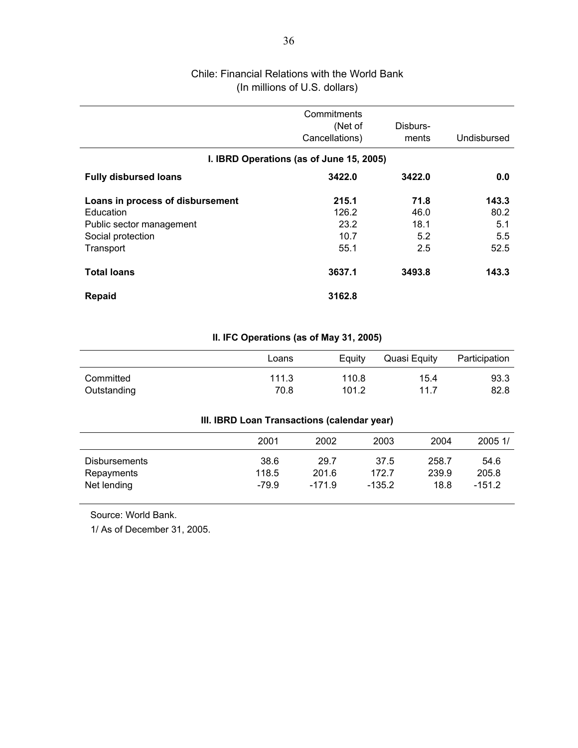## Chile: Financial Relations with the World Bank
(In millions of U.S. dollars)

| | Commitments (Net of Cancellations) | Disburs-ments | Undisbursed |
|---|---|---|---|
| **I. IBRD Operations (as of June 15, 2005)** | | | |
| **Fully disbursed loans** | **3422.0** | **3422.0** | **0.0** |
| **Loans in process of disbursement** | **215.1** | **71.8** | **143.3** |
| Education | 126.2 | 46.0 | 80.2 |
| Public sector management | 23.2 | 18.1 | 5.1 |
| Social protection | 10.7 | 5.2 | 5.5 |
| Transport | 55.1 | 2.5 | 52.5 |
| **Total loans** | **3637.1** | **3493.8** | **143.3** |
| **Repaid** | **3162.8** | | |

### II. IFC Operations (as of May 31, 2005)

| | Loans | Equity | Quasi Equity | Participation |
|---|---|---|---|---|
| Committed | 111.3 | 110.8 | 15.4 | 93.3 |
| Outstanding | 70.8 | 101.2 | 11.7 | 82.8 |

### III. IBRD Loan Transactions (calendar year)

| | 2001 | 2002 | 2003 | 2004 | 2005 1/ |
|---|---|---|---|---|---|
| Disbursements | 38.6 | 29.7 | 37.5 | 258.7 | 54.6 |
| Repayments | 118.5 | 201.6 | 172.7 | 239.9 | 205.8 |
| Net lending | -79.9 | -171.9 | -135.2 | 18.8 | -151.2 |

Source: World Bank.

1/ As of December 31, 2005.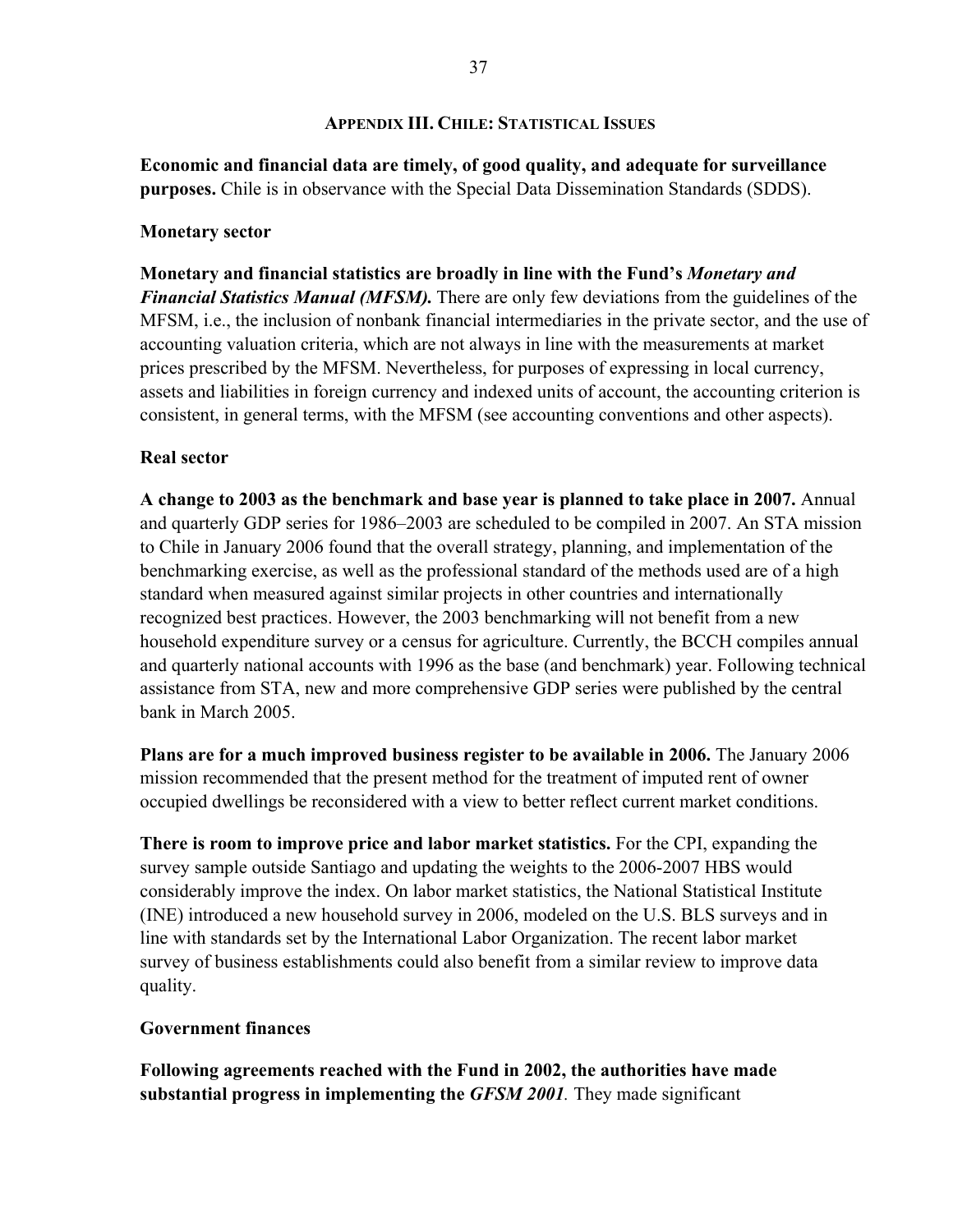## Appendix III. Chile: Statistical Issues

**Economic and financial data are timely, of good quality, and adequate for surveillance purposes.** Chile is in observance with the Special Data Dissemination Standards (SDDS).

### Monetary sector

**Monetary and financial statistics are broadly in line with the Fund's *Monetary and Financial Statistics Manual (MFSM).*** There are only few deviations from the guidelines of the MFSM, i.e., the inclusion of nonbank financial intermediaries in the private sector, and the use of accounting valuation criteria, which are not always in line with the measurements at market prices prescribed by the MFSM. Nevertheless, for purposes of expressing in local currency, assets and liabilities in foreign currency and indexed units of account, the accounting criterion is consistent, in general terms, with the MFSM (see accounting conventions and other aspects).

### Real sector

**A change to 2003 as the benchmark and base year is planned to take place in 2007.** Annual and quarterly GDP series for 1986–2003 are scheduled to be compiled in 2007. An STA mission to Chile in January 2006 found that the overall strategy, planning, and implementation of the benchmarking exercise, as well as the professional standard of the methods used are of a high standard when measured against similar projects in other countries and internationally recognized best practices. However, the 2003 benchmarking will not benefit from a new household expenditure survey or a census for agriculture. Currently, the BCCH compiles annual and quarterly national accounts with 1996 as the base (and benchmark) year. Following technical assistance from STA, new and more comprehensive GDP series were published by the central bank in March 2005.

**Plans are for a much improved business register to be available in 2006.** The January 2006 mission recommended that the present method for the treatment of imputed rent of owner occupied dwellings be reconsidered with a view to better reflect current market conditions.

**There is room to improve price and labor market statistics.** For the CPI, expanding the survey sample outside Santiago and updating the weights to the 2006-2007 HBS would considerably improve the index. On labor market statistics, the National Statistical Institute (INE) introduced a new household survey in 2006, modeled on the U.S. BLS surveys and in line with standards set by the International Labor Organization. The recent labor market survey of business establishments could also benefit from a similar review to improve data quality.

### Government finances

**Following agreements reached with the Fund in 2002, the authorities have made substantial progress in implementing the *GFSM 2001*.** They made significant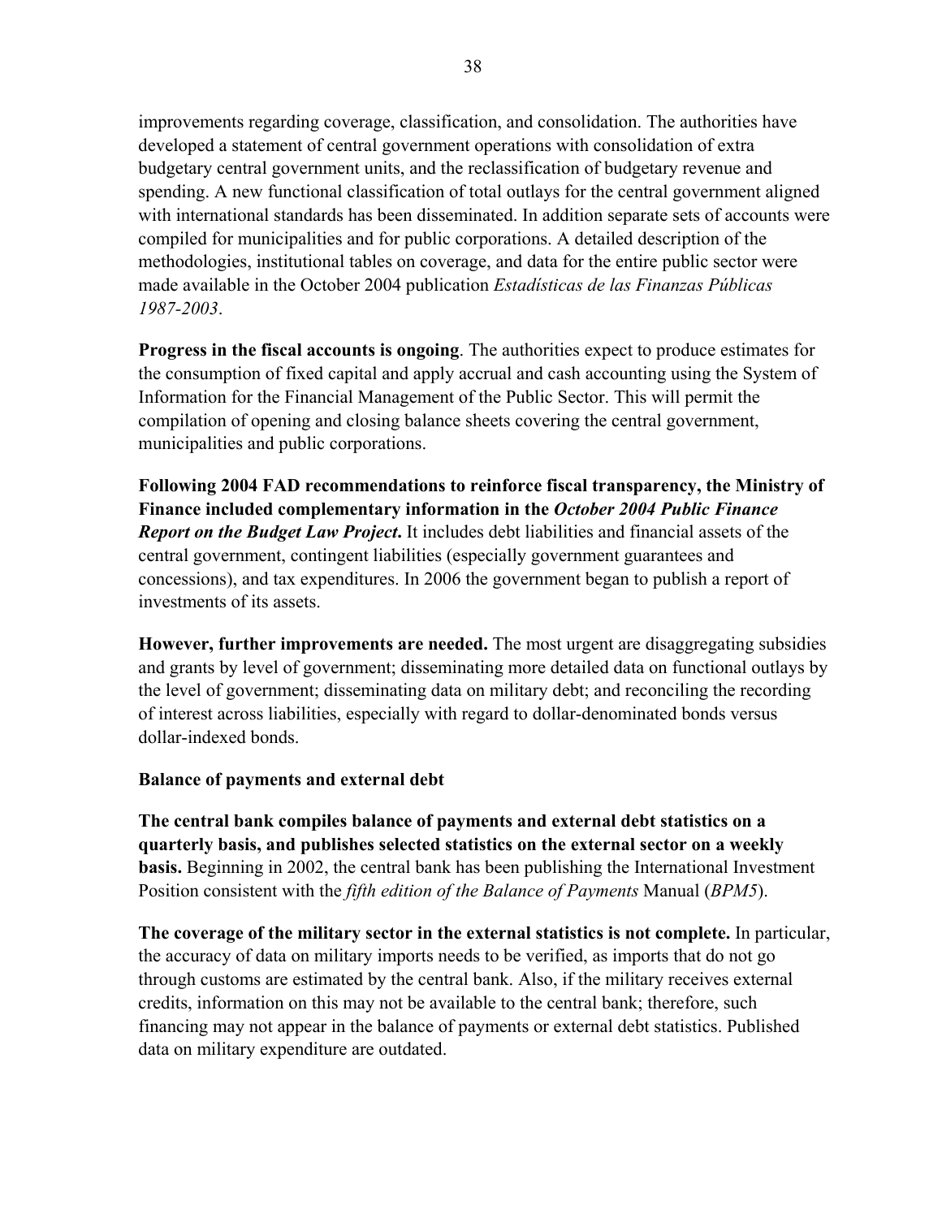improvements regarding coverage, classification, and consolidation. The authorities have developed a statement of central government operations with consolidation of extra budgetary central government units, and the reclassification of budgetary revenue and spending. A new functional classification of total outlays for the central government aligned with international standards has been disseminated. In addition separate sets of accounts were compiled for municipalities and for public corporations. A detailed description of the methodologies, institutional tables on coverage, and data for the entire public sector were made available in the October 2004 publication *Estadísticas de las Finanzas Públicas 1987-2003*.

**Progress in the fiscal accounts is ongoing**. The authorities expect to produce estimates for the consumption of fixed capital and apply accrual and cash accounting using the System of Information for the Financial Management of the Public Sector. This will permit the compilation of opening and closing balance sheets covering the central government, municipalities and public corporations.

**Following 2004 FAD recommendations to reinforce fiscal transparency, the Ministry of Finance included complementary information in the *October 2004 Public Finance Report on the Budget Law Project*.** It includes debt liabilities and financial assets of the central government, contingent liabilities (especially government guarantees and concessions), and tax expenditures. In 2006 the government began to publish a report of investments of its assets.

**However, further improvements are needed.** The most urgent are disaggregating subsidies and grants by level of government; disseminating more detailed data on functional outlays by the level of government; disseminating data on military debt; and reconciling the recording of interest across liabilities, especially with regard to dollar-denominated bonds versus dollar-indexed bonds.

**Balance of payments and external debt**

**The central bank compiles balance of payments and external debt statistics on a quarterly basis, and publishes selected statistics on the external sector on a weekly basis.** Beginning in 2002, the central bank has been publishing the International Investment Position consistent with the *fifth edition of the Balance of Payments* Manual (*BPM5*).

**The coverage of the military sector in the external statistics is not complete.** In particular, the accuracy of data on military imports needs to be verified, as imports that do not go through customs are estimated by the central bank. Also, if the military receives external credits, information on this may not be available to the central bank; therefore, such financing may not appear in the balance of payments or external debt statistics. Published data on military expenditure are outdated.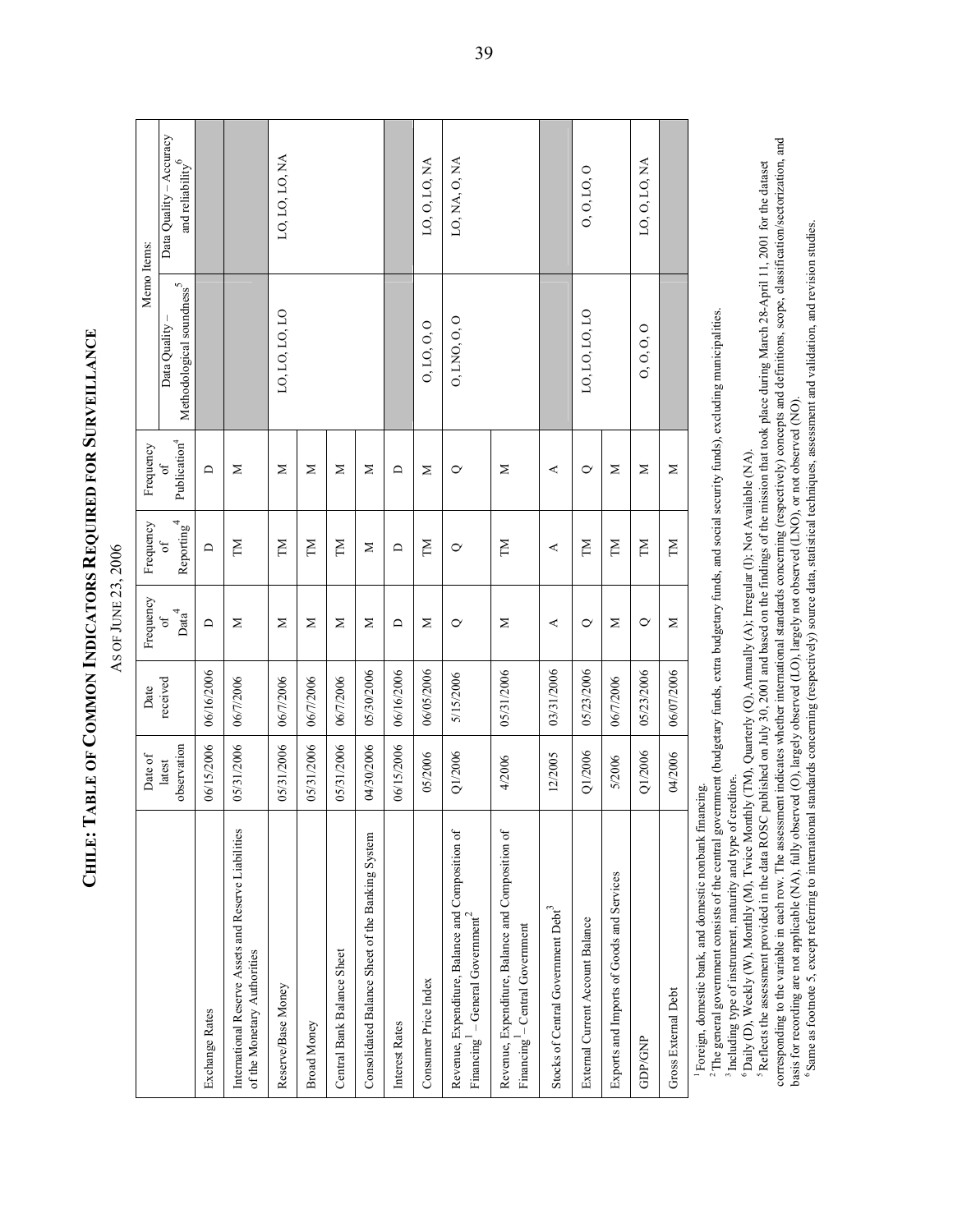# Chile: Table of Common Indicators Required for Surveillance

As of June 23, 2006

| | Date of latest observation | Date received | Frequency of Data[4] | Frequency of Reporting[4] | Frequency of Publication[4] | Memo Items: Data Quality – Methodological soundness[5] | Memo Items: Data Quality – Accuracy and reliability[6] |
|---|---|---|---|---|---|---|---|
| Exchange Rates | 06/15/2006 | 06/16/2006 | D | D | D | | |
| International Reserve Assets and Reserve Liabilities of the Monetary Authorities | 05/31/2006 | 06/7/2006 | M | TM | M | | |
| Reserve/Base Money | 05/31/2006 | 06/7/2006 | M | TM | M | LO, LO, LO, LO | LO, LO, LO, NA |
| Broad Money | 05/31/2006 | 06/7/2006 | M | TM | M | | |
| Central Bank Balance Sheet | 05/31/2006 | 06/7/2006 | M | TM | M | | |
| Consolidated Balance Sheet of the Banking System | 04/30/2006 | 05/30/2006 | M | M | M | | |
| Interest Rates | 06/15/2006 | 06/16/2006 | D | D | D | | |
| Consumer Price Index | 05/2006 | 06/05/2006 | M | TM | M | O, LO, O, O | LO, O, LO, NA |
| Revenue, Expenditure, Balance and Composition of Financing[1] – General Government[2] | Q1/2006 | 5/15/2006 | Q | Q | Q | O, LNO, O, O | LO, NA, O, NA |
| Revenue, Expenditure, Balance and Composition of Financing[1] – Central Government | 4/2006 | 05/31/2006 | M | TM | M | | |
| Stocks of Central Government Debt[3] | 12/2005 | 03/31/2006 | A | A | A | | |
| External Current Account Balance | Q1/2006 | 05/23/2006 | Q | TM | Q | LO, LO, LO, LO | O, O, LO, O |
| Exports and Imports of Goods and Services | 5/2006 | 06/7/2006 | M | TM | M | | |
| GDP/GNP | Q1/2006 | 05/23/2006 | Q | TM | M | O, O, O, O | LO, O, LO, NA |
| Gross External Debt | 04/2006 | 06/07/2006 | M | TM | M | | |

[1] Foreign, domestic bank, and domestic nonbank financing.

[2] The general government consists of the central government (budgetary funds, extra budgetary funds, and social security funds), excluding municipalities.

[3] Including type of instrument, maturity and type of creditor.

[4] Daily (D), Weekly (W), Monthly (M), Twice Monthly (TM), Quarterly (Q), Annually (A); Irregular (I); Not Available (NA).

[5] Reflects the assessment provided in the data ROSC published on July 30, 2001 and based on the findings of the mission that took place during March 28-April 11, 2001 for the dataset corresponding to the variable in each row. The assessment indicates whether international standards concerning (respectively) concepts and definitions, scope, classification/sectorization, and basis for recording are not applicable (NA), fully observed (O), largely observed (LO), largely not observed (LNO), or not observed (NO).

[6] Same as footnote 5, except referring to international standards concerning (respectively) source data, statistical techniques, assessment and validation, and revision studies.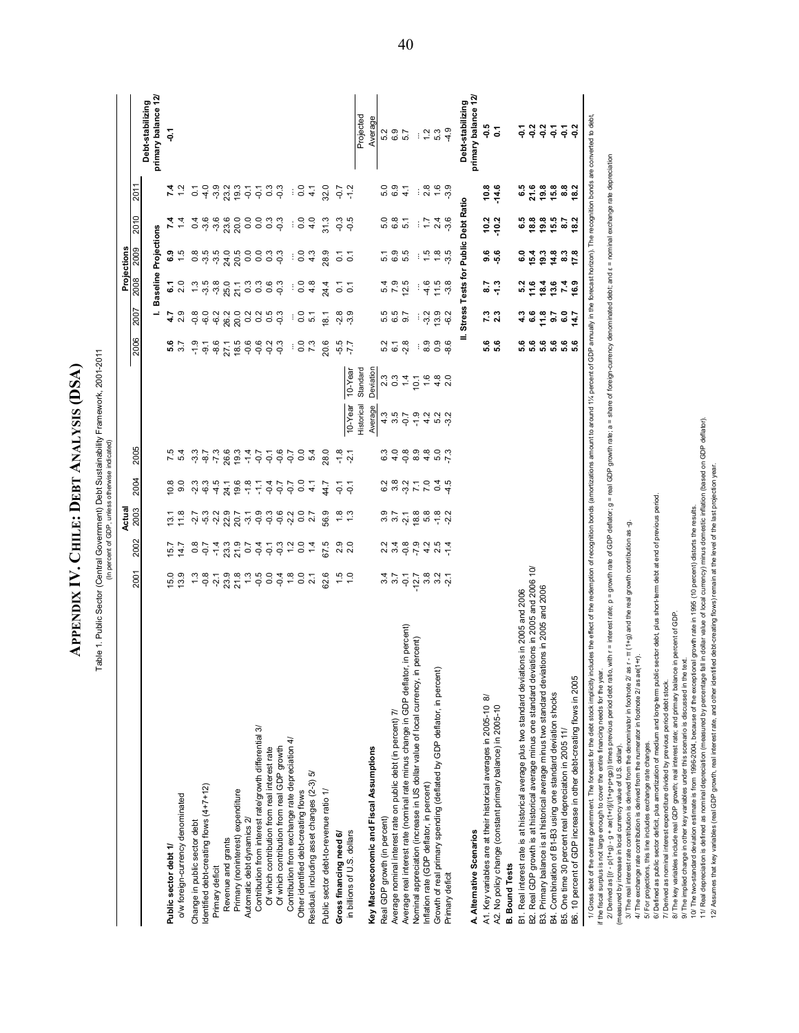# APPENDIX IV. CHILE: DEBT ANALYSIS (DSA)

Table 1. Public Sector (Central Government) Debt Sustainability Framework, 2001-2011

(In percent of GDP, unless otherwise indicated)

| | Actual | | | | | | | Projections | | | | | | |
|---|---|---|---|---|---|---|---|---|---|---|---|---|---|---|
| | 2001 | 2002 | 2003 | 2004 | 2005 | | | 2006 | 2007 | 2008 | 2009 | 2010 | 2011 | |
| | | | | | | | | **I. Baseline Projections** | | | | | | **Debt-stabilizing primary balance 12/** |
| **Public sector debt 1/** | 15.0 | 15.7 | 13.1 | 10.8 | 7.5 | | | **5.6** | **4.7** | **6.1** | **6.9** | **7.4** | **7.4** | **-0.1** |
| o/w foreign-currency denominated | 13.9 | 14.7 | 11.8 | 9.0 | 5.4 | | | 3.7 | 2.9 | 2.0 | 1.5 | 1.4 | 1.2 | |
| Change in public sector debt | 1.3 | 0.8 | -2.7 | -2.3 | -3.3 | | | -1.9 | -0.8 | 1.3 | 0.8 | 0.4 | 0.1 | |
| Identified debt-creating flows (4+7+12) | -0.8 | -0.7 | -5.3 | -6.3 | -8.7 | | | -9.1 | -6.0 | -3.5 | -3.5 | -3.6 | -4.0 | |
| Primary deficit | -2.1 | -1.4 | -2.2 | -4.5 | -7.3 | | | -8.6 | -6.2 | -3.8 | -3.5 | -3.6 | -3.9 | |
| Revenue and grants | 23.9 | 23.3 | 22.9 | 24.1 | 26.6 | | | 27.1 | 26.2 | 25.0 | 24.0 | 23.6 | 23.2 | |
| Primary (noninterest) expenditure | 21.8 | 21.9 | 20.7 | 19.6 | 19.3 | | | 18.5 | 20.0 | 21.1 | 20.5 | 20.0 | 19.3 | |
| Automatic debt dynamics 2/ | 1.3 | 0.7 | -3.1 | -1.8 | -1.4 | | | -0.6 | 0.2 | 0.3 | 0.0 | 0.0 | -0.1 | |
| Contribution from interest rate/growth differential 3/ | -0.5 | -0.4 | -0.9 | -1.1 | -0.7 | | | -0.6 | 0.2 | 0.3 | 0.0 | 0.0 | -0.1 | |
| Of which contribution from real interest rate | 0.0 | -0.1 | -0.3 | -0.4 | -0.1 | | | -0.2 | 0.5 | 0.6 | 0.3 | 0.3 | 0.3 | |
| Of which contribution from real GDP growth | -0.4 | -0.3 | -0.6 | -0.7 | -0.6 | | | -0.3 | -0.3 | -0.3 | -0.3 | -0.3 | -0.3 | |
| Contribution from exchange rate depreciation 4/ | 1.8 | 1.2 | -2.2 | -0.7 | -0.7 | | | ... | ... | ... | ... | ... | ... | |
| Other identified debt-creating flows | 0.0 | 0.0 | 0.0 | 0.0 | 0.0 | | | 0.0 | 0.0 | 0.0 | 0.0 | 0.0 | 0.0 | |
| Residual, including asset changes (2-3) 5/ | 2.1 | 1.4 | 2.7 | 4.1 | 5.4 | | | 7.3 | 5.1 | 4.8 | 4.3 | 4.0 | 4.1 | |
| Public sector debt-to-revenue ratio 1/ | 62.6 | 67.5 | 56.9 | 44.7 | 28.0 | | | 20.6 | 18.1 | 24.4 | 28.9 | 31.3 | 32.0 | |
| **Gross financing need 6/** | 1.5 | 2.9 | 1.8 | -0.1 | -1.8 | | | -5.5 | -2.8 | 0.1 | 0.1 | -0.3 | -0.7 | |
| in billions of U.S. dollars | 1.0 | 2.0 | 1.3 | -0.1 | -2.1 | 10-Year Historical Average | 10-Year Standard Deviation | -7.7 | -3.9 | 0.1 | 0.1 | -0.5 | -1.2 | Projected Average |
| **Key Macroeconomic and Fiscal Assumptions** | | | | | | | | | | | | | | |
| Real GDP growth (in percent) | 3.4 | 2.2 | 3.9 | 6.2 | 6.3 | 4.3 | 2.3 | 5.2 | 5.5 | 5.4 | 5.1 | 5.0 | 5.0 | 5.2 |
| Average nominal interest rate on public debt (in percent) 7/ | 3.7 | 3.4 | 3.7 | 3.8 | 4.0 | 3.5 | 0.3 | 6.1 | 6.5 | 7.9 | 6.9 | 6.8 | 6.9 | 6.9 |
| Average real interest rate (nominal rate minus change in GDP deflator, in percent) | -0.1 | -0.8 | -2.1 | -3.2 | -0.8 | -0.7 | 1.4 | -2.8 | 9.7 | 12.5 | 5.5 | 5.1 | 4.1 | 5.7 |
| Nominal appreciation (increase in US dollar value of local currency, in percent) | -12.7 | -7.9 | 18.8 | 7.1 | 8.9 | -1.9 | 10.1 | ... | ... | ... | ... | ... | ... | ... |
| Inflation rate (GDP deflator, in percent) | 3.8 | 4.2 | 5.8 | 7.0 | 4.8 | 4.2 | 1.6 | 8.9 | -3.2 | -4.6 | 1.5 | 1.7 | 2.8 | 1.2 |
| Growth of real primary spending (deflated by GDP deflator, in percent) | 3.2 | 2.5 | -1.8 | 0.4 | 5.0 | 5.2 | 4.8 | 0.9 | 13.9 | 11.5 | 1.8 | 2.4 | 1.6 | 5.3 |
| Primary deficit | -2.1 | -1.4 | -2.2 | -4.5 | -7.3 | -3.2 | 2.0 | -8.6 | -6.2 | -3.8 | -3.5 | -3.6 | -3.9 | -4.9 |
| | | | | | | | | **II. Stress Tests for Public Debt Ratio** | | | | | | **Debt-stabilizing primary balance 12/** |
| **A. Alternative Scenarios** | | | | | | | | | | | | | | |
| A1. Key variables are at their historical averages in 2005-10 8/ | | | | | | | | **5.6** | **7.3** | **8.7** | **9.6** | **10.2** | **10.8** | **-0.5** |
| A2. No policy change (constant primary balance) in 2005-10 | | | | | | | | **5.6** | **2.3** | **-1.3** | **-5.6** | **-10.2** | **-14.6** | **0.1** |
| **B. Bound Tests** | | | | | | | | | | | | | | |
| B1. Real interest rate is at historical average plus two standard deviations in 2005 and 2006 | | | | | | | | **5.6** | **4.3** | **5.2** | **6.0** | **6.5** | **6.5** | **-0.1** |
| B2. Real GDP growth is at historical average minus one standard deviations in 2005 and 2006 10/ | | | | | | | | **5.6** | **6.6** | **11.6** | **15.4** | **18.8** | **21.6** | **-0.2** |
| B3. Primary balance is at historical average minus two standard deviations in 2005 and 2006 | | | | | | | | **5.6** | **11.8** | **18.4** | **19.3** | **19.8** | **19.8** | **-0.2** |
| B4. Combination of B1-B3 using one standard deviation shocks | | | | | | | | **5.6** | **9.7** | **13.6** | **14.8** | **15.5** | **15.8** | **-0.1** |
| B5. One time 30 percent real depreciation in 2005 11/ | | | | | | | | **5.6** | **6.0** | **7.4** | **8.3** | **8.7** | **8.8** | **-0.1** |
| B6. 10 percent of GDP increase in other debt-creating flows in 2005 | | | | | | | | **5.6** | **14.7** | **16.9** | **17.8** | **18.2** | **18.2** | **-0.2** |

1/ Gross debt of the central government. The forecast for the debt stock implicitly includes the effect of the redemption of recognition bonds (amortizations amount to around 1¼ percent of GDP annually in the forecast horizon). The recognition bonds are converted to debt, if the fiscal surplus is not large enough to cover the entire financing needs for the year.

2/ Derived as $[(r - \pi(1+g) - g + \alpha\varepsilon(1+r)]/(1+g+\pi+g\pi))$ times previous period debt ratio, with r = interest rate; $\pi$ = growth rate of GDP deflator; g = real GDP growth rate; $\alpha$ = share of foreign-currency denominated debt; and $\varepsilon$ = nominal exchange rate depreciation (measured by increase in local currency value of U.S. dollar).

3/ The real interest rate contribution is derived from the denominator in footnote 2/ as $r - \pi$ (1+g) and the real growth contribution as -g.

4/ The exchange rate contribution is derived from the numerator in footnote 2/ as $\alpha\varepsilon(1+r)$.

5/ For projections, this line includes exchange rate changes.

6/ Defined as public sector deficit, plus amortization of medium and long-term public sector debt, plus short-term debt at end of previous period.

7/ Derived as nominal interest expenditure divided by previous period debt stock.

8/ The key variables include real GDP growth; real interest rate; and primary balance in percent of GDP.

9/ The implied change in other key variables under this scenario is discussed in the text.

10/ The two-standard deviation estimate is from 1996-2004, because of the exceptional growth rate in 1995 (10 percent) distorts the results.

11/ Real depreciation is defined as nominal depreciation (measured by percentage fall in dollar value of local currency) minus domestic inflation (based on GDP deflator).

12/ Assumes that key variables (real GDP growth, real interest rate, and other identified debt-creating flows) remain at the level of the last projection year.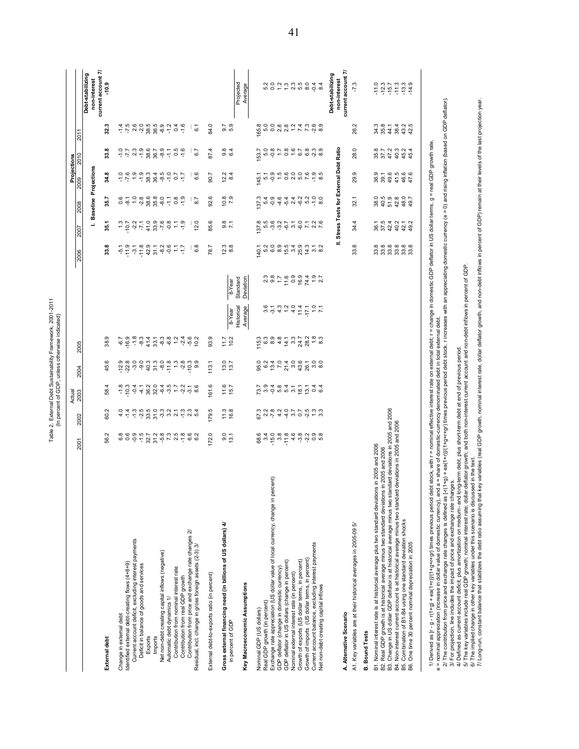Table 2. External Debt Sustainability Framework, 2001-2011
(In percent of GDP, unless otherwise indicated)

| | Actual | | | | | | | Projections | | | | | | |
|---|---|---|---|---|---|---|---|---|---|---|---|---|---|---|
| | 2001 | 2002 | 2003 | 2004 | 2005 | | | 2006 | 2007 | 2008 | 2009 | 2010 | 2011 | |
| | | | | | | | | **I. Baseline Projections** | | | | | | Debt-stabilizing non-interest current account 7/ |
| **External debt** | **56.2** | **60.2** | **58.4** | **45.6** | **38.9** | | | **33.8** | **35.1** | **35.7** | **34.8** | **33.8** | **32.3** | **-10.9** |
| Change in external debt | 6.8 | 4.0 | -1.8 | -12.9 | -6.7 | | | -5.1 | 1.3 | 0.6 | -1.0 | -1.0 | -1.4 | |
| Identified external debt-creating flows (4+8+9) | 0.6 | -1.4 | -10.3 | -22.8 | -16.9 | | | -11.9 | -10.7 | -8.1 | -7.6 | -7.7 | -7.5 | |
| Current account deficit, excluding interest payments | -0.9 | -1.3 | -0.4 | -3.0 | -1.8 | | | -3.1 | -2.2 | 1.0 | 1.9 | 2.3 | 2.6 | |
| Deficit in balance of goods and services | -1.5 | -2.5 | -4.1 | -9.0 | -8.3 | | | -11.8 | -7.1 | -2.8 | -1.9 | -1.9 | -2.0 | |
| Exports | 32.7 | 33.5 | 36.2 | 40.3 | 41.4 | | | 42.9 | 41.0 | 38.6 | 38.3 | 38.6 | 38.5 | |
| Imports | 31.2 | 31.0 | 32.0 | 31.3 | 33.1 | | | 31.1 | 33.9 | 35.8 | 36.4 | 36.7 | 36.5 | |
| Net non-debt creating capital inflows (negative) | -5.8 | -3.3 | -6.4 | -8.0 | -8.3 | | | -8.2 | -7.6 | -8.0 | -8.5 | -8.9 | -8.9 | |
| Automatic debt dynamics 1/ | 7.3 | 3.2 | -3.5 | -11.8 | -6.8 | | | -0.6 | -0.8 | -1.1 | -1.0 | -1.1 | -1.2 | |
| Contribution from nominal interest rate | 2.5 | 2.1 | 1.7 | 1.3 | 1.2 | | | 1.1 | 1.1 | 0.8 | 0.7 | 0.5 | 0.4 | |
| Contribution from real GDP growth | -1.8 | -1.3 | -2.2 | -2.8 | -2.4 | | | -1.7 | -1.9 | -1.9 | -1.7 | -1.6 | -1.6 | |
| Contribution from price and exchange rate changes 2/ | 6.6 | 2.3 | -3.1 | -10.3 | -5.6 | | | ... | ... | ... | ... | ... | ... | |
| Residual, incl. change in gross foreign assets (2-3) 3/ | 6.2 | 5.4 | 8.6 | 9.9 | 10.2 | | | 6.8 | 12.0 | 8.7 | 6.6 | 6.7 | 6.1 | |
| External debt-to-exports ratio (in percent) | 172.0 | 179.5 | 161.6 | 113.1 | 93.9 | | | 78.7 | 85.6 | 92.6 | 90.7 | 87.4 | 84.0 | |
| **Gross external financing need (in billions of US dollars) 4/** | 9.0 | 11.3 | 11.6 | 13.0 | 11.7 | | | 12.3 | 9.8 | 10.8 | 12.2 | 9.8 | 9.7 | |
| in percent of GDP | 13.1 | 16.8 | 15.7 | 13.7 | 10.2 | | | 8.8 | 7.1 | 7.9 | 8.4 | 6.4 | 5.9 | |
| | | | | | | 8-Year Historical Average | 8-Year Standard Deviation | | | | | | | Projected Average |
| **Key Macroeconomic Assumptions** | | | | | | | | | | | | | | |
| Nominal GDP (US dollars) | 68.6 | 67.3 | 73.7 | 95.0 | 115.3 | | | 140.1 | 137.8 | 137.3 | 145.1 | 153.7 | 165.8 | |
| Real GDP growth (in percent) | 3.4 | 2.2 | 3.9 | 6.2 | 6.3 | 3.6 | 2.3 | 5.2 | 5.5 | 5.4 | 5.1 | 5.0 | 5.0 | 5.2 |
| Exchange rate appreciation (US dollar value of local currency, change in percent) | -15.0 | -7.8 | -0.4 | 13.4 | 8.9 | -3.1 | 9.8 | 6.0 | -3.6 | -0.9 | -0.9 | -0.8 | 0.0 | 0.0 |
| GDP deflator (change in domestic currency) | 3.8 | 4.2 | 5.8 | 7.0 | 4.8 | 4.3 | 1.7 | 8.9 | -3.2 | -4.6 | 1.5 | 1.7 | 2.8 | 1.2 |
| GDP deflator in US dollars (change in percent) | -11.8 | -4.0 | 5.4 | 21.4 | 14.1 | 1.2 | 11.6 | 15.5 | -6.7 | -5.4 | 0.6 | 0.8 | 2.8 | 1.3 |
| Nominal external interest rate (in percent) | 4.6 | 3.7 | 3.1 | 3.0 | 3.3 | 4.0 | 0.9 | 3.4 | 3.1 | 2.4 | 2.6 | 1.6 | 1.2 | 2.3 |
| Growth of exports (US dollar terms, in percent) | -3.8 | 0.7 | 18.1 | 43.6 | 24.7 | 11.4 | 16.9 | 25.9 | -6.0 | -6.2 | 5.0 | 6.7 | 7.4 | 5.5 |
| Growth of imports (US dollar terms, in percent) | -2.2 | -2.5 | 13.1 | 26.1 | 28.2 | -17.1 | 74.4 | 14.3 | 7.1 | 5.2 | 7.6 | 6.8 | 7.3 | 8.0 |
| Current account balance, excluding interest payments | 0.9 | 1.3 | 0.4 | 3.0 | 1.8 | 1.0 | 1.9 | 3.1 | 2.2 | -1.0 | -1.9 | -2.3 | -2.6 | -0.4 |
| Net non-debt creating capital inflows | 5.8 | 3.3 | 6.4 | 8.0 | 8.3 | 7.1 | 2.7 | 8.2 | 7.6 | 8.0 | 8.5 | 8.9 | 8.9 | 8.4 |
| | | | | | | | | **II. Stress Tests for External Debt Ratio** | | | | | | Debt-stabilizing non-interest current account 7/ |
| **A. Alternative Scenario** | | | | | | | | | | | | | | |
| A1. Key variables are at their historical averages in 2005-09 5/ | | | | | | | | 33.8 | 34.4 | 32.1 | 29.9 | 28.0 | 26.2 | -7.3 |
| **B. Bound Tests** | | | | | | | | | | | | | | |
| B1. Nominal interest rate is at historical average plus two standard deviations in 2005 and 2006 | | | | | | | | 33.8 | 36.1 | 38.0 | 36.9 | 35.8 | 34.3 | -11.0 |
| B2. Real GDP growth is at historical average minus two standard deviations in 2005 and 2006 | | | | | | | | 33.8 | 37.5 | 40.5 | 39.1 | 37.7 | 35.8 | -12.3 |
| B3. Change in US dollar GDP deflator is at historical average minus two standard deviations in 2005 and 2006 | | | | | | | | 33.8 | 42.4 | 51.9 | 49.6 | 47.2 | 44.1 | -15.7 |
| B4. Non-interest current account is at historical average minus two standard deviations in 2005 and 2006 | | | | | | | | 33.8 | 40.2 | 42.8 | 41.5 | 40.3 | 38.4 | -11.3 |
| B5. Combination of B1-B4 using one standard deviation shocks | | | | | | | | 33.8 | 42.1 | 48.0 | 46.6 | 45.2 | 43.2 | -13.3 |
| B6. One time 30 percent nominal depreciation in 2005 | | | | | | | | 33.8 | 49.2 | 49.7 | 47.6 | 45.4 | 42.5 | -14.9 |

1/ Derived as [r - g - r(1+g) + ea(1+r)]/(1+g+r+gr) times previous period debt stock, with r = nominal effective interest rate on external debt; r = change in domestic GDP deflator in US dollar terms, g = real GDP growth rate, e = nominal appreciation (increase in dollar value of domestic currency), and a = share of domestic-currency denominated debt in total external debt.

2/ The contribution from price and exchange rate changes is defined as [-r(1+g) + ea(1+r)]/(1+g+r+gr) times previous period debt stock. r increases with an appreciating domestic currency (e > 0) and rising inflation (based on GDP deflator).

3/ For projection, line includes the impact of price and exchange rate changes.

4/ Defined as current account deficit, plus amortization on medium- and long-term debt, plus short-term debt at end of previous period.

5/ The key variables include real GDP growth; nominal interest rate; dollar deflator growth; and both non-interest current account and non-debt inflows in percent of GDP.

6/ The implied change in other key variables under this scenario is discussed in the text.

7/ Long-run, constant balance that stabilizes the debt ratio assuming that key variables (real GDP growth, nominal interest rate, dollar deflator growth, and non-debt inflows in percent of GDP) remain at their levels of the last projection year.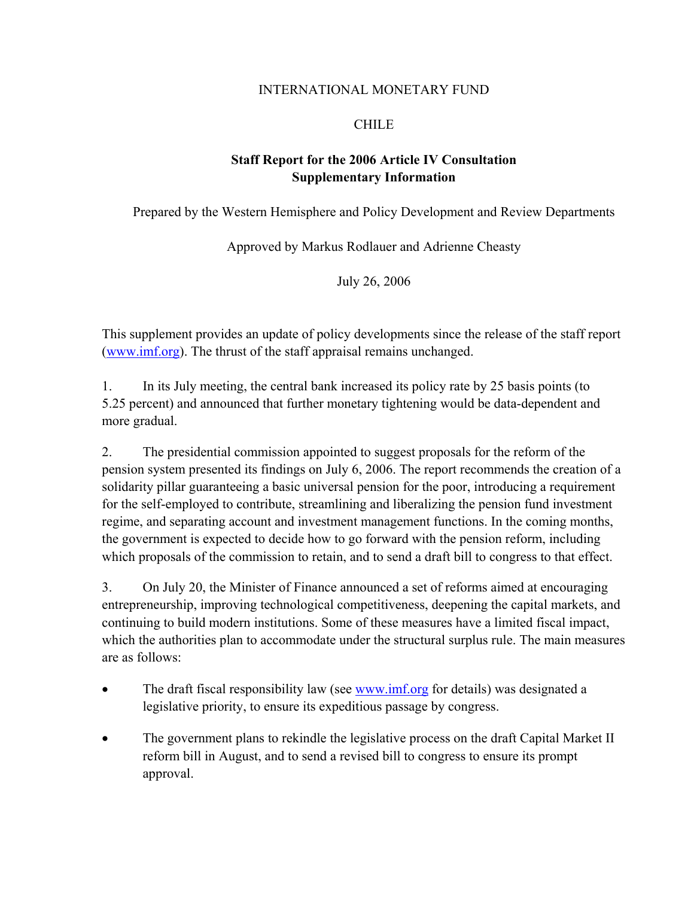INTERNATIONAL MONETARY FUND

CHILE

**Staff Report for the 2006 Article IV Consultation**
**Supplementary Information**

Prepared by the Western Hemisphere and Policy Development and Review Departments

Approved by Markus Rodlauer and Adrienne Cheasty

July 26, 2006

This supplement provides an update of policy developments since the release of the staff report (www.imf.org). The thrust of the staff appraisal remains unchanged.

1. In its July meeting, the central bank increased its policy rate by 25 basis points (to 5.25 percent) and announced that further monetary tightening would be data-dependent and more gradual.

2. The presidential commission appointed to suggest proposals for the reform of the pension system presented its findings on July 6, 2006. The report recommends the creation of a solidarity pillar guaranteeing a basic universal pension for the poor, introducing a requirement for the self-employed to contribute, streamlining and liberalizing the pension fund investment regime, and separating account and investment management functions. In the coming months, the government is expected to decide how to go forward with the pension reform, including which proposals of the commission to retain, and to send a draft bill to congress to that effect.

3. On July 20, the Minister of Finance announced a set of reforms aimed at encouraging entrepreneurship, improving technological competitiveness, deepening the capital markets, and continuing to build modern institutions. Some of these measures have a limited fiscal impact, which the authorities plan to accommodate under the structural surplus rule. The main measures are as follows:

- The draft fiscal responsibility law (see www.imf.org for details) was designated a legislative priority, to ensure its expeditious passage by congress.

- The government plans to rekindle the legislative process on the draft Capital Market II reform bill in August, and to send a revised bill to congress to ensure its prompt approval.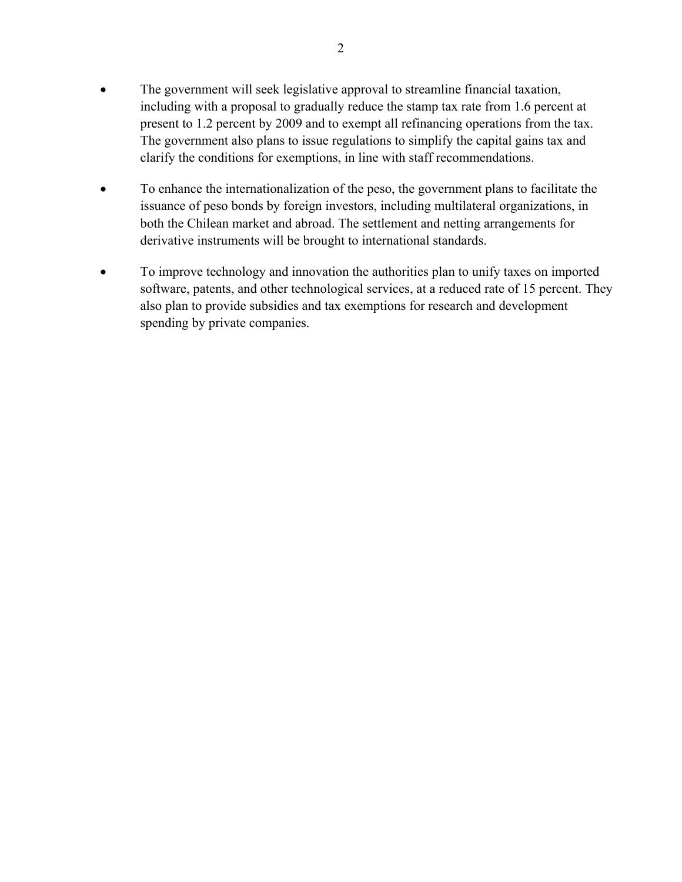- The government will seek legislative approval to streamline financial taxation, including with a proposal to gradually reduce the stamp tax rate from 1.6 percent at present to 1.2 percent by 2009 and to exempt all refinancing operations from the tax. The government also plans to issue regulations to simplify the capital gains tax and clarify the conditions for exemptions, in line with staff recommendations.

- To enhance the internationalization of the peso, the government plans to facilitate the issuance of peso bonds by foreign investors, including multilateral organizations, in both the Chilean market and abroad. The settlement and netting arrangements for derivative instruments will be brought to international standards.

- To improve technology and innovation the authorities plan to unify taxes on imported software, patents, and other technological services, at a reduced rate of 15 percent. They also plan to provide subsidies and tax exemptions for research and development spending by private companies.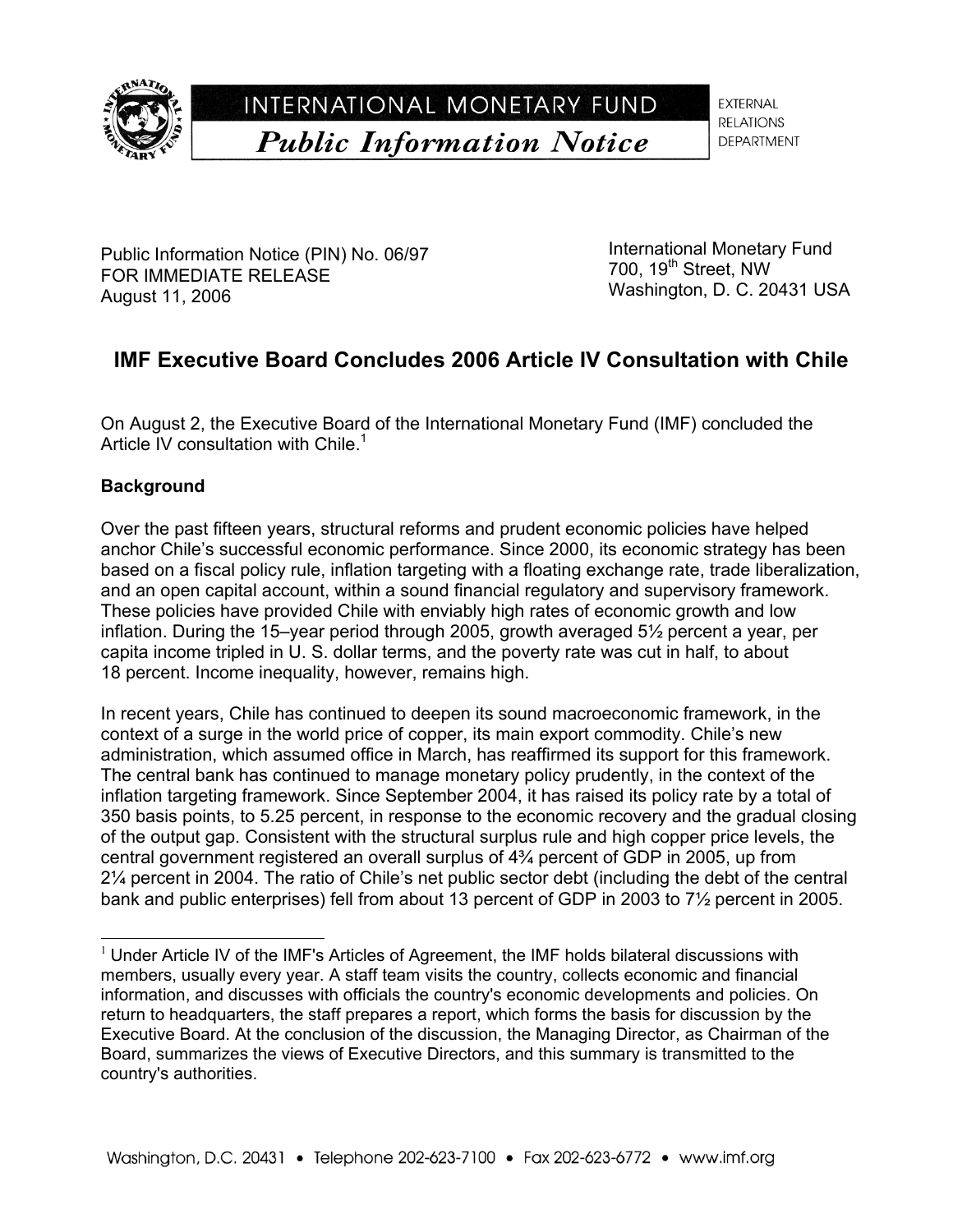INTERNATIONAL MONETARY FUND

*Public Information Notice*

EXTERNAL RELATIONS DEPARTMENT

Public Information Notice (PIN) No. 06/97
FOR IMMEDIATE RELEASE
August 11, 2006

International Monetary Fund
700, 19th Street, NW
Washington, D. C. 20431 USA

## IMF Executive Board Concludes 2006 Article IV Consultation with Chile

On August 2, the Executive Board of the International Monetary Fund (IMF) concluded the Article IV consultation with Chile.[1]

**Background**

Over the past fifteen years, structural reforms and prudent economic policies have helped anchor Chile's successful economic performance. Since 2000, its economic strategy has been based on a fiscal policy rule, inflation targeting with a floating exchange rate, trade liberalization, and an open capital account, within a sound financial regulatory and supervisory framework. These policies have provided Chile with enviably high rates of economic growth and low inflation. During the 15–year period through 2005, growth averaged 5½ percent a year, per capita income tripled in U. S. dollar terms, and the poverty rate was cut in half, to about 18 percent. Income inequality, however, remains high.

In recent years, Chile has continued to deepen its sound macroeconomic framework, in the context of a surge in the world price of copper, its main export commodity. Chile's new administration, which assumed office in March, has reaffirmed its support for this framework. The central bank has continued to manage monetary policy prudently, in the context of the inflation targeting framework. Since September 2004, it has raised its policy rate by a total of 350 basis points, to 5.25 percent, in response to the economic recovery and the gradual closing of the output gap. Consistent with the structural surplus rule and high copper price levels, the central government registered an overall surplus of 4¾ percent of GDP in 2005, up from 2¼ percent in 2004. The ratio of Chile's net public sector debt (including the debt of the central bank and public enterprises) fell from about 13 percent of GDP in 2003 to 7½ percent in 2005.

[1] Under Article IV of the IMF's Articles of Agreement, the IMF holds bilateral discussions with members, usually every year. A staff team visits the country, collects economic and financial information, and discusses with officials the country's economic developments and policies. On return to headquarters, the staff prepares a report, which forms the basis for discussion by the Executive Board. At the conclusion of the discussion, the Managing Director, as Chairman of the Board, summarizes the views of Executive Directors, and this summary is transmitted to the country's authorities.

Washington, D.C. 20431 • Telephone 202-623-7100 • Fax 202-623-6772 • www.imf.org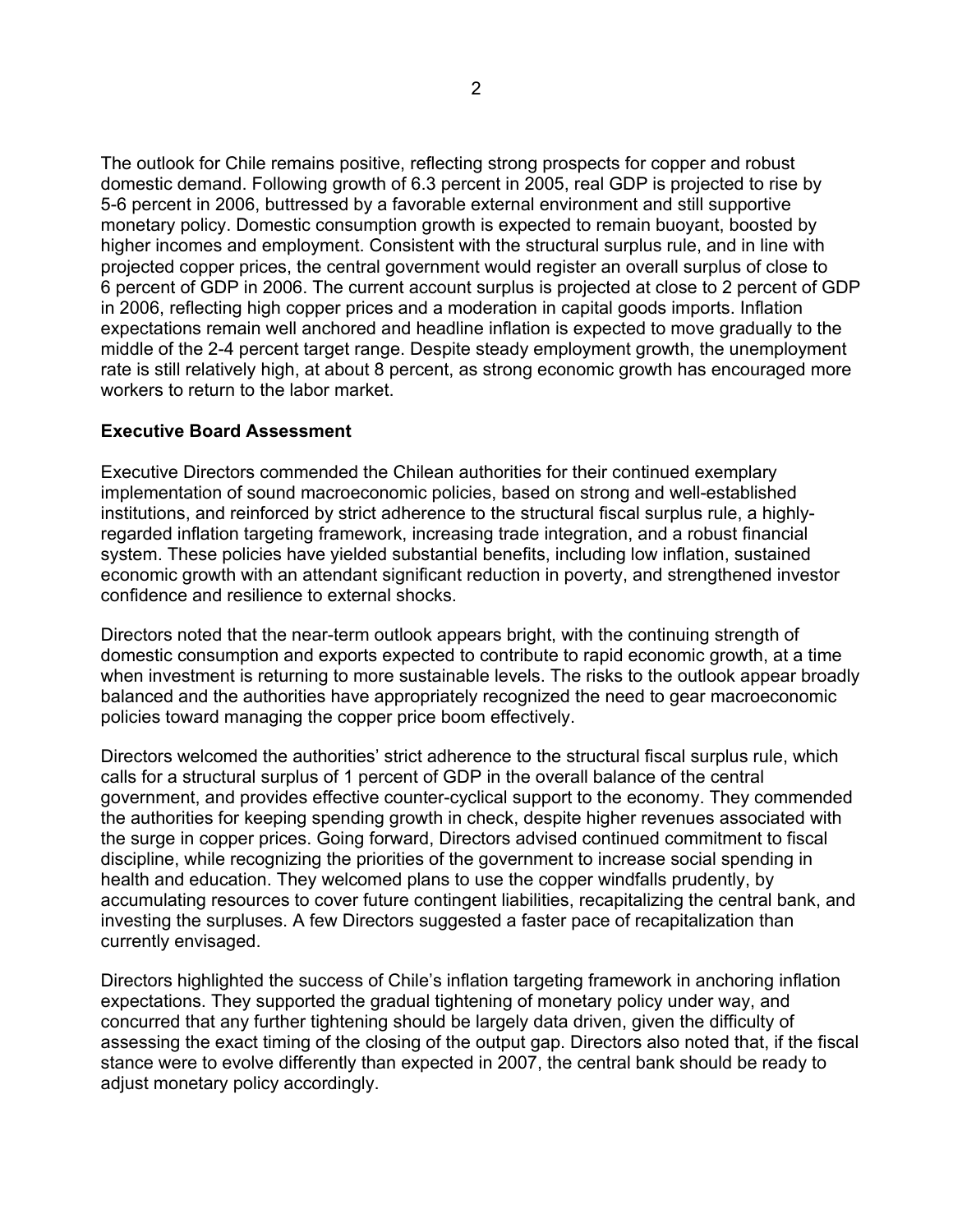The outlook for Chile remains positive, reflecting strong prospects for copper and robust domestic demand. Following growth of 6.3 percent in 2005, real GDP is projected to rise by 5-6 percent in 2006, buttressed by a favorable external environment and still supportive monetary policy. Domestic consumption growth is expected to remain buoyant, boosted by higher incomes and employment. Consistent with the structural surplus rule, and in line with projected copper prices, the central government would register an overall surplus of close to 6 percent of GDP in 2006. The current account surplus is projected at close to 2 percent of GDP in 2006, reflecting high copper prices and a moderation in capital goods imports. Inflation expectations remain well anchored and headline inflation is expected to move gradually to the middle of the 2-4 percent target range. Despite steady employment growth, the unemployment rate is still relatively high, at about 8 percent, as strong economic growth has encouraged more workers to return to the labor market.

**Executive Board Assessment**

Executive Directors commended the Chilean authorities for their continued exemplary implementation of sound macroeconomic policies, based on strong and well-established institutions, and reinforced by strict adherence to the structural fiscal surplus rule, a highly-regarded inflation targeting framework, increasing trade integration, and a robust financial system. These policies have yielded substantial benefits, including low inflation, sustained economic growth with an attendant significant reduction in poverty, and strengthened investor confidence and resilience to external shocks.

Directors noted that the near-term outlook appears bright, with the continuing strength of domestic consumption and exports expected to contribute to rapid economic growth, at a time when investment is returning to more sustainable levels. The risks to the outlook appear broadly balanced and the authorities have appropriately recognized the need to gear macroeconomic policies toward managing the copper price boom effectively.

Directors welcomed the authorities' strict adherence to the structural fiscal surplus rule, which calls for a structural surplus of 1 percent of GDP in the overall balance of the central government, and provides effective counter-cyclical support to the economy. They commended the authorities for keeping spending growth in check, despite higher revenues associated with the surge in copper prices. Going forward, Directors advised continued commitment to fiscal discipline, while recognizing the priorities of the government to increase social spending in health and education. They welcomed plans to use the copper windfalls prudently, by accumulating resources to cover future contingent liabilities, recapitalizing the central bank, and investing the surpluses. A few Directors suggested a faster pace of recapitalization than currently envisaged.

Directors highlighted the success of Chile's inflation targeting framework in anchoring inflation expectations. They supported the gradual tightening of monetary policy under way, and concurred that any further tightening should be largely data driven, given the difficulty of assessing the exact timing of the closing of the output gap. Directors also noted that, if the fiscal stance were to evolve differently than expected in 2007, the central bank should be ready to adjust monetary policy accordingly.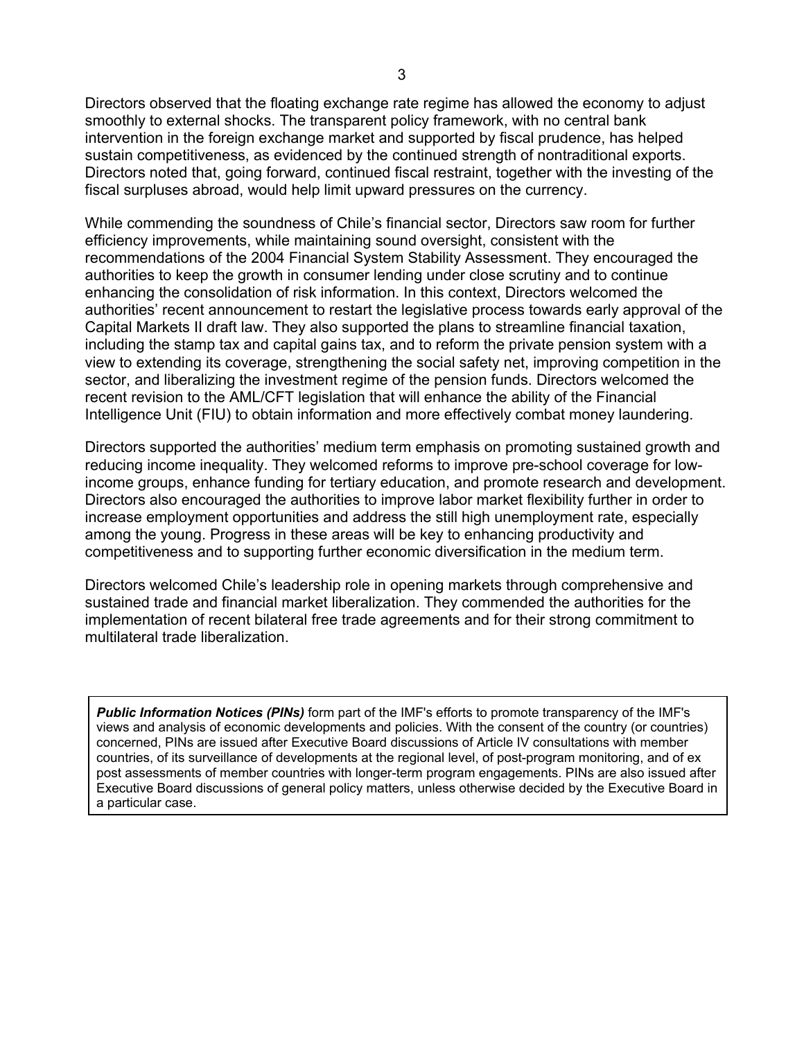Directors observed that the floating exchange rate regime has allowed the economy to adjust smoothly to external shocks. The transparent policy framework, with no central bank intervention in the foreign exchange market and supported by fiscal prudence, has helped sustain competitiveness, as evidenced by the continued strength of nontraditional exports. Directors noted that, going forward, continued fiscal restraint, together with the investing of the fiscal surpluses abroad, would help limit upward pressures on the currency.

While commending the soundness of Chile's financial sector, Directors saw room for further efficiency improvements, while maintaining sound oversight, consistent with the recommendations of the 2004 Financial System Stability Assessment. They encouraged the authorities to keep the growth in consumer lending under close scrutiny and to continue enhancing the consolidation of risk information. In this context, Directors welcomed the authorities' recent announcement to restart the legislative process towards early approval of the Capital Markets II draft law. They also supported the plans to streamline financial taxation, including the stamp tax and capital gains tax, and to reform the private pension system with a view to extending its coverage, strengthening the social safety net, improving competition in the sector, and liberalizing the investment regime of the pension funds. Directors welcomed the recent revision to the AML/CFT legislation that will enhance the ability of the Financial Intelligence Unit (FIU) to obtain information and more effectively combat money laundering.

Directors supported the authorities' medium term emphasis on promoting sustained growth and reducing income inequality. They welcomed reforms to improve pre-school coverage for low-income groups, enhance funding for tertiary education, and promote research and development. Directors also encouraged the authorities to improve labor market flexibility further in order to increase employment opportunities and address the still high unemployment rate, especially among the young. Progress in these areas will be key to enhancing productivity and competitiveness and to supporting further economic diversification in the medium term.

Directors welcomed Chile's leadership role in opening markets through comprehensive and sustained trade and financial market liberalization. They commended the authorities for the implementation of recent bilateral free trade agreements and for their strong commitment to multilateral trade liberalization.

***Public Information Notices (PINs)*** form part of the IMF's efforts to promote transparency of the IMF's views and analysis of economic developments and policies. With the consent of the country (or countries) concerned, PINs are issued after Executive Board discussions of Article IV consultations with member countries, of its surveillance of developments at the regional level, of post-program monitoring, and of ex post assessments of member countries with longer-term program engagements. PINs are also issued after Executive Board discussions of general policy matters, unless otherwise decided by the Executive Board in a particular case.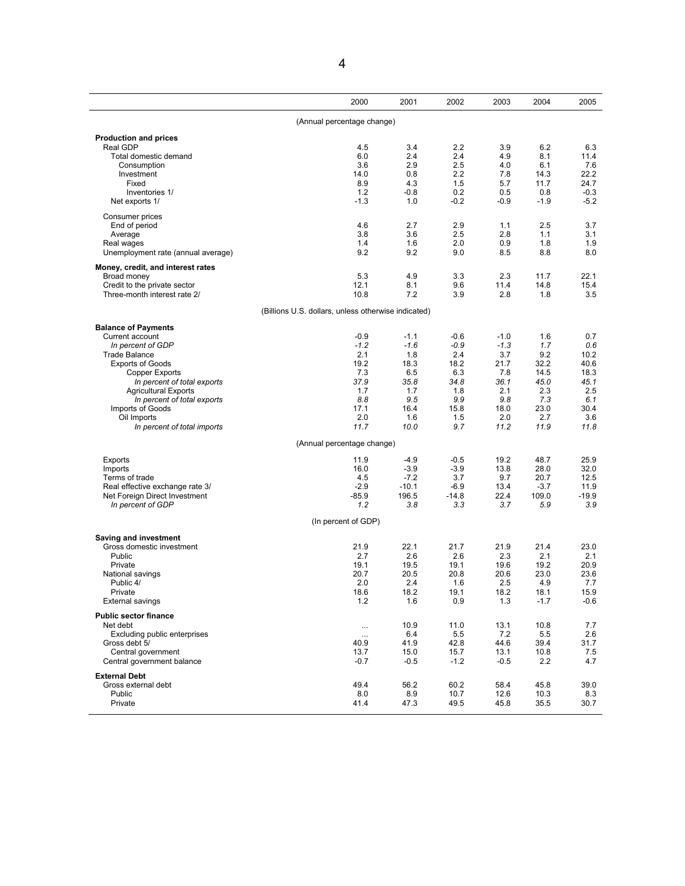| | 2000 | 2001 | 2002 | 2003 | 2004 | 2005 |
|---|---|---|---|---|---|---|
| (Annual percentage change) | | | | | | |
| **Production and prices** | | | | | | |
| Real GDP | 4.5 | 3.4 | 2.2 | 3.9 | 6.2 | 6.3 |
| Total domestic demand | 6.0 | 2.4 | 2.4 | 4.9 | 8.1 | 11.4 |
| Consumption | 3.6 | 2.9 | 2.5 | 4.0 | 6.1 | 7.6 |
| Investment | 14.0 | 0.8 | 2.2 | 7.8 | 14.3 | 22.2 |
| Fixed | 8.9 | 4.3 | 1.5 | 5.7 | 11.7 | 24.7 |
| Inventories 1/ | 1.2 | -0.8 | 0.2 | 0.5 | 0.8 | -0.3 |
| Net exports 1/ | -1.3 | 1.0 | -0.2 | -0.9 | -1.9 | -5.2 |
| Consumer prices | | | | | | |
| End of period | 4.6 | 2.7 | 2.9 | 1.1 | 2.5 | 3.7 |
| Average | 3.8 | 3.6 | 2.5 | 2.8 | 1.1 | 3.1 |
| Real wages | 1.4 | 1.6 | 2.0 | 0.9 | 1.8 | 1.9 |
| Unemployment rate (annual average) | 9.2 | 9.2 | 9.0 | 8.5 | 8.8 | 8.0 |
| **Money, credit, and interest rates** | | | | | | |
| Broad money | 5.3 | 4.9 | 3.3 | 2.3 | 11.7 | 22.1 |
| Credit to the private sector | 12.1 | 8.1 | 9.6 | 11.4 | 14.8 | 15.4 |
| Three-month interest rate 2/ | 10.8 | 7.2 | 3.9 | 2.8 | 1.8 | 3.5 |
| (Billions U.S. dollars, unless otherwise indicated) | | | | | | |
| **Balance of Payments** | | | | | | |
| Current account | -0.9 | -1.1 | -0.6 | -1.0 | 1.6 | 0.7 |
| *In percent of GDP* | *-1.2* | *-1.6* | *-0.9* | *-1.3* | *1.7* | *0.6* |
| Trade Balance | 2.1 | 1.8 | 2.4 | 3.7 | 9.2 | 10.2 |
| Exports of Goods | 19.2 | 18.3 | 18.2 | 21.7 | 32.2 | 40.6 |
| Copper Exports | 7.3 | 6.5 | 6.3 | 7.8 | 14.5 | 18.3 |
| *In percent of total exports* | *37.9* | *35.8* | *34.8* | *36.1* | *45.0* | *45.1* |
| Agricultural Exports | 1.7 | 1.7 | 1.8 | 2.1 | 2.3 | 2.5 |
| *In percent of total exports* | *8.8* | *9.5* | *9.9* | *9.8* | *7.3* | *6.1* |
| Imports of Goods | 17.1 | 16.4 | 15.8 | 18.0 | 23.0 | 30.4 |
| Oil Imports | 2.0 | 1.6 | 1.5 | 2.0 | 2.7 | 3.6 |
| *In percent of total imports* | *11.7* | *10.0* | *9.7* | *11.2* | *11.9* | *11.8* |
| (Annual percentage change) | | | | | | |
| Exports | 11.9 | -4.9 | -0.5 | 19.2 | 48.7 | 25.9 |
| Imports | 16.0 | -3.9 | -3.9 | 13.8 | 28.0 | 32.0 |
| Terms of trade | 4.5 | -7.2 | 3.7 | 9.7 | 20.7 | 12.5 |
| Real effective exchange rate 3/ | -2.9 | -10.1 | -6.9 | 13.4 | -3.7 | 11.9 |
| Net Foreign Direct Investment | -85.9 | 196.5 | -14.8 | 22.4 | 109.0 | -19.9 |
| *In percent of GDP* | *1.2* | *3.8* | *3.3* | *3.7* | *5.9* | *3.9* |
| (In percent of GDP) | | | | | | |
| **Saving and investment** | | | | | | |
| Gross domestic investment | 21.9 | 22.1 | 21.7 | 21.9 | 21.4 | 23.0 |
| Public | 2.7 | 2.6 | 2.6 | 2.3 | 2.1 | 2.1 |
| Private | 19.1 | 19.5 | 19.1 | 19.6 | 19.2 | 20.9 |
| National savings | 20.7 | 20.5 | 20.8 | 20.6 | 23.0 | 23.6 |
| Public 4/ | 2.0 | 2.4 | 1.6 | 2.5 | 4.9 | 7.7 |
| Private | 18.6 | 18.2 | 19.1 | 18.2 | 18.1 | 15.9 |
| External savings | 1.2 | 1.6 | 0.9 | 1.3 | -1.7 | -0.6 |
| **Public sector finance** | | | | | | |
| Net debt | ... | 10.9 | 11.0 | 13.1 | 10.8 | 7.7 |
| Excluding public enterprises | ... | 6.4 | 5.5 | 7.2 | 5.5 | 2.6 |
| Gross debt 5/ | 40.9 | 41.9 | 42.8 | 44.6 | 39.4 | 31.7 |
| Central government | 13.7 | 15.0 | 15.7 | 13.1 | 10.8 | 7.5 |
| Central government balance | -0.7 | -0.5 | -1.2 | -0.5 | 2.2 | 4.7 |
| **External Debt** | | | | | | |
| Gross external debt | 49.4 | 56.2 | 60.2 | 58.4 | 45.8 | 39.0 |
| Public | 8.0 | 8.9 | 10.7 | 12.6 | 10.3 | 8.3 |
| Private | 41.4 | 47.3 | 49.5 | 45.8 | 35.5 | 30.7 |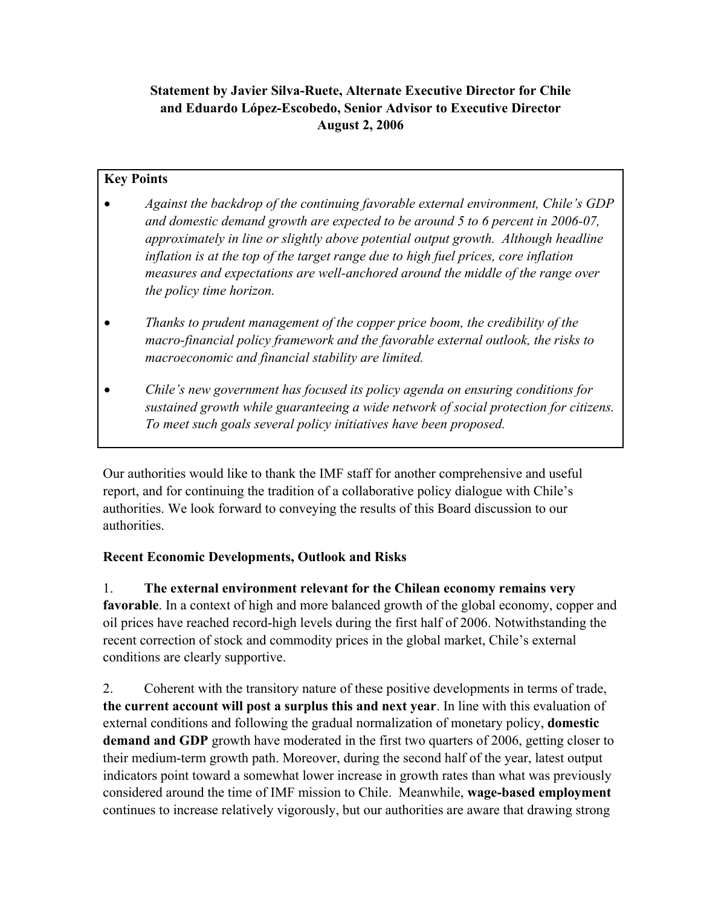**Statement by Javier Silva-Ruete, Alternate Executive Director for Chile and Eduardo López-Escobedo, Senior Advisor to Executive Director**
**August 2, 2006**

**Key Points**

- *Against the backdrop of the continuing favorable external environment, Chile's GDP and domestic demand growth are expected to be around 5 to 6 percent in 2006-07, approximately in line or slightly above potential output growth. Although headline inflation is at the top of the target range due to high fuel prices, core inflation measures and expectations are well-anchored around the middle of the range over the policy time horizon.*

- *Thanks to prudent management of the copper price boom, the credibility of the macro-financial policy framework and the favorable external outlook, the risks to macroeconomic and financial stability are limited.*

- *Chile's new government has focused its policy agenda on ensuring conditions for sustained growth while guaranteeing a wide network of social protection for citizens. To meet such goals several policy initiatives have been proposed.*

Our authorities would like to thank the IMF staff for another comprehensive and useful report, and for continuing the tradition of a collaborative policy dialogue with Chile's authorities. We look forward to conveying the results of this Board discussion to our authorities.

**Recent Economic Developments, Outlook and Risks**

1. **The external environment relevant for the Chilean economy remains very favorable**. In a context of high and more balanced growth of the global economy, copper and oil prices have reached record-high levels during the first half of 2006. Notwithstanding the recent correction of stock and commodity prices in the global market, Chile's external conditions are clearly supportive.

2. Coherent with the transitory nature of these positive developments in terms of trade, **the current account will post a surplus this and next year**. In line with this evaluation of external conditions and following the gradual normalization of monetary policy, **domestic demand and GDP** growth have moderated in the first two quarters of 2006, getting closer to their medium-term growth path. Moreover, during the second half of the year, latest output indicators point toward a somewhat lower increase in growth rates than what was previously considered around the time of IMF mission to Chile. Meanwhile, **wage-based employment** continues to increase relatively vigorously, but our authorities are aware that drawing strong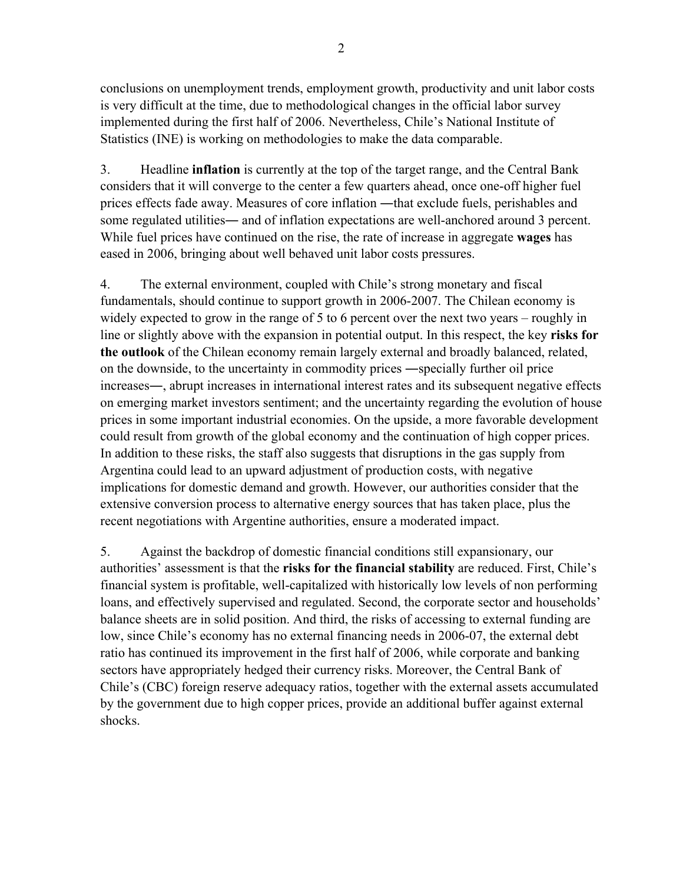conclusions on unemployment trends, employment growth, productivity and unit labor costs is very difficult at the time, due to methodological changes in the official labor survey implemented during the first half of 2006. Nevertheless, Chile's National Institute of Statistics (INE) is working on methodologies to make the data comparable.

3. Headline **inflation** is currently at the top of the target range, and the Central Bank considers that it will converge to the center a few quarters ahead, once one-off higher fuel prices effects fade away. Measures of core inflation ―that exclude fuels, perishables and some regulated utilities― and of inflation expectations are well-anchored around 3 percent. While fuel prices have continued on the rise, the rate of increase in aggregate **wages** has eased in 2006, bringing about well behaved unit labor costs pressures.

4. The external environment, coupled with Chile's strong monetary and fiscal fundamentals, should continue to support growth in 2006-2007. The Chilean economy is widely expected to grow in the range of 5 to 6 percent over the next two years – roughly in line or slightly above with the expansion in potential output. In this respect, the key **risks for the outlook** of the Chilean economy remain largely external and broadly balanced, related, on the downside, to the uncertainty in commodity prices ―specially further oil price increases―, abrupt increases in international interest rates and its subsequent negative effects on emerging market investors sentiment; and the uncertainty regarding the evolution of house prices in some important industrial economies. On the upside, a more favorable development could result from growth of the global economy and the continuation of high copper prices. In addition to these risks, the staff also suggests that disruptions in the gas supply from Argentina could lead to an upward adjustment of production costs, with negative implications for domestic demand and growth. However, our authorities consider that the extensive conversion process to alternative energy sources that has taken place, plus the recent negotiations with Argentine authorities, ensure a moderated impact.

5. Against the backdrop of domestic financial conditions still expansionary, our authorities' assessment is that the **risks for the financial stability** are reduced. First, Chile's financial system is profitable, well-capitalized with historically low levels of non performing loans, and effectively supervised and regulated. Second, the corporate sector and households' balance sheets are in solid position. And third, the risks of accessing to external funding are low, since Chile's economy has no external financing needs in 2006-07, the external debt ratio has continued its improvement in the first half of 2006, while corporate and banking sectors have appropriately hedged their currency risks. Moreover, the Central Bank of Chile's (CBC) foreign reserve adequacy ratios, together with the external assets accumulated by the government due to high copper prices, provide an additional buffer against external shocks.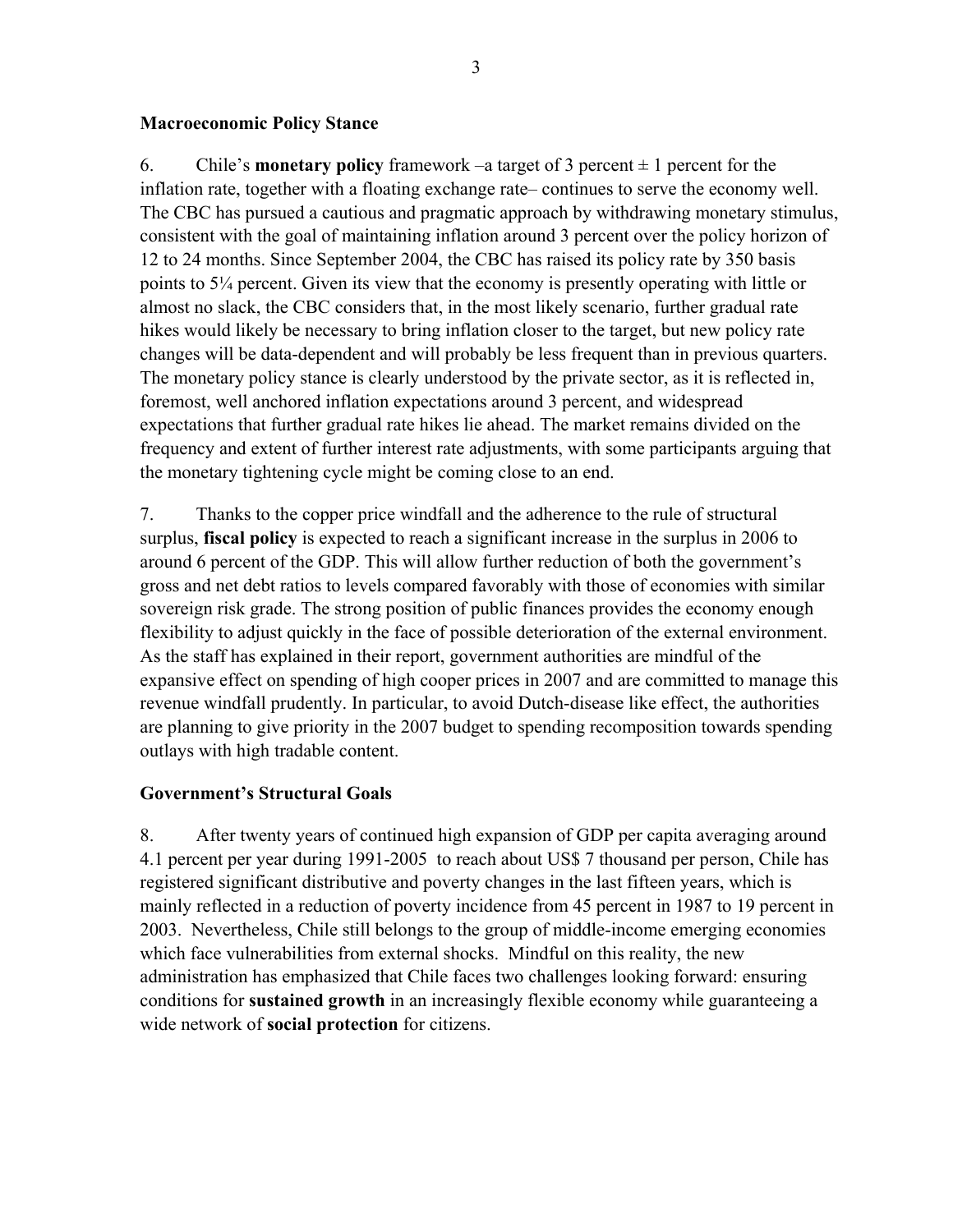### Macroeconomic Policy Stance

6. Chile's **monetary policy** framework –a target of 3 percent ± 1 percent for the inflation rate, together with a floating exchange rate– continues to serve the economy well. The CBC has pursued a cautious and pragmatic approach by withdrawing monetary stimulus, consistent with the goal of maintaining inflation around 3 percent over the policy horizon of 12 to 24 months. Since September 2004, the CBC has raised its policy rate by 350 basis points to 5¼ percent. Given its view that the economy is presently operating with little or almost no slack, the CBC considers that, in the most likely scenario, further gradual rate hikes would likely be necessary to bring inflation closer to the target, but new policy rate changes will be data-dependent and will probably be less frequent than in previous quarters. The monetary policy stance is clearly understood by the private sector, as it is reflected in, foremost, well anchored inflation expectations around 3 percent, and widespread expectations that further gradual rate hikes lie ahead. The market remains divided on the frequency and extent of further interest rate adjustments, with some participants arguing that the monetary tightening cycle might be coming close to an end.

7. Thanks to the copper price windfall and the adherence to the rule of structural surplus, **fiscal policy** is expected to reach a significant increase in the surplus in 2006 to around 6 percent of the GDP. This will allow further reduction of both the government's gross and net debt ratios to levels compared favorably with those of economies with similar sovereign risk grade. The strong position of public finances provides the economy enough flexibility to adjust quickly in the face of possible deterioration of the external environment. As the staff has explained in their report, government authorities are mindful of the expansive effect on spending of high cooper prices in 2007 and are committed to manage this revenue windfall prudently. In particular, to avoid Dutch-disease like effect, the authorities are planning to give priority in the 2007 budget to spending recomposition towards spending outlays with high tradable content.

### Government's Structural Goals

8. After twenty years of continued high expansion of GDP per capita averaging around 4.1 percent per year during 1991-2005 to reach about US$ 7 thousand per person, Chile has registered significant distributive and poverty changes in the last fifteen years, which is mainly reflected in a reduction of poverty incidence from 45 percent in 1987 to 19 percent in 2003. Nevertheless, Chile still belongs to the group of middle-income emerging economies which face vulnerabilities from external shocks. Mindful on this reality, the new administration has emphasized that Chile faces two challenges looking forward: ensuring conditions for **sustained growth** in an increasingly flexible economy while guaranteeing a wide network of **social protection** for citizens.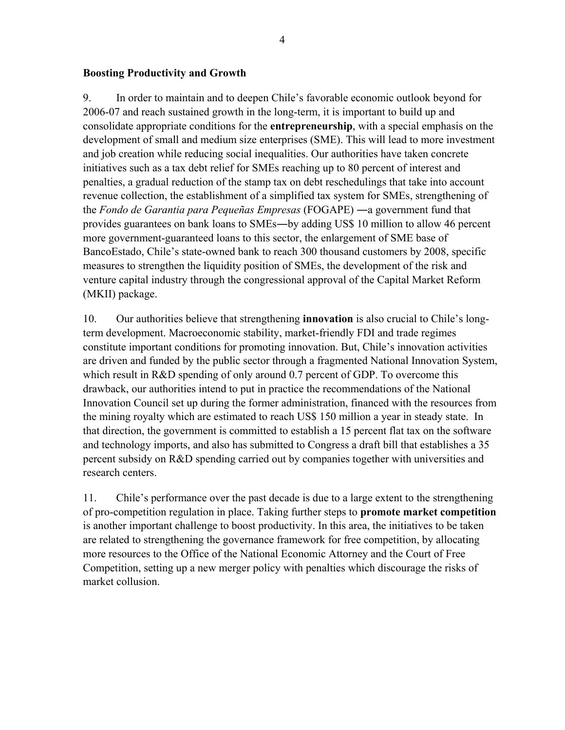**Boosting Productivity and Growth**

9. In order to maintain and to deepen Chile's favorable economic outlook beyond for 2006-07 and reach sustained growth in the long-term, it is important to build up and consolidate appropriate conditions for the **entrepreneurship**, with a special emphasis on the development of small and medium size enterprises (SME). This will lead to more investment and job creation while reducing social inequalities. Our authorities have taken concrete initiatives such as a tax debt relief for SMEs reaching up to 80 percent of interest and penalties, a gradual reduction of the stamp tax on debt reschedulings that take into account revenue collection, the establishment of a simplified tax system for SMEs, strengthening of the *Fondo de Garantia para Pequeñas Empresas* (FOGAPE) ―a government fund that provides guarantees on bank loans to SMEs―by adding US$ 10 million to allow 46 percent more government-guaranteed loans to this sector, the enlargement of SME base of BancoEstado, Chile's state-owned bank to reach 300 thousand customers by 2008, specific measures to strengthen the liquidity position of SMEs, the development of the risk and venture capital industry through the congressional approval of the Capital Market Reform (MKII) package.

10. Our authorities believe that strengthening **innovation** is also crucial to Chile's long-term development. Macroeconomic stability, market-friendly FDI and trade regimes constitute important conditions for promoting innovation. But, Chile's innovation activities are driven and funded by the public sector through a fragmented National Innovation System, which result in R&D spending of only around 0.7 percent of GDP. To overcome this drawback, our authorities intend to put in practice the recommendations of the National Innovation Council set up during the former administration, financed with the resources from the mining royalty which are estimated to reach US$ 150 million a year in steady state. In that direction, the government is committed to establish a 15 percent flat tax on the software and technology imports, and also has submitted to Congress a draft bill that establishes a 35 percent subsidy on R&D spending carried out by companies together with universities and research centers.

11. Chile's performance over the past decade is due to a large extent to the strengthening of pro-competition regulation in place. Taking further steps to **promote market competition** is another important challenge to boost productivity. In this area, the initiatives to be taken are related to strengthening the governance framework for free competition, by allocating more resources to the Office of the National Economic Attorney and the Court of Free Competition, setting up a new merger policy with penalties which discourage the risks of market collusion.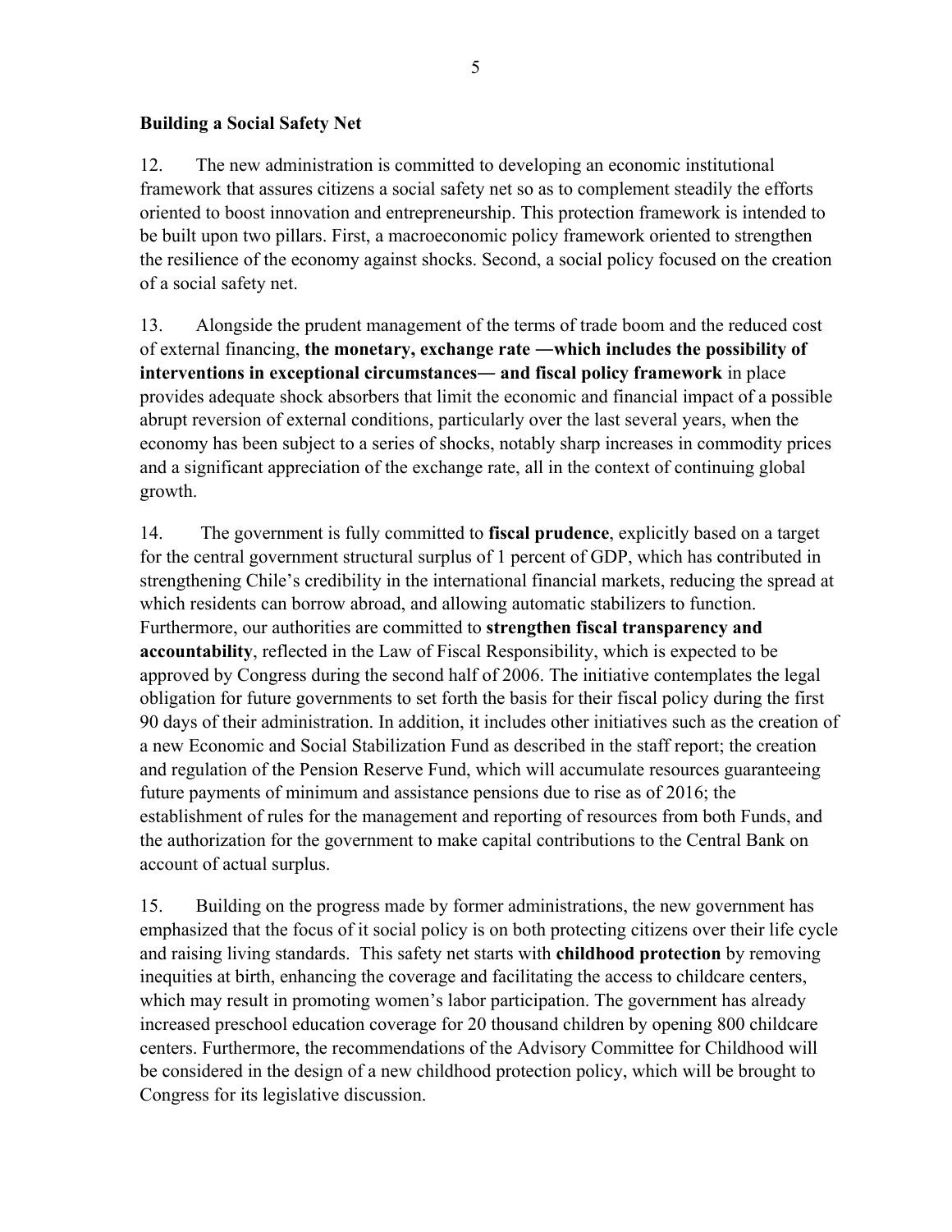**Building a Social Safety Net**

12. The new administration is committed to developing an economic institutional framework that assures citizens a social safety net so as to complement steadily the efforts oriented to boost innovation and entrepreneurship. This protection framework is intended to be built upon two pillars. First, a macroeconomic policy framework oriented to strengthen the resilience of the economy against shocks. Second, a social policy focused on the creation of a social safety net.

13. Alongside the prudent management of the terms of trade boom and the reduced cost of external financing, **the monetary, exchange rate —which includes the possibility of interventions in exceptional circumstances— and fiscal policy framework** in place provides adequate shock absorbers that limit the economic and financial impact of a possible abrupt reversion of external conditions, particularly over the last several years, when the economy has been subject to a series of shocks, notably sharp increases in commodity prices and a significant appreciation of the exchange rate, all in the context of continuing global growth.

14. The government is fully committed to **fiscal prudence**, explicitly based on a target for the central government structural surplus of 1 percent of GDP, which has contributed in strengthening Chile's credibility in the international financial markets, reducing the spread at which residents can borrow abroad, and allowing automatic stabilizers to function. Furthermore, our authorities are committed to **strengthen fiscal transparency and accountability**, reflected in the Law of Fiscal Responsibility, which is expected to be approved by Congress during the second half of 2006. The initiative contemplates the legal obligation for future governments to set forth the basis for their fiscal policy during the first 90 days of their administration. In addition, it includes other initiatives such as the creation of a new Economic and Social Stabilization Fund as described in the staff report; the creation and regulation of the Pension Reserve Fund, which will accumulate resources guaranteeing future payments of minimum and assistance pensions due to rise as of 2016; the establishment of rules for the management and reporting of resources from both Funds, and the authorization for the government to make capital contributions to the Central Bank on account of actual surplus.

15. Building on the progress made by former administrations, the new government has emphasized that the focus of it social policy is on both protecting citizens over their life cycle and raising living standards. This safety net starts with **childhood protection** by removing inequities at birth, enhancing the coverage and facilitating the access to childcare centers, which may result in promoting women's labor participation. The government has already increased preschool education coverage for 20 thousand children by opening 800 childcare centers. Furthermore, the recommendations of the Advisory Committee for Childhood will be considered in the design of a new childhood protection policy, which will be brought to Congress for its legislative discussion.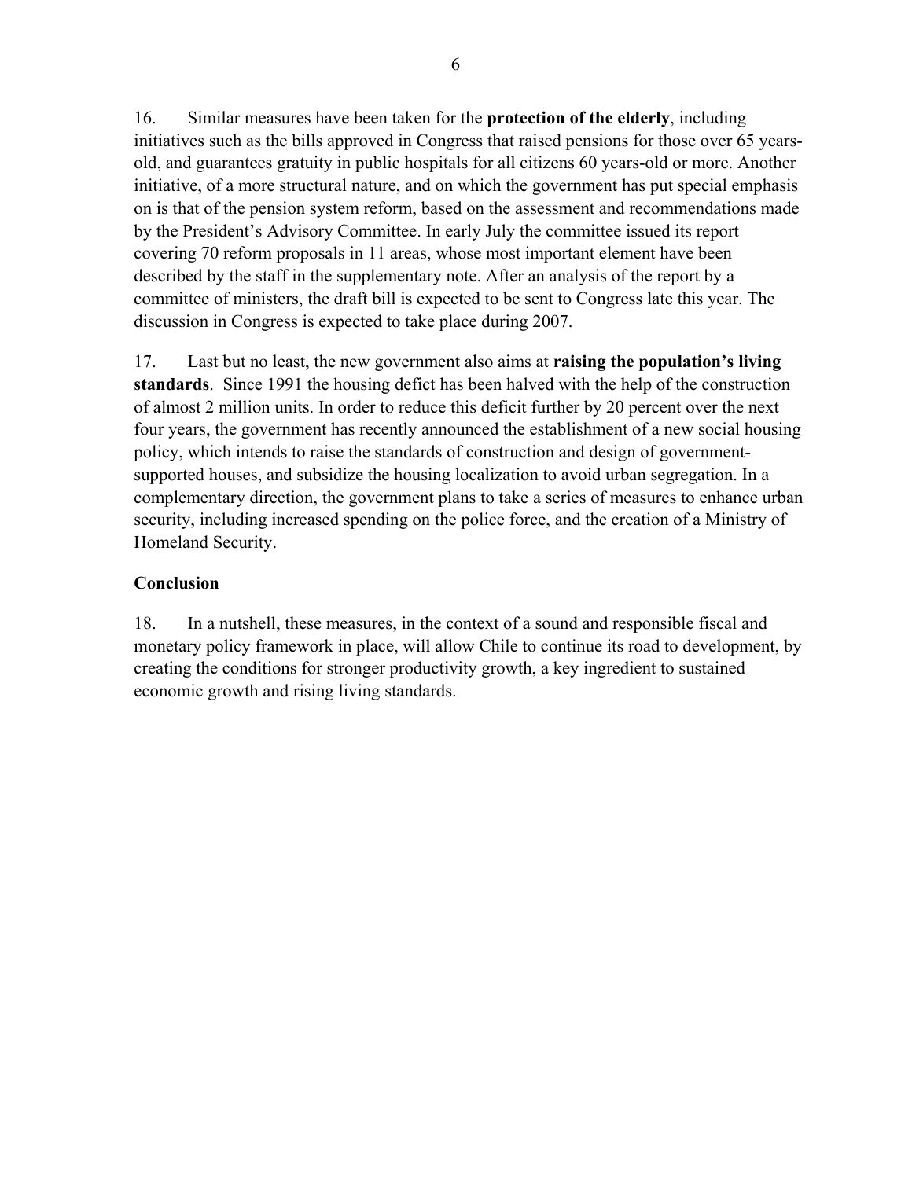16. Similar measures have been taken for the **protection of the elderly**, including initiatives such as the bills approved in Congress that raised pensions for those over 65 years-old, and guarantees gratuity in public hospitals for all citizens 60 years-old or more. Another initiative, of a more structural nature, and on which the government has put special emphasis on is that of the pension system reform, based on the assessment and recommendations made by the President's Advisory Committee. In early July the committee issued its report covering 70 reform proposals in 11 areas, whose most important element have been described by the staff in the supplementary note. After an analysis of the report by a committee of ministers, the draft bill is expected to be sent to Congress late this year. The discussion in Congress is expected to take place during 2007.

17. Last but no least, the new government also aims at **raising the population's living standards**. Since 1991 the housing defict has been halved with the help of the construction of almost 2 million units. In order to reduce this deficit further by 20 percent over the next four years, the government has recently announced the establishment of a new social housing policy, which intends to raise the standards of construction and design of government-supported houses, and subsidize the housing localization to avoid urban segregation. In a complementary direction, the government plans to take a series of measures to enhance urban security, including increased spending on the police force, and the creation of a Ministry of Homeland Security.

## Conclusion

18. In a nutshell, these measures, in the context of a sound and responsible fiscal and monetary policy framework in place, will allow Chile to continue its road to development, by creating the conditions for stronger productivity growth, a key ingredient to sustained economic growth and rising living standards.